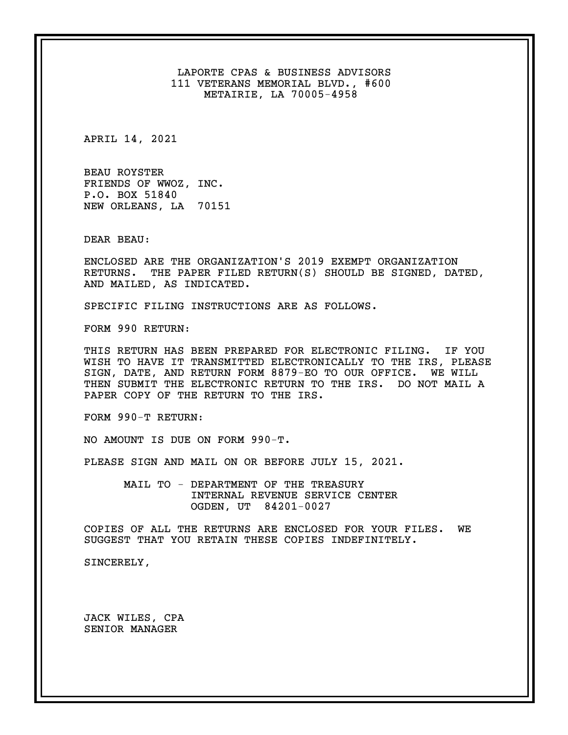LAPORTE CPAS & BUSINESS ADVISORS
111 VETERANS MEMORIAL BLVD., #600
METAIRIE, LA 70005-4958

APRIL 14, 2021

BEAU ROYSTER
FRIENDS OF WWOZ, INC.
P.O. BOX 51840
NEW ORLEANS, LA 70151

DEAR BEAU:

ENCLOSED ARE THE ORGANIZATION'S 2019 EXEMPT ORGANIZATION RETURNS. THE PAPER FILED RETURN(S) SHOULD BE SIGNED, DATED, AND MAILED, AS INDICATED.

SPECIFIC FILING INSTRUCTIONS ARE AS FOLLOWS.

FORM 990 RETURN:

THIS RETURN HAS BEEN PREPARED FOR ELECTRONIC FILING. IF YOU WISH TO HAVE IT TRANSMITTED ELECTRONICALLY TO THE IRS, PLEASE SIGN, DATE, AND RETURN FORM 8879-EO TO OUR OFFICE. WE WILL THEN SUBMIT THE ELECTRONIC RETURN TO THE IRS. DO NOT MAIL A PAPER COPY OF THE RETURN TO THE IRS.

FORM 990-T RETURN:

NO AMOUNT IS DUE ON FORM 990-T.

PLEASE SIGN AND MAIL ON OR BEFORE JULY 15, 2021.

MAIL TO - DEPARTMENT OF THE TREASURY
INTERNAL REVENUE SERVICE CENTER
OGDEN, UT 84201-0027

COPIES OF ALL THE RETURNS ARE ENCLOSED FOR YOUR FILES. WE SUGGEST THAT YOU RETAIN THESE COPIES INDEFINITELY.

SINCERELY,

JACK WILES, CPA
SENIOR MANAGER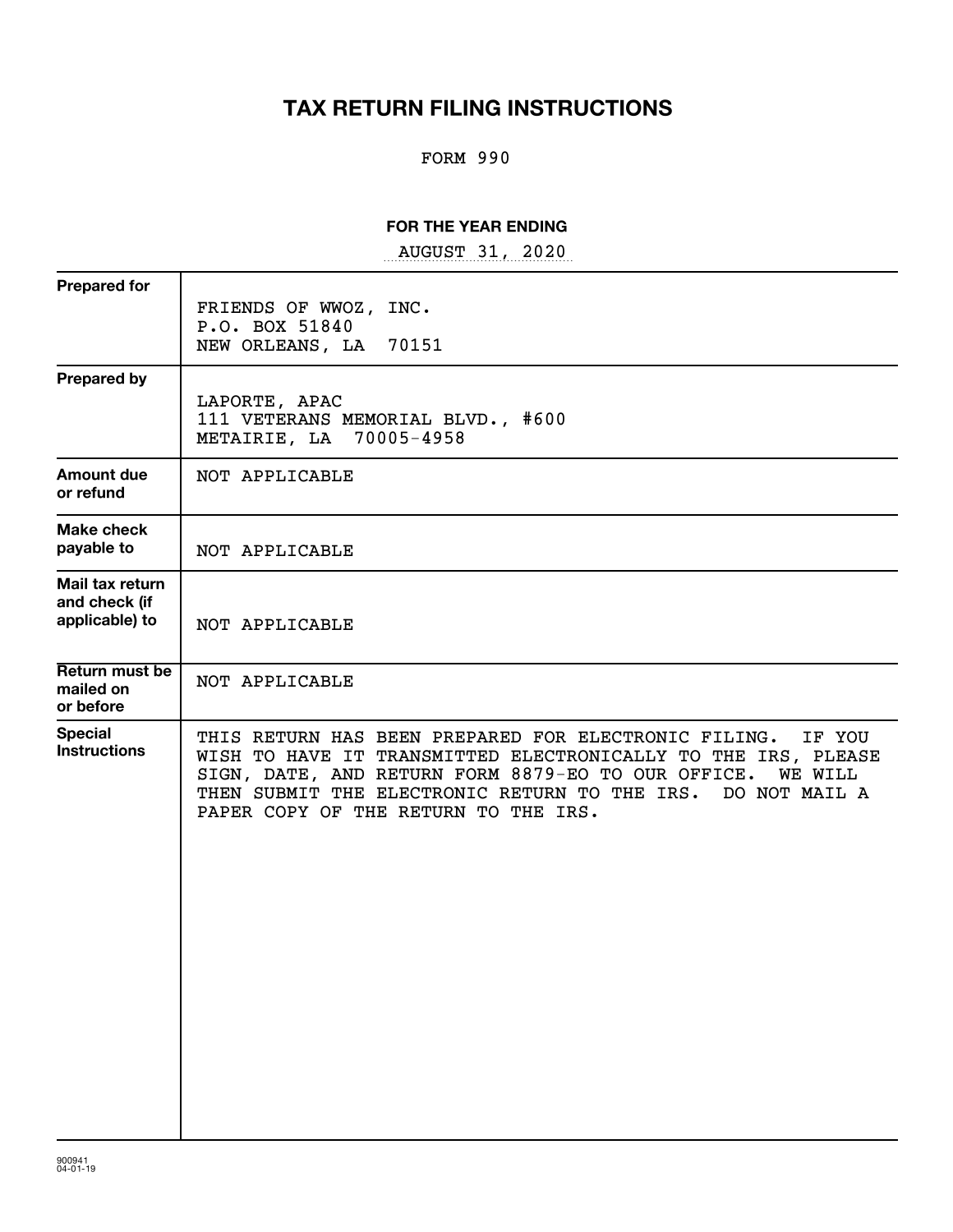# TAX RETURN FILING INSTRUCTIONS

FORM 990

**FOR THE YEAR ENDING**

AUGUST 31, 2020

| | |
|---|---|
| **Prepared for** | FRIENDS OF WWOZ, INC.<br>P.O. BOX 51840<br>NEW ORLEANS, LA 70151 |
| **Prepared by** | LAPORTE, APAC<br>111 VETERANS MEMORIAL BLVD., #600<br>METAIRIE, LA 70005-4958 |
| **Amount due or refund** | NOT APPLICABLE |
| **Make check payable to** | NOT APPLICABLE |
| **Mail tax return and check (if applicable) to** | NOT APPLICABLE |
| **Return must be mailed on or before** | NOT APPLICABLE |
| **Special Instructions** | THIS RETURN HAS BEEN PREPARED FOR ELECTRONIC FILING. IF YOU WISH TO HAVE IT TRANSMITTED ELECTRONICALLY TO THE IRS, PLEASE SIGN, DATE, AND RETURN FORM 8879-EO TO OUR OFFICE. WE WILL THEN SUBMIT THE ELECTRONIC RETURN TO THE IRS. DO NOT MAIL A PAPER COPY OF THE RETURN TO THE IRS. |

900941
04-01-19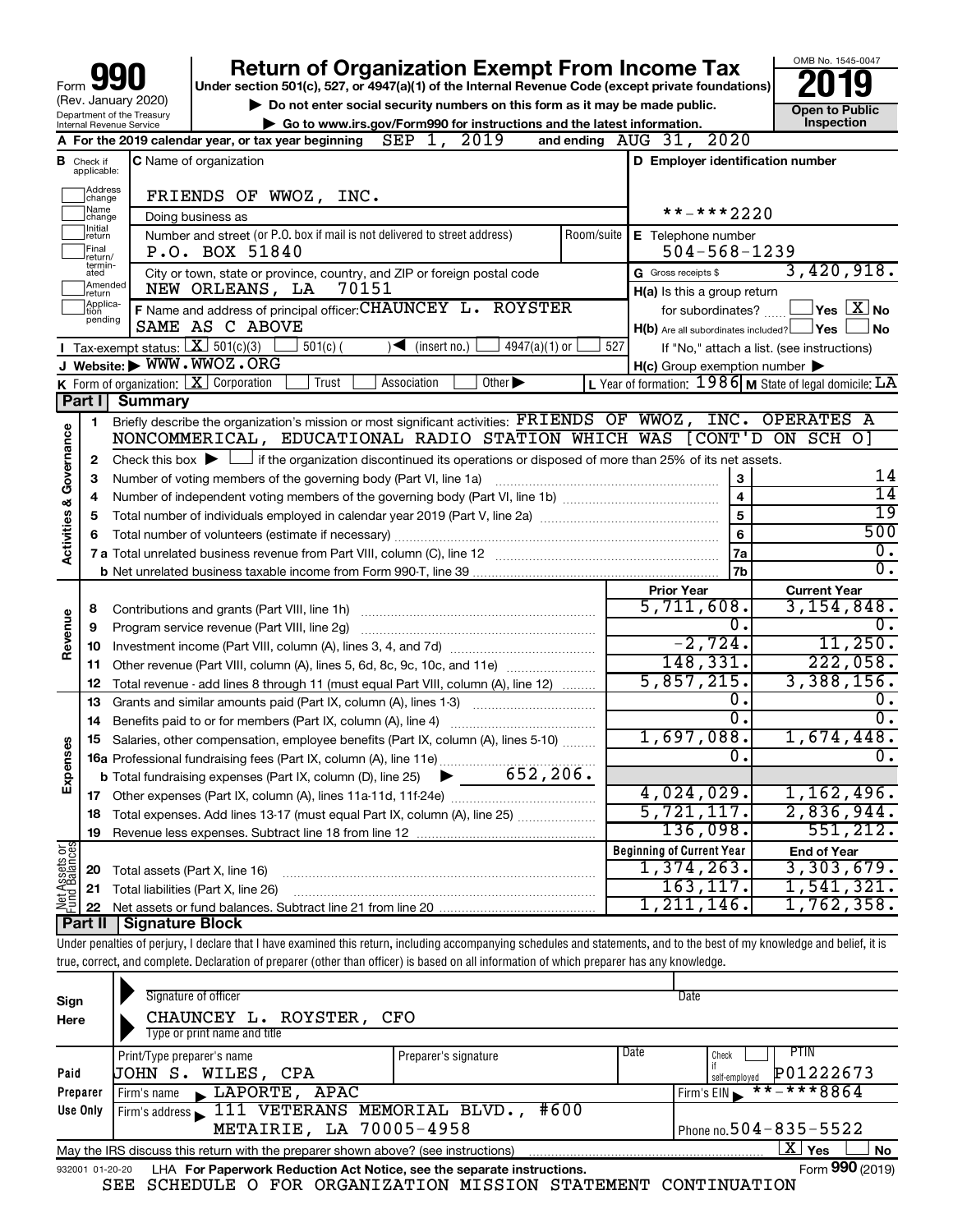# Form 990 — Return of Organization Exempt From Income Tax — 2019

(Rev. January 2020)
Department of the Treasury
Internal Revenue Service

Under section 501(c), 527, or 4947(a)(1) of the Internal Revenue Code (except private foundations)

▶ Do not enter social security numbers on this form as it may be made public.

▶ Go to www.irs.gov/Form990 for instructions and the latest information.

OMB No. 1545-0047

**Open to Public Inspection**

**A** For the 2019 calendar year, or tax year beginning SEP 1, 2019 and ending AUG 31, 2020

**B** Check if applicable: Address change, Name change, Initial return, Final return/terminated, Amended return, Application pending

**C** Name of organization: FRIENDS OF WWOZ, INC.

Doing business as

Number and street (or P.O. box if mail is not delivered to street address): P.O. BOX 51840 — Room/suite

City or town, state or province, country, and ZIP or foreign postal code: NEW ORLEANS, LA 70151

**D** Employer identification number: **-***2220

**E** Telephone number: 504-568-1239

**G** Gross receipts $ 3,420,918.

**F** Name and address of principal officer: CHAUNCEY L. ROYSTER, SAME AS C ABOVE

**H(a)** Is this a group return for subordinates? ☐ Yes ☒ No

**H(b)** Are all subordinates included? ☐ Yes ☐ No — If "No," attach a list. (see instructions)

**H(c)** Group exemption number ▶

**I** Tax-exempt status: ☒ 501(c)(3) ☐ 501(c) ( ) ◀ (insert no.) ☐ 4947(a)(1) or ☐ 527

**J** Website: ▶ WWW.WWOZ.ORG

**K** Form of organization: ☒ Corporation ☐ Trust ☐ Association ☐ Other ▶

**L** Year of formation: 1986 **M** State of legal domicile: LA

## Part I Summary

**Activities & Governance**

1. Briefly describe the organization's mission or most significant activities: FRIENDS OF WWOZ, INC. OPERATES A NONCOMMERICAL, EDUCATIONAL RADIO STATION WHICH WAS [CONT'D ON SCH O]
2. Check this box ▶ ☐ if the organization discontinued its operations or disposed of more than 25% of its net assets.

| | | | |
|---|---|---|---|
| 3 | Number of voting members of the governing body (Part VI, line 1a) | 3 | 14 |
| 4 | Number of independent voting members of the governing body (Part VI, line 1b) | 4 | 14 |
| 5 | Total number of individuals employed in calendar year 2019 (Part V, line 2a) | 5 | 19 |
| 6 | Total number of volunteers (estimate if necessary) | 6 | 500 |
| 7a | Total unrelated business revenue from Part VIII, column (C), line 12 | 7a | 0. |
| b | Net unrelated business taxable income from Form 990-T, line 39 | 7b | 0. |

| | | Prior Year | Current Year |
|---|---|---|---|
| **Revenue** | | | |
| 8 | Contributions and grants (Part VIII, line 1h) | 5,711,608. | 3,154,848. |
| 9 | Program service revenue (Part VIII, line 2g) | 0. | 0. |
| 10 | Investment income (Part VIII, column (A), lines 3, 4, and 7d) | -2,724. | 11,250. |
| 11 | Other revenue (Part VIII, column (A), lines 5, 6d, 8c, 9c, 10c, and 11e) | 148,331. | 222,058. |
| 12 | Total revenue - add lines 8 through 11 (must equal Part VIII, column (A), line 12) | 5,857,215. | 3,388,156. |
| **Expenses** | | | |
| 13 | Grants and similar amounts paid (Part IX, column (A), lines 1-3) | 0. | 0. |
| 14 | Benefits paid to or for members (Part IX, column (A), line 4) | 0. | 0. |
| 15 | Salaries, other compensation, employee benefits (Part IX, column (A), lines 5-10) | 1,697,088. | 1,674,448. |
| 16a | Professional fundraising fees (Part IX, column (A), line 11e) | 0. | 0. |
| b | Total fundraising expenses (Part IX, column (D), line 25) ▶ 652,206. | | |
| 17 | Other expenses (Part IX, column (A), lines 11a-11d, 11f-24e) | 4,024,029. | 1,162,496. |
| 18 | Total expenses. Add lines 13-17 (must equal Part IX, column (A), line 25) | 5,721,117. | 2,836,944. |
| 19 | Revenue less expenses. Subtract line 18 from line 12 | 136,098. | 551,212. |

| **Net Assets or Fund Balances** | | Beginning of Current Year | End of Year |
|---|---|---|---|
| 20 | Total assets (Part X, line 16) | 1,374,263. | 3,303,679. |
| 21 | Total liabilities (Part X, line 26) | 163,117. | 1,541,321. |
| 22 | Net assets or fund balances. Subtract line 21 from line 20 | 1,211,146. | 1,762,358. |

## Part II Signature Block

Under penalties of perjury, I declare that I have examined this return, including accompanying schedules and statements, and to the best of my knowledge and belief, it is true, correct, and complete. Declaration of preparer (other than officer) is based on all information of which preparer has any knowledge.

**Sign Here**

Signature of officer — Date

CHAUNCEY L. ROYSTER, CFO
Type or print name and title

**Paid Preparer Use Only**

| Print/Type preparer's name | Preparer's signature | Date | Check if self-employed | PTIN |
|---|---|---|---|---|
| JOHN S. WILES, CPA | | | ☐ | P01222673 |

Firm's name ▶ LAPORTE, APAC — Firm's EIN ▶ **-***8864

Firm's address ▶ 111 VETERANS MEMORIAL BLVD., #600, METAIRIE, LA 70005-4958 — Phone no. 504-835-5522

May the IRS discuss this return with the preparer shown above? (see instructions) ☒ Yes ☐ No

932001 01-20-20 LHA For Paperwork Reduction Act Notice, see the separate instructions. Form **990** (2019)

SEE SCHEDULE O FOR ORGANIZATION MISSION STATEMENT CONTINUATION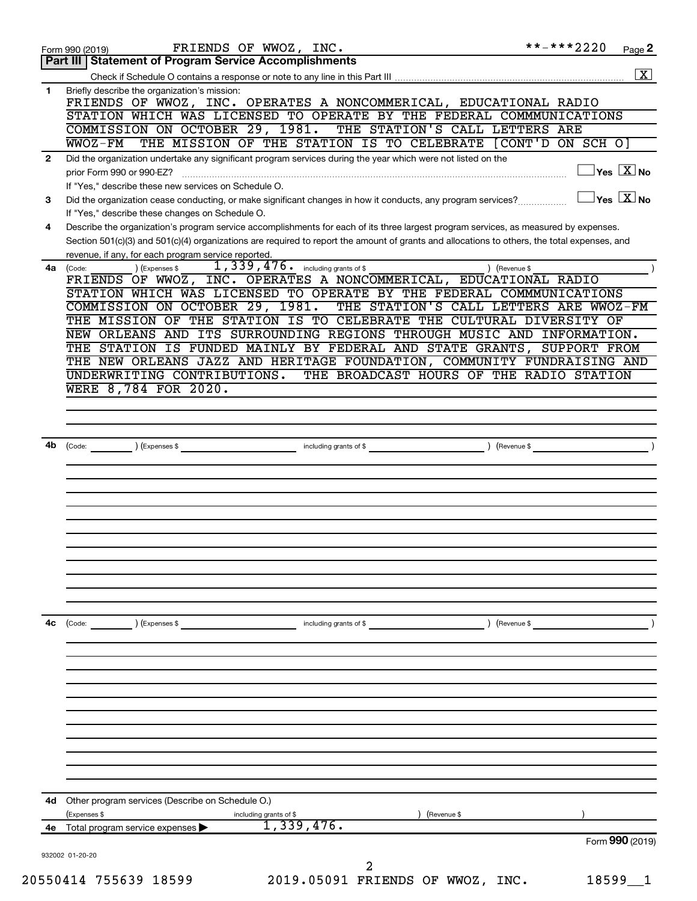Form 990 (2019) FRIENDS OF WWOZ, INC. **-***2220 Page 2

## Part III | Statement of Program Service Accomplishments

Check if Schedule O contains a response or note to any line in this Part III ........ [X]

**1** Briefly describe the organization's mission:

FRIENDS OF WWOZ, INC. OPERATES A NONCOMMERICAL, EDUCATIONAL RADIO STATION WHICH WAS LICENSED TO OPERATE BY THE FEDERAL COMMMUNICATIONS COMMISSION ON OCTOBER 29, 1981. THE STATION'S CALL LETTERS ARE WWOZ-FM THE MISSION OF THE STATION IS TO CELEBRATE [CONT'D ON SCH O]

**2** Did the organization undertake any significant program services during the year which were not listed on the prior Form 990 or 990-EZ? ........ [ ] Yes [X] No

If "Yes," describe these new services on Schedule O.

**3** Did the organization cease conducting, or make significant changes in how it conducts, any program services? ........ [ ] Yes [X] No

If "Yes," describe these changes on Schedule O.

**4** Describe the organization's program service accomplishments for each of its three largest program services, as measured by expenses. Section 501(c)(3) and 501(c)(4) organizations are required to report the amount of grants and allocations to others, the total expenses, and revenue, if any, for each program service reported.

**4a** (Code: ) (Expenses $ 1,339,476. including grants of $ ) (Revenue $ )

FRIENDS OF WWOZ, INC. OPERATES A NONCOMMERICAL, EDUCATIONAL RADIO STATION WHICH WAS LICENSED TO OPERATE BY THE FEDERAL COMMMUNICATIONS COMMISSION ON OCTOBER 29, 1981. THE STATION'S CALL LETTERS ARE WWOZ-FM THE MISSION OF THE STATION IS TO CELEBRATE THE CULTURAL DIVERSITY OF NEW ORLEANS AND ITS SURROUNDING REGIONS THROUGH MUSIC AND INFORMATION. THE STATION IS FUNDED MAINLY BY FEDERAL AND STATE GRANTS, SUPPORT FROM THE NEW ORLEANS JAZZ AND HERITAGE FOUNDATION, COMMUNITY FUNDRAISING AND UNDERWRITING CONTRIBUTIONS. THE BROADCAST HOURS OF THE RADIO STATION WERE 8,784 FOR 2020.

**4b** (Code: ) (Expenses $ including grants of $ ) (Revenue $ )

**4c** (Code: ) (Expenses $ including grants of $ ) (Revenue $ )

**4d** Other program services (Describe on Schedule O.)

(Expenses $ including grants of $ ) (Revenue $ )

**4e** Total program service expenses ▶ 1,339,476.

Form **990** (2019)

932002 01-20-20

20550414 755639 18599 2019.05091 FRIENDS OF WWOZ, INC. 18599__1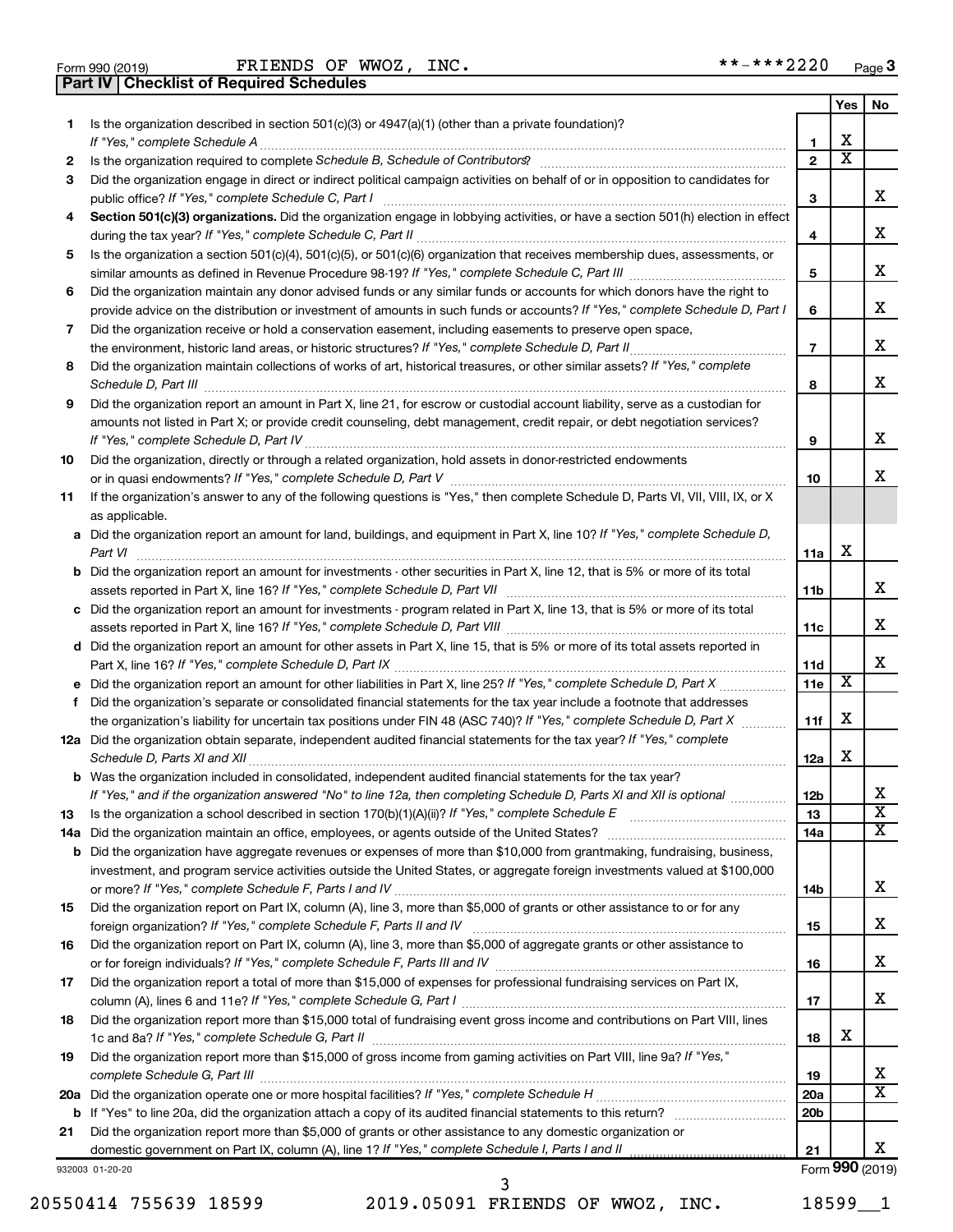Form 990 (2019) FRIENDS OF WWOZ, INC. **-***2220 Page 3

**Part IV | Checklist of Required Schedules**

| | | | Yes | No |
|---|---|---|---|---|
| 1 | Is the organization described in section 501(c)(3) or 4947(a)(1) (other than a private foundation)? *If "Yes," complete Schedule A* | 1 | X | |
| 2 | Is the organization required to complete *Schedule B, Schedule of Contributors*? | 2 | X | |
| 3 | Did the organization engage in direct or indirect political campaign activities on behalf of or in opposition to candidates for public office? *If "Yes," complete Schedule C, Part I* | 3 | | X |
| 4 | **Section 501(c)(3) organizations.** Did the organization engage in lobbying activities, or have a section 501(h) election in effect during the tax year? *If "Yes," complete Schedule C, Part II* | 4 | | X |
| 5 | Is the organization a section 501(c)(4), 501(c)(5), or 501(c)(6) organization that receives membership dues, assessments, or similar amounts as defined in Revenue Procedure 98-19? *If "Yes," complete Schedule C, Part III* | 5 | | X |
| 6 | Did the organization maintain any donor advised funds or any similar funds or accounts for which donors have the right to provide advice on the distribution or investment of amounts in such funds or accounts? *If "Yes," complete Schedule D, Part I* | 6 | | X |
| 7 | Did the organization receive or hold a conservation easement, including easements to preserve open space, the environment, historic land areas, or historic structures? *If "Yes," complete Schedule D, Part II* | 7 | | X |
| 8 | Did the organization maintain collections of works of art, historical treasures, or other similar assets? *If "Yes," complete Schedule D, Part III* | 8 | | X |
| 9 | Did the organization report an amount in Part X, line 21, for escrow or custodial account liability, serve as a custodian for amounts not listed in Part X; or provide credit counseling, debt management, credit repair, or debt negotiation services? *If "Yes," complete Schedule D, Part IV* | 9 | | X |
| 10 | Did the organization, directly or through a related organization, hold assets in donor-restricted endowments or in quasi endowments? *If "Yes," complete Schedule D, Part V* | 10 | | X |
| 11 | If the organization's answer to any of the following questions is "Yes," then complete Schedule D, Parts VI, VII, VIII, IX, or X as applicable. | | | |
| a | Did the organization report an amount for land, buildings, and equipment in Part X, line 10? *If "Yes," complete Schedule D, Part VI* | 11a | X | |
| b | Did the organization report an amount for investments - other securities in Part X, line 12, that is 5% or more of its total assets reported in Part X, line 16? *If "Yes," complete Schedule D, Part VII* | 11b | | X |
| c | Did the organization report an amount for investments - program related in Part X, line 13, that is 5% or more of its total assets reported in Part X, line 16? *If "Yes," complete Schedule D, Part VIII* | 11c | | X |
| d | Did the organization report an amount for other assets in Part X, line 15, that is 5% or more of its total assets reported in Part X, line 16? *If "Yes," complete Schedule D, Part IX* | 11d | | X |
| e | Did the organization report an amount for other liabilities in Part X, line 25? *If "Yes," complete Schedule D, Part X* | 11e | X | |
| f | Did the organization's separate or consolidated financial statements for the tax year include a footnote that addresses the organization's liability for uncertain tax positions under FIN 48 (ASC 740)? *If "Yes," complete Schedule D, Part X* | 11f | X | |
| 12a | Did the organization obtain separate, independent audited financial statements for the tax year? *If "Yes," complete Schedule D, Parts XI and XII* | 12a | X | |
| b | Was the organization included in consolidated, independent audited financial statements for the tax year? *If "Yes," and if the organization answered "No" to line 12a, then completing Schedule D, Parts XI and XII is optional* | 12b | | X |
| 13 | Is the organization a school described in section 170(b)(1)(A)(ii)? *If "Yes," complete Schedule E* | 13 | | X |
| 14a | Did the organization maintain an office, employees, or agents outside of the United States? | 14a | | X |
| b | Did the organization have aggregate revenues or expenses of more than $10,000 from grantmaking, fundraising, business, investment, and program service activities outside the United States, or aggregate foreign investments valued at $100,000 or more? *If "Yes," complete Schedule F, Parts I and IV* | 14b | | X |
| 15 | Did the organization report on Part IX, column (A), line 3, more than $5,000 of grants or other assistance to or for any foreign organization? *If "Yes," complete Schedule F, Parts II and IV* | 15 | | X |
| 16 | Did the organization report on Part IX, column (A), line 3, more than $5,000 of aggregate grants or other assistance to or for foreign individuals? *If "Yes," complete Schedule F, Parts III and IV* | 16 | | X |
| 17 | Did the organization report a total of more than $15,000 of expenses for professional fundraising services on Part IX, column (A), lines 6 and 11e? *If "Yes," complete Schedule G, Part I* | 17 | | X |
| 18 | Did the organization report more than $15,000 total of fundraising event gross income and contributions on Part VIII, lines 1c and 8a? *If "Yes," complete Schedule G, Part II* | 18 | X | |
| 19 | Did the organization report more than $15,000 of gross income from gaming activities on Part VIII, line 9a? *If "Yes," complete Schedule G, Part III* | 19 | | X |
| 20a | Did the organization operate one or more hospital facilities? *If "Yes," complete Schedule H* | 20a | | X |
| b | If "Yes" to line 20a, did the organization attach a copy of its audited financial statements to this return? | 20b | | |
| 21 | Did the organization report more than $5,000 of grants or other assistance to any domestic organization or domestic government on Part IX, column (A), line 1? *If "Yes," complete Schedule I, Parts I and II* | 21 | | X |

932003 01-20-20 Form **990** (2019)

20550414 755639 18599 2019.05091 FRIENDS OF WWOZ, INC. 18599__1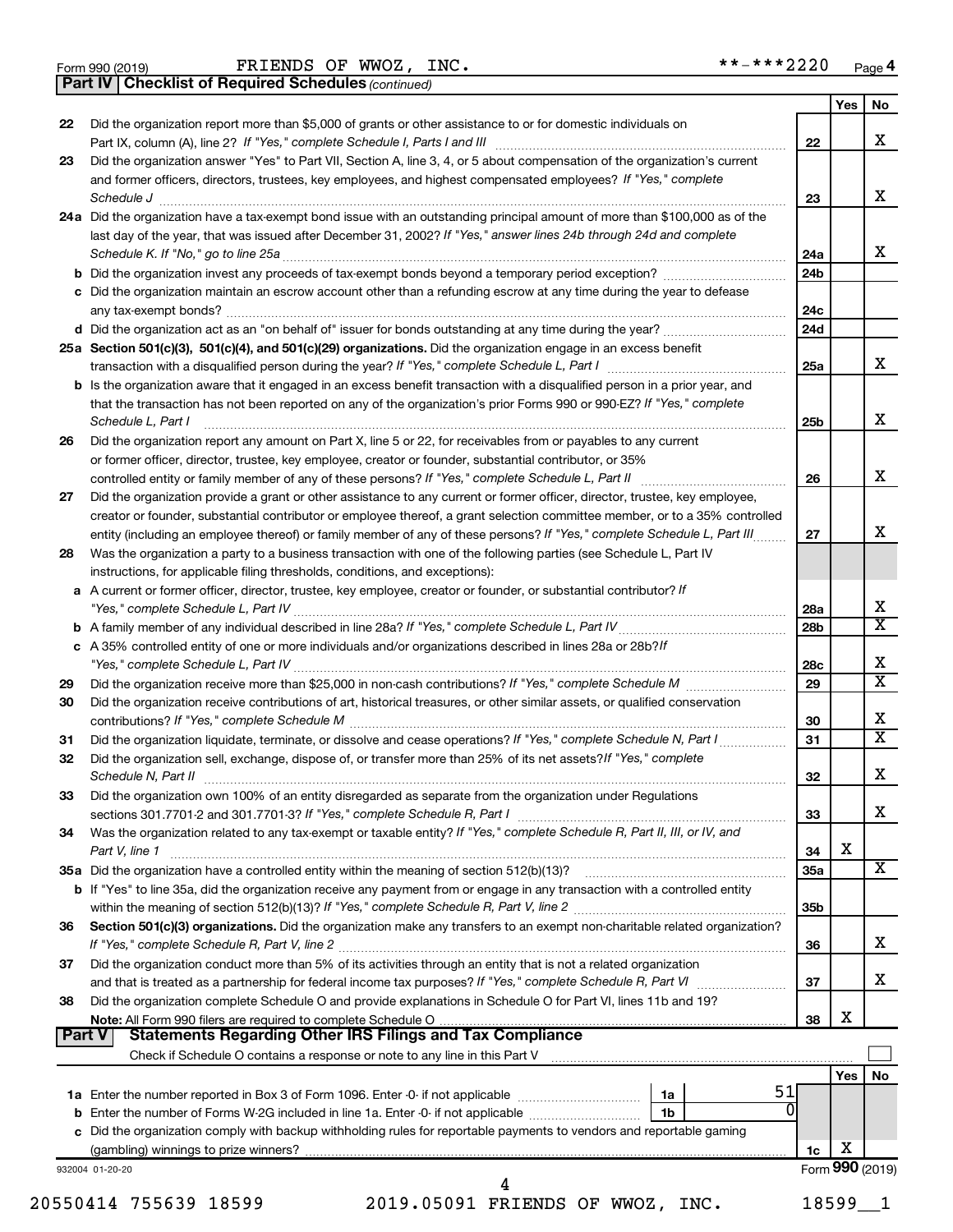Form 990 (2019) FRIENDS OF WWOZ, INC. **-***2220 Page 4

**Part IV | Checklist of Required Schedules** *(continued)*

| | | | Yes | No |
|---|---|---|---|---|
| 22 | Did the organization report more than $5,000 of grants or other assistance to or for domestic individuals on Part IX, column (A), line 2? *If "Yes," complete Schedule I, Parts I and III* | 22 | | X |
| 23 | Did the organization answer "Yes" to Part VII, Section A, line 3, 4, or 5 about compensation of the organization's current and former officers, directors, trustees, key employees, and highest compensated employees? *If "Yes," complete Schedule J* | 23 | | X |
| 24a | Did the organization have a tax-exempt bond issue with an outstanding principal amount of more than $100,000 as of the last day of the year, that was issued after December 31, 2002? *If "Yes," answer lines 24b through 24d and complete Schedule K. If "No," go to line 25a* | 24a | | X |
| b | Did the organization invest any proceeds of tax-exempt bonds beyond a temporary period exception? | 24b | | |
| c | Did the organization maintain an escrow account other than a refunding escrow at any time during the year to defease any tax-exempt bonds? | 24c | | |
| d | Did the organization act as an "on behalf of" issuer for bonds outstanding at any time during the year? | 24d | | |
| 25a | **Section 501(c)(3), 501(c)(4), and 501(c)(29) organizations.** Did the organization engage in an excess benefit transaction with a disqualified person during the year? *If "Yes," complete Schedule L, Part I* | 25a | | X |
| b | Is the organization aware that it engaged in an excess benefit transaction with a disqualified person in a prior year, and that the transaction has not been reported on any of the organization's prior Forms 990 or 990-EZ? *If "Yes," complete Schedule L, Part I* | 25b | | X |
| 26 | Did the organization report any amount on Part X, line 5 or 22, for receivables from or payables to any current or former officer, director, trustee, key employee, creator or founder, substantial contributor, or 35% controlled entity or family member of any of these persons? *If "Yes," complete Schedule L, Part II* | 26 | | X |
| 27 | Did the organization provide a grant or other assistance to any current or former officer, director, trustee, key employee, creator or founder, substantial contributor or employee thereof, a grant selection committee member, or to a 35% controlled entity (including an employee thereof) or family member of any of these persons? *If "Yes," complete Schedule L, Part III* | 27 | | X |
| 28 | Was the organization a party to a business transaction with one of the following parties (see Schedule L, Part IV instructions, for applicable filing thresholds, conditions, and exceptions): | | | |
| a | A current or former officer, director, trustee, key employee, creator or founder, or substantial contributor? *If "Yes," complete Schedule L, Part IV* | 28a | | X |
| b | A family member of any individual described in line 28a? *If "Yes," complete Schedule L, Part IV* | 28b | | X |
| c | A 35% controlled entity of one or more individuals and/or organizations described in lines 28a or 28b? *If "Yes," complete Schedule L, Part IV* | 28c | | X |
| 29 | Did the organization receive more than $25,000 in non-cash contributions? *If "Yes," complete Schedule M* | 29 | | X |
| 30 | Did the organization receive contributions of art, historical treasures, or other similar assets, or qualified conservation contributions? *If "Yes," complete Schedule M* | 30 | | X |
| 31 | Did the organization liquidate, terminate, or dissolve and cease operations? *If "Yes," complete Schedule N, Part I* | 31 | | X |
| 32 | Did the organization sell, exchange, dispose of, or transfer more than 25% of its net assets? *If "Yes," complete Schedule N, Part II* | 32 | | X |
| 33 | Did the organization own 100% of an entity disregarded as separate from the organization under Regulations sections 301.7701-2 and 301.7701-3? *If "Yes," complete Schedule R, Part I* | 33 | | X |
| 34 | Was the organization related to any tax-exempt or taxable entity? *If "Yes," complete Schedule R, Part II, III, or IV, and Part V, line 1* | 34 | X | |
| 35a | Did the organization have a controlled entity within the meaning of section 512(b)(13)? | 35a | | X |
| b | If "Yes" to line 35a, did the organization receive any payment from or engage in any transaction with a controlled entity within the meaning of section 512(b)(13)? *If "Yes," complete Schedule R, Part V, line 2* | 35b | | |
| 36 | **Section 501(c)(3) organizations.** Did the organization make any transfers to an exempt non-charitable related organization? *If "Yes," complete Schedule R, Part V, line 2* | 36 | | X |
| 37 | Did the organization conduct more than 5% of its activities through an entity that is not a related organization and that is treated as a partnership for federal income tax purposes? *If "Yes," complete Schedule R, Part VI* | 37 | | X |
| 38 | Did the organization complete Schedule O and provide explanations in Schedule O for Part VI, lines 11b and 19? **Note:** All Form 990 filers are required to complete Schedule O | 38 | X | |

**Part V | Statements Regarding Other IRS Filings and Tax Compliance**

Check if Schedule O contains a response or note to any line in this Part V ☐

| | | | | | Yes | No |
|---|---|---|---|---|---|---|
| 1a | Enter the number reported in Box 3 of Form 1096. Enter -0- if not applicable | 1a | 51 | | | |
| b | Enter the number of Forms W-2G included in line 1a. Enter -0- if not applicable | 1b | 0 | | | |
| c | Did the organization comply with backup withholding rules for reportable payments to vendors and reportable gaming (gambling) winnings to prize winners? | | | 1c | X | |

932004 01-20-20 Form **990** (2019)

20550414 755639 18599 2019.05091 FRIENDS OF WWOZ, INC. 18599__1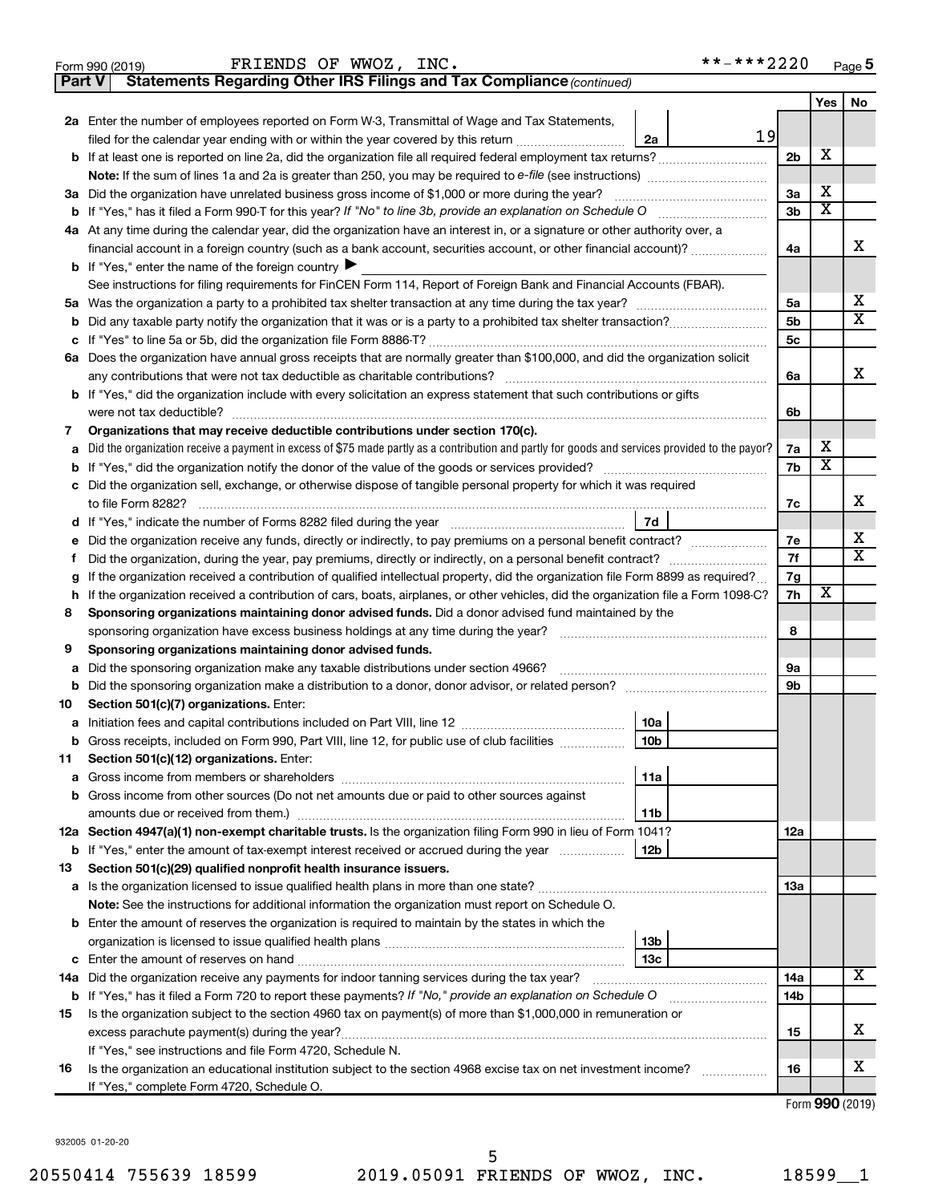Form 990 (2019) FRIENDS OF WWOZ, INC. **-***2220 Page 5

**Part V Statements Regarding Other IRS Filings and Tax Compliance** *(continued)*

| | | | | Yes | No |
|---|---|---|---|---|---|
| **2a** | Enter the number of employees reported on Form W-3, Transmittal of Wage and Tax Statements, filed for the calendar year ending with or within the year covered by this return | 2a | 19 | | |
| **b** | If at least one is reported on line 2a, did the organization file all required federal employment tax returns? | | 2b | X | |
| | **Note:** If the sum of lines 1a and 2a is greater than 250, you may be required to *e-file* (see instructions) | | | | |
| **3a** | Did the organization have unrelated business gross income of $1,000 or more during the year? | | 3a | X | |
| **b** | If "Yes," has it filed a Form 990-T for this year? *If "No" to line 3b, provide an explanation on Schedule O* | | 3b | X | |
| **4a** | At any time during the calendar year, did the organization have an interest in, or a signature or other authority over, a financial account in a foreign country (such as a bank account, securities account, or other financial account)? | | 4a | | X |
| **b** | If "Yes," enter the name of the foreign country ▶ | | | | |
| | See instructions for filing requirements for FinCEN Form 114, Report of Foreign Bank and Financial Accounts (FBAR). | | | | |
| **5a** | Was the organization a party to a prohibited tax shelter transaction at any time during the tax year? | | 5a | | X |
| **b** | Did any taxable party notify the organization that it was or is a party to a prohibited tax shelter transaction? | | 5b | | X |
| **c** | If "Yes" to line 5a or 5b, did the organization file Form 8886-T? | | 5c | | |
| **6a** | Does the organization have annual gross receipts that are normally greater than $100,000, and did the organization solicit any contributions that were not tax deductible as charitable contributions? | | 6a | | X |
| **b** | If "Yes," did the organization include with every solicitation an express statement that such contributions or gifts were not tax deductible? | | 6b | | |
| **7** | **Organizations that may receive deductible contributions under section 170(c).** | | | | |
| **a** | Did the organization receive a payment in excess of $75 made partly as a contribution and partly for goods and services provided to the payor? | | 7a | X | |
| **b** | If "Yes," did the organization notify the donor of the value of the goods or services provided? | | 7b | X | |
| **c** | Did the organization sell, exchange, or otherwise dispose of tangible personal property for which it was required to file Form 8282? | | 7c | | X |
| **d** | If "Yes," indicate the number of Forms 8282 filed during the year | 7d | | | |
| **e** | Did the organization receive any funds, directly or indirectly, to pay premiums on a personal benefit contract? | | 7e | | X |
| **f** | Did the organization, during the year, pay premiums, directly or indirectly, on a personal benefit contract? | | 7f | | X |
| **g** | If the organization received a contribution of qualified intellectual property, did the organization file Form 8899 as required? | | 7g | | |
| **h** | If the organization received a contribution of cars, boats, airplanes, or other vehicles, did the organization file a Form 1098-C? | | 7h | X | |
| **8** | **Sponsoring organizations maintaining donor advised funds.** Did a donor advised fund maintained by the sponsoring organization have excess business holdings at any time during the year? | | 8 | | |
| **9** | **Sponsoring organizations maintaining donor advised funds.** | | | | |
| **a** | Did the sponsoring organization make any taxable distributions under section 4966? | | 9a | | |
| **b** | Did the sponsoring organization make a distribution to a donor, donor advisor, or related person? | | 9b | | |
| **10** | **Section 501(c)(7) organizations.** Enter: | | | | |
| **a** | Initiation fees and capital contributions included on Part VIII, line 12 | 10a | | | |
| **b** | Gross receipts, included on Form 990, Part VIII, line 12, for public use of club facilities | 10b | | | |
| **11** | **Section 501(c)(12) organizations.** Enter: | | | | |
| **a** | Gross income from members or shareholders | 11a | | | |
| **b** | Gross income from other sources (Do not net amounts due or paid to other sources against amounts due or received from them.) | 11b | | | |
| **12a** | **Section 4947(a)(1) non-exempt charitable trusts.** Is the organization filing Form 990 in lieu of Form 1041? | | 12a | | |
| **b** | If "Yes," enter the amount of tax-exempt interest received or accrued during the year | 12b | | | |
| **13** | **Section 501(c)(29) qualified nonprofit health insurance issuers.** | | | | |
| **a** | Is the organization licensed to issue qualified health plans in more than one state? | | 13a | | |
| | **Note:** See the instructions for additional information the organization must report on Schedule O. | | | | |
| **b** | Enter the amount of reserves the organization is required to maintain by the states in which the organization is licensed to issue qualified health plans | 13b | | | |
| **c** | Enter the amount of reserves on hand | 13c | | | |
| **14a** | Did the organization receive any payments for indoor tanning services during the tax year? | | 14a | | X |
| **b** | If "Yes," has it filed a Form 720 to report these payments? *If "No," provide an explanation on Schedule O* | | 14b | | |
| **15** | Is the organization subject to the section 4960 tax on payment(s) of more than $1,000,000 in remuneration or excess parachute payment(s) during the year? | | 15 | | X |
| | If "Yes," see instructions and file Form 4720, Schedule N. | | | | |
| **16** | Is the organization an educational institution subject to the section 4968 excise tax on net investment income? | | 16 | | X |
| | If "Yes," complete Form 4720, Schedule O. | | | | |

Form **990** (2019)

932005 01-20-20

20550414 755639 18599 2019.05091 FRIENDS OF WWOZ, INC. 18599__1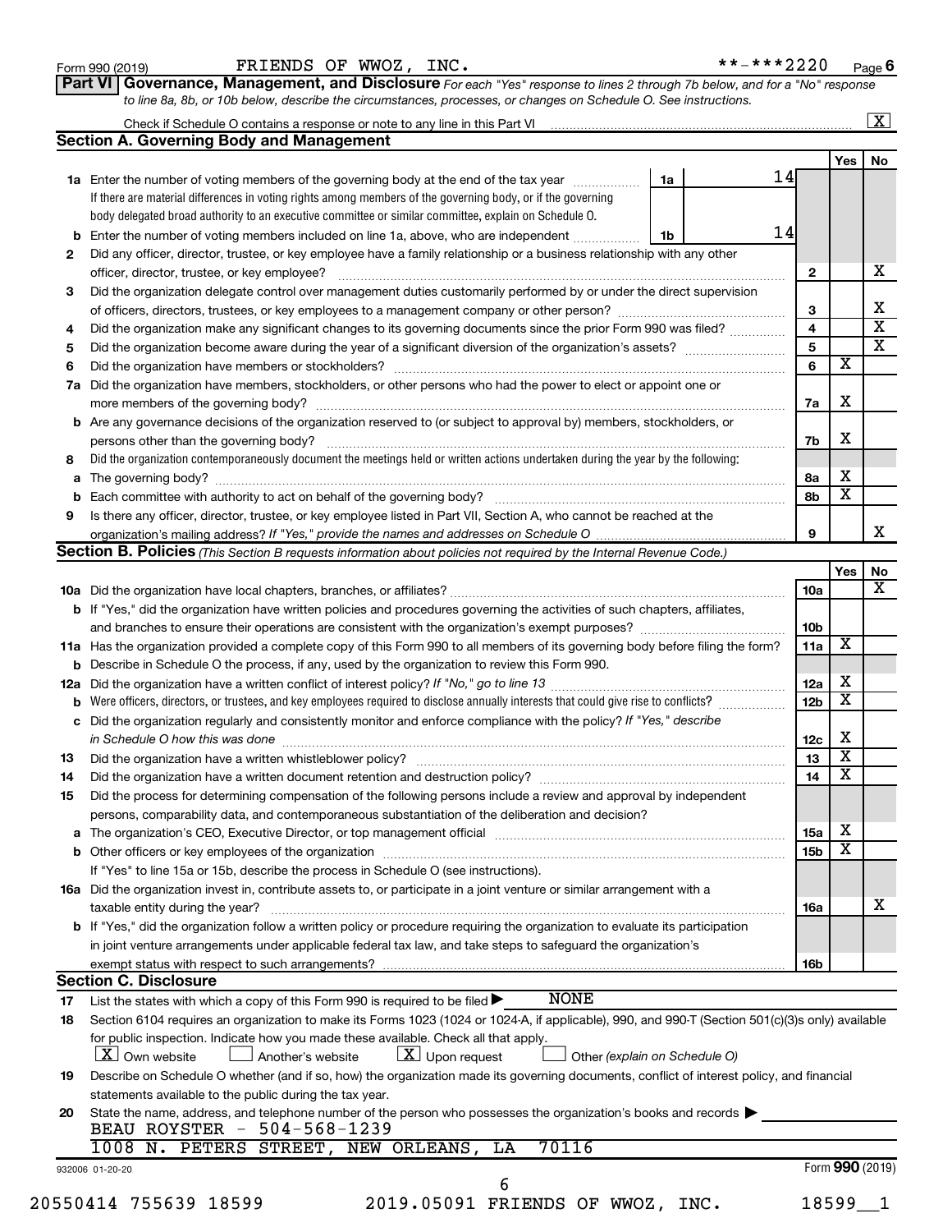Form 990 (2019) FRIENDS OF WWOZ, INC. **-***2220 Page 6

**Part VI Governance, Management, and Disclosure** *For each "Yes" response to lines 2 through 7b below, and for a "No" response to line 8a, 8b, or 10b below, describe the circumstances, processes, or changes on Schedule O. See instructions.*

Check if Schedule O contains a response or note to any line in this Part VI [X]

## Section A. Governing Body and Management

| | | | | Yes | No |
|---|---|---|---|---|---|
| **1a** | Enter the number of voting members of the governing body at the end of the tax year | 1a | 14 | | |
| | If there are material differences in voting rights among members of the governing body, or if the governing body delegated broad authority to an executive committee or similar committee, explain on Schedule O. | | | | |
| **b** | Enter the number of voting members included on line 1a, above, who are independent | 1b | 14 | | |
| **2** | Did any officer, director, trustee, or key employee have a family relationship or a business relationship with any other officer, director, trustee, or key employee? | 2 | | | X |
| **3** | Did the organization delegate control over management duties customarily performed by or under the direct supervision of officers, directors, trustees, or key employees to a management company or other person? | 3 | | | X |
| **4** | Did the organization make any significant changes to its governing documents since the prior Form 990 was filed? | 4 | | | X |
| **5** | Did the organization become aware during the year of a significant diversion of the organization's assets? | 5 | | | X |
| **6** | Did the organization have members or stockholders? | 6 | | X | |
| **7a** | Did the organization have members, stockholders, or other persons who had the power to elect or appoint one or more members of the governing body? | 7a | | X | |
| **b** | Are any governance decisions of the organization reserved to (or subject to approval by) members, stockholders, or persons other than the governing body? | 7b | | X | |
| **8** | Did the organization contemporaneously document the meetings held or written actions undertaken during the year by the following: | | | | |
| **a** | The governing body? | 8a | | X | |
| **b** | Each committee with authority to act on behalf of the governing body? | 8b | | X | |
| **9** | Is there any officer, director, trustee, or key employee listed in Part VII, Section A, who cannot be reached at the organization's mailing address? *If "Yes," provide the names and addresses on Schedule O* | 9 | | | X |

## Section B. Policies *(This Section B requests information about policies not required by the Internal Revenue Code.)*

| | | | Yes | No |
|---|---|---|---|---|
| **10a** | Did the organization have local chapters, branches, or affiliates? | 10a | | X |
| **b** | If "Yes," did the organization have written policies and procedures governing the activities of such chapters, affiliates, and branches to ensure their operations are consistent with the organization's exempt purposes? | 10b | | |
| **11a** | Has the organization provided a complete copy of this Form 990 to all members of its governing body before filing the form? | 11a | X | |
| **b** | Describe in Schedule O the process, if any, used by the organization to review this Form 990. | | | |
| **12a** | Did the organization have a written conflict of interest policy? *If "No," go to line 13* | 12a | X | |
| **b** | Were officers, directors, or trustees, and key employees required to disclose annually interests that could give rise to conflicts? | 12b | X | |
| **c** | Did the organization regularly and consistently monitor and enforce compliance with the policy? *If "Yes," describe in Schedule O how this was done* | 12c | X | |
| **13** | Did the organization have a written whistleblower policy? | 13 | X | |
| **14** | Did the organization have a written document retention and destruction policy? | 14 | X | |
| **15** | Did the process for determining compensation of the following persons include a review and approval by independent persons, comparability data, and contemporaneous substantiation of the deliberation and decision? | | | |
| **a** | The organization's CEO, Executive Director, or top management official | 15a | X | |
| **b** | Other officers or key employees of the organization | 15b | X | |
| | If "Yes" to line 15a or 15b, describe the process in Schedule O (see instructions). | | | |
| **16a** | Did the organization invest in, contribute assets to, or participate in a joint venture or similar arrangement with a taxable entity during the year? | 16a | | X |
| **b** | If "Yes," did the organization follow a written policy or procedure requiring the organization to evaluate its participation in joint venture arrangements under applicable federal tax law, and take steps to safeguard the organization's exempt status with respect to such arrangements? | 16b | | |

## Section C. Disclosure

**17** List the states with which a copy of this Form 990 is required to be filed ▶ NONE

**18** Section 6104 requires an organization to make its Forms 1023 (1024 or 1024-A, if applicable), 990, and 990-T (Section 501(c)(3)s only) available for public inspection. Indicate how you made these available. Check all that apply.

[X] Own website [ ] Another's website [X] Upon request [ ] Other *(explain on Schedule O)*

**19** Describe on Schedule O whether (and if so, how) the organization made its governing documents, conflict of interest policy, and financial statements available to the public during the tax year.

**20** State the name, address, and telephone number of the person who possesses the organization's books and records ▶

BEAU ROYSTER - 504-568-1239

1008 N. PETERS STREET, NEW ORLEANS, LA 70116

932006 01-20-20 Form **990** (2019)

20550414 755639 18599 2019.05091 FRIENDS OF WWOZ, INC. 18599__1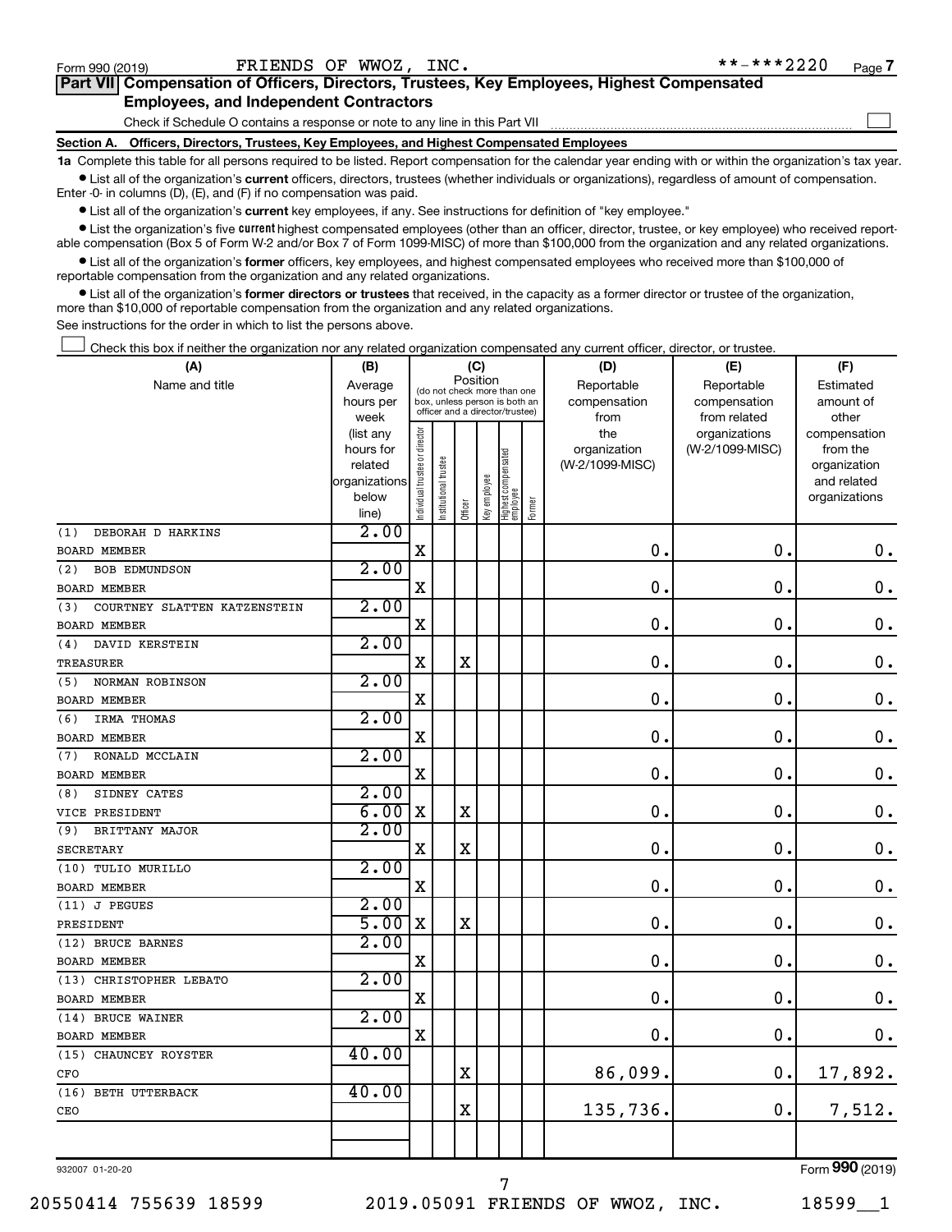Form 990 (2019) FRIENDS OF WWOZ, INC. **-***2220 Page 7

**Part VII Compensation of Officers, Directors, Trustees, Key Employees, Highest Compensated Employees, and Independent Contractors**

Check if Schedule O contains a response or note to any line in this Part VII

**Section A. Officers, Directors, Trustees, Key Employees, and Highest Compensated Employees**

**1a** Complete this table for all persons required to be listed. Report compensation for the calendar year ending with or within the organization's tax year.

- List all of the organization's **current** officers, directors, trustees (whether individuals or organizations), regardless of amount of compensation. Enter -0- in columns (D), (E), and (F) if no compensation was paid.
- List all of the organization's **current** key employees, if any. See instructions for definition of "key employee."
- List the organization's five **current** highest compensated employees (other than an officer, director, trustee, or key employee) who received reportable compensation (Box 5 of Form W-2 and/or Box 7 of Form 1099-MISC) of more than $100,000 from the organization and any related organizations.
- List all of the organization's **former** officers, key employees, and highest compensated employees who received more than $100,000 of reportable compensation from the organization and any related organizations.
- List all of the organization's **former directors or trustees** that received, in the capacity as a former director or trustee of the organization, more than $10,000 of reportable compensation from the organization and any related organizations.

See instructions for the order in which to list the persons above.

Check this box if neither the organization nor any related organization compensated any current officer, director, or trustee.

| (A) Name and title | (B) Average hours per week (list any hours for related organizations below line) | (C) Position: Individual trustee or director | Institutional trustee | Officer | Key employee | Highest compensated employee | Former | (D) Reportable compensation from the organization (W-2/1099-MISC) | (E) Reportable compensation from related organizations (W-2/1099-MISC) | (F) Estimated amount of other compensation from the organization and related organizations |
|---|---|---|---|---|---|---|---|---|---|---|
| (1) DEBORAH D HARKINS<br>BOARD MEMBER | 2.00 | X | | | | | | 0. | 0. | 0. |
| (2) BOB EDMUNDSON<br>BOARD MEMBER | 2.00 | X | | | | | | 0. | 0. | 0. |
| (3) COURTNEY SLATTEN KATZENSTEIN<br>BOARD MEMBER | 2.00 | X | | | | | | 0. | 0. | 0. |
| (4) DAVID KERSTEIN<br>TREASURER | 2.00 | X | | X | | | | 0. | 0. | 0. |
| (5) NORMAN ROBINSON<br>BOARD MEMBER | 2.00 | X | | | | | | 0. | 0. | 0. |
| (6) IRMA THOMAS<br>BOARD MEMBER | 2.00 | X | | | | | | 0. | 0. | 0. |
| (7) RONALD MCCLAIN<br>BOARD MEMBER | 2.00 | X | | | | | | 0. | 0. | 0. |
| (8) SIDNEY CATES<br>VICE PRESIDENT | 2.00<br>6.00 | X | | X | | | | 0. | 0. | 0. |
| (9) BRITTANY MAJOR<br>SECRETARY | 2.00 | X | | X | | | | 0. | 0. | 0. |
| (10) TULIO MURILLO<br>BOARD MEMBER | 2.00 | X | | | | | | 0. | 0. | 0. |
| (11) J PEGUES<br>PRESIDENT | 2.00<br>5.00 | X | | X | | | | 0. | 0. | 0. |
| (12) BRUCE BARNES<br>BOARD MEMBER | 2.00 | X | | | | | | 0. | 0. | 0. |
| (13) CHRISTOPHER LEBATO<br>BOARD MEMBER | 2.00 | X | | | | | | 0. | 0. | 0. |
| (14) BRUCE WAINER<br>BOARD MEMBER | 2.00 | X | | | | | | 0. | 0. | 0. |
| (15) CHAUNCEY ROYSTER<br>CFO | 40.00 | | | X | | | | 86,099. | 0. | 17,892. |
| (16) BETH UTTERBACK<br>CEO | 40.00 | | | X | | | | 135,736. | 0. | 7,512. |

932007 01-20-20 Form 990 (2019)

20550414 755639 18599 2019.05091 FRIENDS OF WWOZ, INC. 18599__1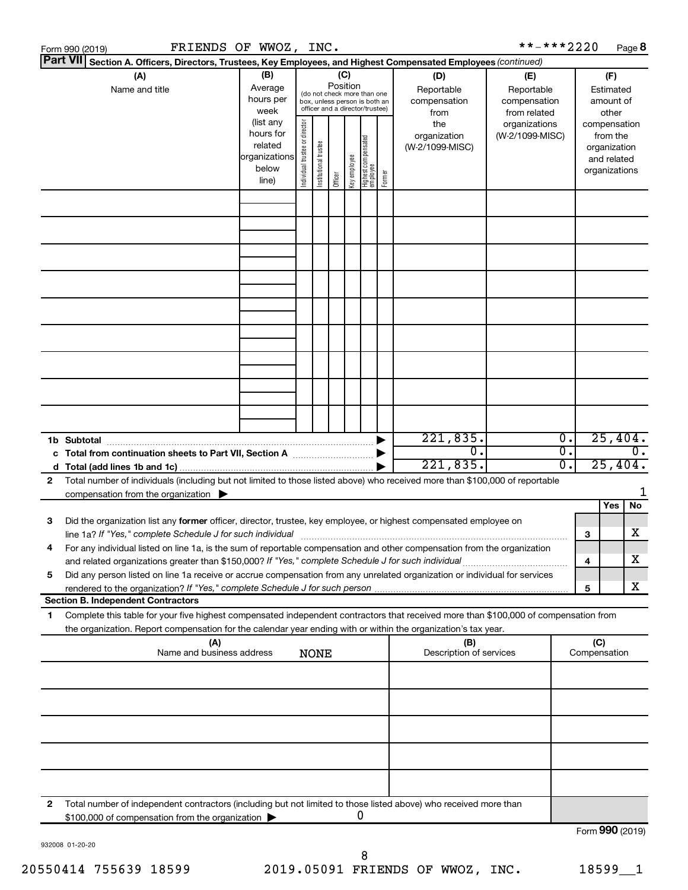Form 990 (2019) FRIENDS OF WWOZ, INC. **-***2220 Page 8

**Part VII Section A. Officers, Directors, Trustees, Key Employees, and Highest Compensated Employees** *(continued)*

| (A) Name and title | (B) Average hours per week (list any hours for related organizations below line) | (C) Position (do not check more than one box, unless person is both an officer and a director/trustee) Individual trustee or director | Institutional trustee | Officer | Key employee | Highest compensated employee | Former | (D) Reportable compensation from the organization (W-2/1099-MISC) | (E) Reportable compensation from related organizations (W-2/1099-MISC) | (F) Estimated amount of other compensation from the organization and related organizations |
|---|---|---|---|---|---|---|---|---|---|---|
| | | | | | | | | | | |
| | | | | | | | | | | |
| | | | | | | | | | | |
| | | | | | | | | | | |
| | | | | | | | | | | |
| | | | | | | | | | | |
| | | | | | | | | | | |
| | | | | | | | | | | |
| | | | | | | | | | | |
| **1b Subtotal** | | | | | | | ▶ | 221,835. | 0. | 25,404. |
| **c Total from continuation sheets to Part VII, Section A** | | | | | | | ▶ | 0. | 0. | 0. |
| **d Total (add lines 1b and 1c)** | | | | | | | ▶ | 221,835. | 0. | 25,404. |

**2** Total number of individuals (including but not limited to those listed above) who received more than $100,000 of reportable compensation from the organization ▶ 1

| | | | Yes | No |
|---|---|---|---|---|
| **3** | Did the organization list any **former** officer, director, trustee, key employee, or highest compensated employee on line 1a? *If "Yes," complete Schedule J for such individual* | 3 | | X |
| **4** | For any individual listed on line 1a, is the sum of reportable compensation and other compensation from the organization and related organizations greater than $150,000? *If "Yes," complete Schedule J for such individual* | 4 | | X |
| **5** | Did any person listed on line 1a receive or accrue compensation from any unrelated organization or individual for services rendered to the organization? *If "Yes," complete Schedule J for such person* | 5 | | X |

**Section B. Independent Contractors**

**1** Complete this table for your five highest compensated independent contractors that received more than $100,000 of compensation from the organization. Report compensation for the calendar year ending with or within the organization's tax year.

| (A) Name and business address | (B) Description of services | (C) Compensation |
|---|---|---|
| NONE | | |
| | | |
| | | |
| | | |
| | | |
| | | |

**2** Total number of independent contractors (including but not limited to those listed above) who received more than $100,000 of compensation from the organization ▶ 0

Form **990** (2019)

932008 01-20-20

20550414 755639 18599 2019.05091 FRIENDS OF WWOZ, INC. 18599__1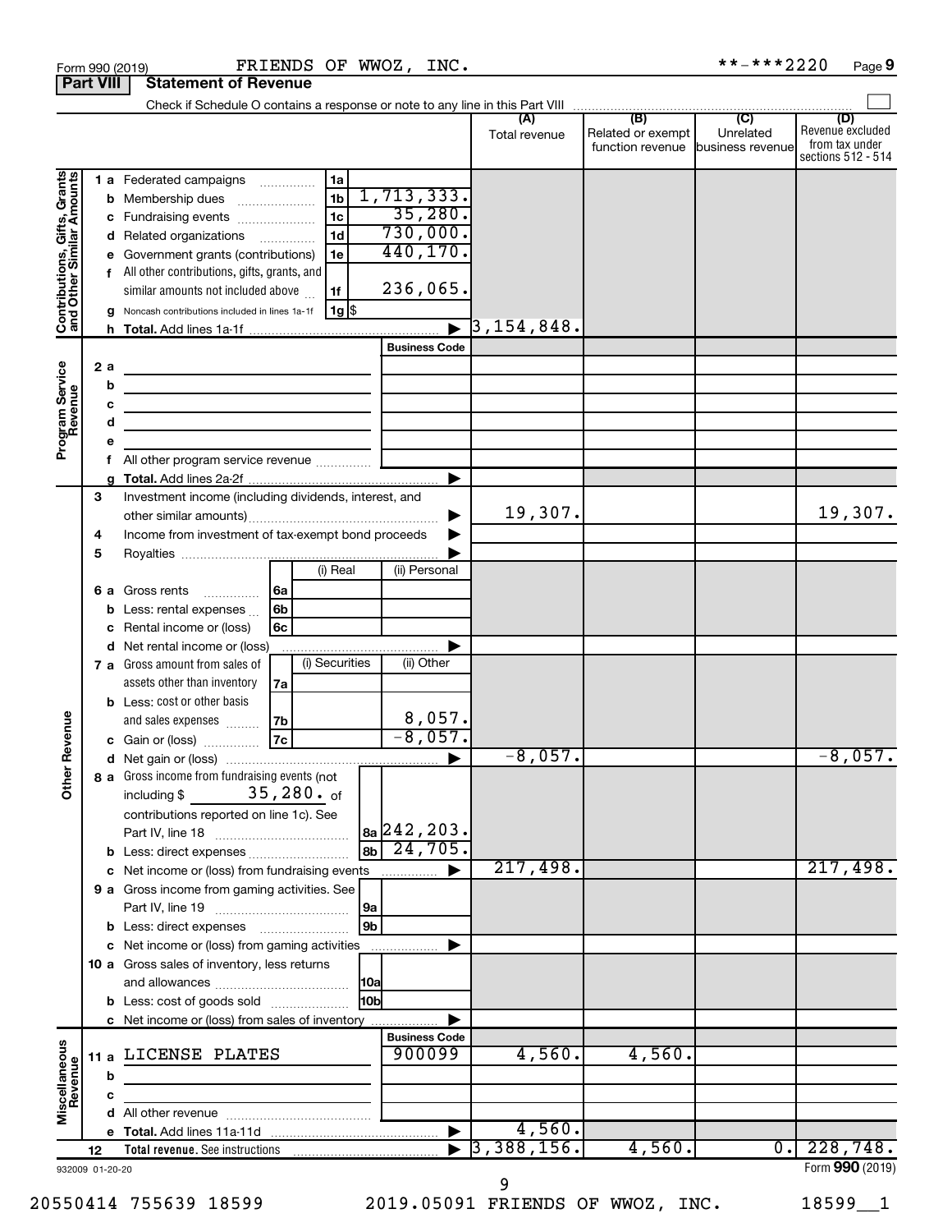Form 990 (2019) FRIENDS OF WWOZ, INC. **-***2220 Page 9

**Part VIII Statement of Revenue**

Check if Schedule O contains a response or note to any line in this Part VIII

| | | | | (A) Total revenue | (B) Related or exempt function revenue | (C) Unrelated business revenue | (D) Revenue excluded from tax under sections 512 - 514 |
|---|---|---|---|---|---|---|---|
| **Contributions, Gifts, Grants and Other Similar Amounts** | 1 a Federated campaigns | 1a | | | | | |
| | b Membership dues | 1b | 1,713,333. | | | | |
| | c Fundraising events | 1c | 35,280. | | | | |
| | d Related organizations | 1d | 730,000. | | | | |
| | e Government grants (contributions) | 1e | 440,170. | | | | |
| | f All other contributions, gifts, grants, and similar amounts not included above | 1f | 236,065. | | | | |
| | g Noncash contributions included in lines 1a-1f | 1g | $ | | | | |
| | h **Total.** Add lines 1a-1f | | ▶ | 3,154,848. | | | |
| **Program Service Revenue** | | | Business Code | | | | |
| | 2 a | | | | | | |
| | b | | | | | | |
| | c | | | | | | |
| | d | | | | | | |
| | e | | | | | | |
| | f All other program service revenue | | | | | | |
| | g **Total.** Add lines 2a-2f | | ▶ | | | | |
| **Other Revenue** | 3 Investment income (including dividends, interest, and other similar amounts) | | ▶ | 19,307. | | | 19,307. |
| | 4 Income from investment of tax-exempt bond proceeds | | ▶ | | | | |
| | 5 Royalties | | ▶ | | | | |
| | | (i) Real | (ii) Personal | | | | |
| | 6 a Gross rents (6a) | | | | | | |
| | b Less: rental expenses (6b) | | | | | | |
| | c Rental income or (loss) (6c) | | | | | | |
| | d Net rental income or (loss) | | ▶ | | | | |
| | | (i) Securities | (ii) Other | | | | |
| | 7 a Gross amount from sales of assets other than inventory (7a) | | | | | | |
| | b Less: cost or other basis and sales expenses (7b) | | 8,057. | | | | |
| | c Gain or (loss) (7c) | | -8,057. | | | | |
| | d Net gain or (loss) | | ▶ | -8,057. | | | -8,057. |
| | 8 a Gross income from fundraising events (not including $ 35,280. of contributions reported on line 1c). See Part IV, line 18 | 8a | 242,203. | | | | |
| | b Less: direct expenses | 8b | 24,705. | | | | |
| | c Net income or (loss) from fundraising events | | ▶ | 217,498. | | | 217,498. |
| | 9 a Gross income from gaming activities. See Part IV, line 19 | 9a | | | | | |
| | b Less: direct expenses | 9b | | | | | |
| | c Net income or (loss) from gaming activities | | ▶ | | | | |
| | 10 a Gross sales of inventory, less returns and allowances | 10a | | | | | |
| | b Less: cost of goods sold | 10b | | | | | |
| | c Net income or (loss) from sales of inventory | | ▶ | | | | |
| **Miscellaneous Revenue** | | | Business Code | | | | |
| | 11 a LICENSE PLATES | | 900099 | 4,560. | 4,560. | | |
| | b | | | | | | |
| | c | | | | | | |
| | d All other revenue | | | | | | |
| | e **Total.** Add lines 11a-11d | | ▶ | 4,560. | | | |
| | 12 **Total revenue.** See instructions | | ▶ | 3,388,156. | 4,560. | 0. | 228,748. |

932009 01-20-20 Form **990** (2019)

20550414 755639 18599 2019.05091 FRIENDS OF WWOZ, INC. 18599__1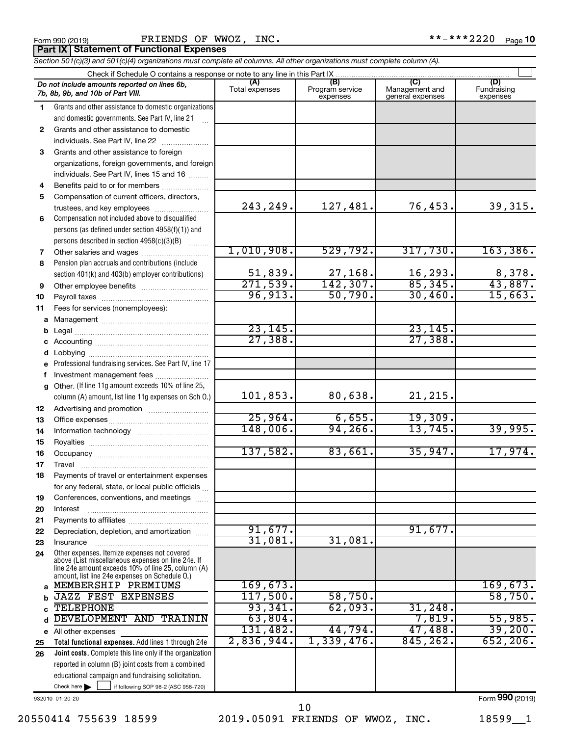Form 990 (2019) FRIENDS OF WWOZ, INC. **-***2220 Page 10

**Part IX | Statement of Functional Expenses**

*Section 501(c)(3) and 501(c)(4) organizations must complete all columns. All other organizations must complete column (A).*

Check if Schedule O contains a response or note to any line in this Part IX

| *Do not include amounts reported on lines 6b, 7b, 8b, 9b, and 10b of Part VIII.* | (A) Total expenses | (B) Program service expenses | (C) Management and general expenses | (D) Fundraising expenses |
|---|---|---|---|---|
| 1 Grants and other assistance to domestic organizations and domestic governments. See Part IV, line 21 | | | | |
| 2 Grants and other assistance to domestic individuals. See Part IV, line 22 | | | | |
| 3 Grants and other assistance to foreign organizations, foreign governments, and foreign individuals. See Part IV, lines 15 and 16 | | | | |
| 4 Benefits paid to or for members | | | | |
| 5 Compensation of current officers, directors, trustees, and key employees | 243,249. | 127,481. | 76,453. | 39,315. |
| 6 Compensation not included above to disqualified persons (as defined under section 4958(f)(1)) and persons described in section 4958(c)(3)(B) | | | | |
| 7 Other salaries and wages | 1,010,908. | 529,792. | 317,730. | 163,386. |
| 8 Pension plan accruals and contributions (include section 401(k) and 403(b) employer contributions) | 51,839. | 27,168. | 16,293. | 8,378. |
| 9 Other employee benefits | 271,539. | 142,307. | 85,345. | 43,887. |
| 10 Payroll taxes | 96,913. | 50,790. | 30,460. | 15,663. |
| 11 Fees for services (nonemployees): | | | | |
| a Management | | | | |
| b Legal | 23,145. | | 23,145. | |
| c Accounting | 27,388. | | 27,388. | |
| d Lobbying | | | | |
| e Professional fundraising services. See Part IV, line 17 | | | | |
| f Investment management fees | | | | |
| g Other. (If line 11g amount exceeds 10% of line 25, column (A) amount, list line 11g expenses on Sch O.) | 101,853. | 80,638. | 21,215. | |
| 12 Advertising and promotion | | | | |
| 13 Office expenses | 25,964. | 6,655. | 19,309. | |
| 14 Information technology | 148,006. | 94,266. | 13,745. | 39,995. |
| 15 Royalties | | | | |
| 16 Occupancy | 137,582. | 83,661. | 35,947. | 17,974. |
| 17 Travel | | | | |
| 18 Payments of travel or entertainment expenses for any federal, state, or local public officials | | | | |
| 19 Conferences, conventions, and meetings | | | | |
| 20 Interest | | | | |
| 21 Payments to affiliates | | | | |
| 22 Depreciation, depletion, and amortization | 91,677. | | 91,677. | |
| 23 Insurance | 31,081. | 31,081. | | |
| 24 Other expenses. Itemize expenses not covered above (List miscellaneous expenses on line 24e. If line 24e amount exceeds 10% of line 25, column (A) amount, list line 24e expenses on Schedule O.) | | | | |
| a MEMBERSHIP PREMIUMS | 169,673. | | | 169,673. |
| b JAZZ FEST EXPENSES | 117,500. | 58,750. | | 58,750. |
| c TELEPHONE | 93,341. | 62,093. | 31,248. | |
| d DEVELOPMENT AND TRAININ | 63,804. | | 7,819. | 55,985. |
| e All other expenses | 131,482. | 44,794. | 47,488. | 39,200. |
| 25 **Total functional expenses.** Add lines 1 through 24e | 2,836,944. | 1,339,476. | 845,262. | 652,206. |
| 26 **Joint costs.** Complete this line only if the organization reported in column (B) joint costs from a combined educational campaign and fundraising solicitation. Check here ☐ if following SOP 98-2 (ASC 958-720) | | | | |

932010 01-20-20 Form **990** (2019)

20550414 755639 18599 2019.05091 FRIENDS OF WWOZ, INC. 18599__1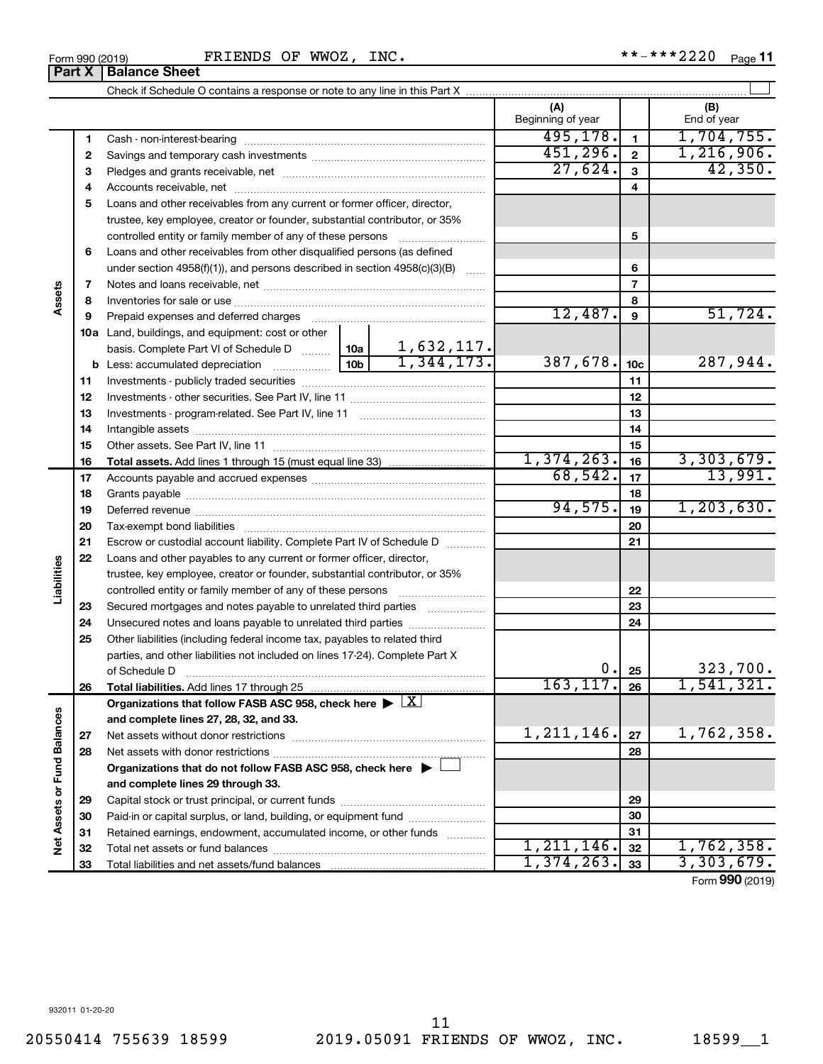Form 990 (2019) FRIENDS OF WWOZ, INC. **-***2220 Page 11

**Part X | Balance Sheet**

Check if Schedule O contains a response or note to any line in this Part X

| | | | | (A) Beginning of year | | (B) End of year |
|---|---|---|---|---|---|---|
| **Assets** | 1 | Cash - non-interest-bearing | | 495,178. | 1 | 1,704,755. |
| | 2 | Savings and temporary cash investments | | 451,296. | 2 | 1,216,906. |
| | 3 | Pledges and grants receivable, net | | 27,624. | 3 | 42,350. |
| | 4 | Accounts receivable, net | | | 4 | |
| | 5 | Loans and other receivables from any current or former officer, director, trustee, key employee, creator or founder, substantial contributor, or 35% controlled entity or family member of any of these persons | | | 5 | |
| | 6 | Loans and other receivables from other disqualified persons (as defined under section 4958(f)(1)), and persons described in section 4958(c)(3)(B) | | | 6 | |
| | 7 | Notes and loans receivable, net | | | 7 | |
| | 8 | Inventories for sale or use | | | 8 | |
| | 9 | Prepaid expenses and deferred charges | | 12,487. | 9 | 51,724. |
| | 10a | Land, buildings, and equipment: cost or other basis. Complete Part VI of Schedule D | 10a 1,632,117. | | | |
| | b | Less: accumulated depreciation | 10b 1,344,173. | 387,678. | 10c | 287,944. |
| | 11 | Investments - publicly traded securities | | | 11 | |
| | 12 | Investments - other securities. See Part IV, line 11 | | | 12 | |
| | 13 | Investments - program-related. See Part IV, line 11 | | | 13 | |
| | 14 | Intangible assets | | | 14 | |
| | 15 | Other assets. See Part IV, line 11 | | | 15 | |
| | 16 | **Total assets.** Add lines 1 through 15 (must equal line 33) | | 1,374,263. | 16 | 3,303,679. |
| **Liabilities** | 17 | Accounts payable and accrued expenses | | 68,542. | 17 | 13,991. |
| | 18 | Grants payable | | | 18 | |
| | 19 | Deferred revenue | | 94,575. | 19 | 1,203,630. |
| | 20 | Tax-exempt bond liabilities | | | 20 | |
| | 21 | Escrow or custodial account liability. Complete Part IV of Schedule D | | | 21 | |
| | 22 | Loans and other payables to any current or former officer, director, trustee, key employee, creator or founder, substantial contributor, or 35% controlled entity or family member of any of these persons | | | 22 | |
| | 23 | Secured mortgages and notes payable to unrelated third parties | | | 23 | |
| | 24 | Unsecured notes and loans payable to unrelated third parties | | | 24 | |
| | 25 | Other liabilities (including federal income tax, payables to related third parties, and other liabilities not included on lines 17-24). Complete Part X of Schedule D | | 0. | 25 | 323,700. |
| | 26 | **Total liabilities.** Add lines 17 through 25 | | 163,117. | 26 | 1,541,321. |
| **Net Assets or Fund Balances** | | **Organizations that follow FASB ASC 958, check here** ▶ [X] **and complete lines 27, 28, 32, and 33.** | | | | |
| | 27 | Net assets without donor restrictions | | 1,211,146. | 27 | 1,762,358. |
| | 28 | Net assets with donor restrictions | | | 28 | |
| | | **Organizations that do not follow FASB ASC 958, check here** ▶ [ ] **and complete lines 29 through 33.** | | | | |
| | 29 | Capital stock or trust principal, or current funds | | | 29 | |
| | 30 | Paid-in or capital surplus, or land, building, or equipment fund | | | 30 | |
| | 31 | Retained earnings, endowment, accumulated income, or other funds | | | 31 | |
| | 32 | Total net assets or fund balances | | 1,211,146. | 32 | 1,762,358. |
| | 33 | Total liabilities and net assets/fund balances | | 1,374,263. | 33 | 3,303,679. |

Form **990** (2019)

932011 01-20-20

20550414 755639 18599 2019.05091 FRIENDS OF WWOZ, INC. 18599__1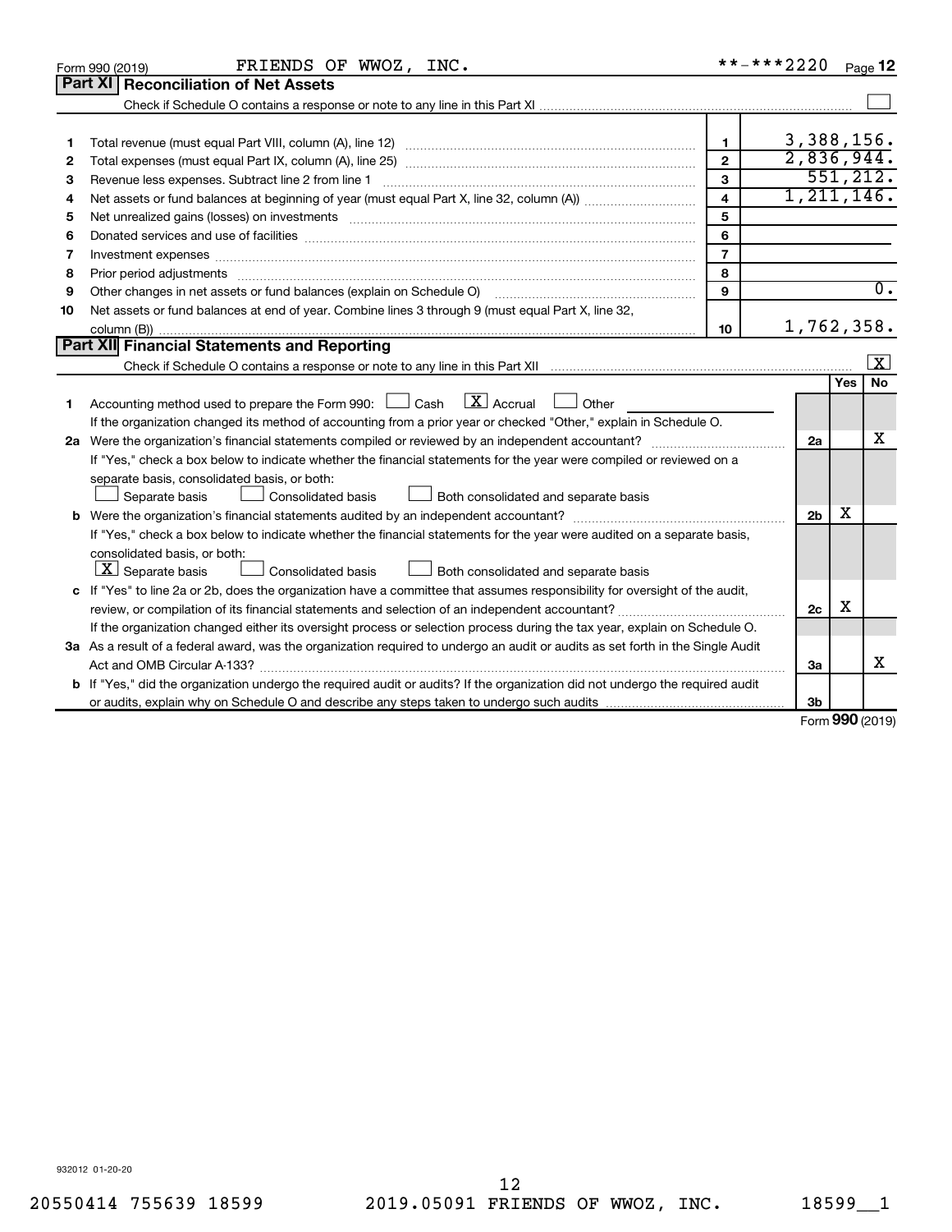Form 990 (2019) FRIENDS OF WWOZ, INC. **-***2220 Page 12

## Part XI Reconciliation of Net Assets

Check if Schedule O contains a response or note to any line in this Part XI ☐

| | | | |
|---|---|---|---|
| 1 | Total revenue (must equal Part VIII, column (A), line 12) | 1 | 3,388,156. |
| 2 | Total expenses (must equal Part IX, column (A), line 25) | 2 | 2,836,944. |
| 3 | Revenue less expenses. Subtract line 2 from line 1 | 3 | 551,212. |
| 4 | Net assets or fund balances at beginning of year (must equal Part X, line 32, column (A)) | 4 | 1,211,146. |
| 5 | Net unrealized gains (losses) on investments | 5 | |
| 6 | Donated services and use of facilities | 6 | |
| 7 | Investment expenses | 7 | |
| 8 | Prior period adjustments | 8 | |
| 9 | Other changes in net assets or fund balances (explain on Schedule O) | 9 | 0. |
| 10 | Net assets or fund balances at end of year. Combine lines 3 through 9 (must equal Part X, line 32, column (B)) | 10 | 1,762,358. |

## Part XII Financial Statements and Reporting

Check if Schedule O contains a response or note to any line in this Part XII ☒

| | | | Yes | No |
|---|---|---|---|---|
| 1 | Accounting method used to prepare the Form 990: ☐ Cash ☒ Accrual ☐ Other<br>If the organization changed its method of accounting from a prior year or checked "Other," explain in Schedule O. | | | |
| 2a | Were the organization's financial statements compiled or reviewed by an independent accountant?<br>If "Yes," check a box below to indicate whether the financial statements for the year were compiled or reviewed on a separate basis, consolidated basis, or both:<br>☐ Separate basis ☐ Consolidated basis ☐ Both consolidated and separate basis | 2a | | X |
| b | Were the organization's financial statements audited by an independent accountant?<br>If "Yes," check a box below to indicate whether the financial statements for the year were audited on a separate basis, consolidated basis, or both:<br>☒ Separate basis ☐ Consolidated basis ☐ Both consolidated and separate basis | 2b | X | |
| c | If "Yes" to line 2a or 2b, does the organization have a committee that assumes responsibility for oversight of the audit, review, or compilation of its financial statements and selection of an independent accountant?<br>If the organization changed either its oversight process or selection process during the tax year, explain on Schedule O. | 2c | X | |
| 3a | As a result of a federal award, was the organization required to undergo an audit or audits as set forth in the Single Audit Act and OMB Circular A-133? | 3a | | X |
| b | If "Yes," did the organization undergo the required audit or audits? If the organization did not undergo the required audit or audits, explain why on Schedule O and describe any steps taken to undergo such audits | 3b | | |

Form 990 (2019)

932012 01-20-20

20550414 755639 18599 2019.05091 FRIENDS OF WWOZ, INC. 18599__1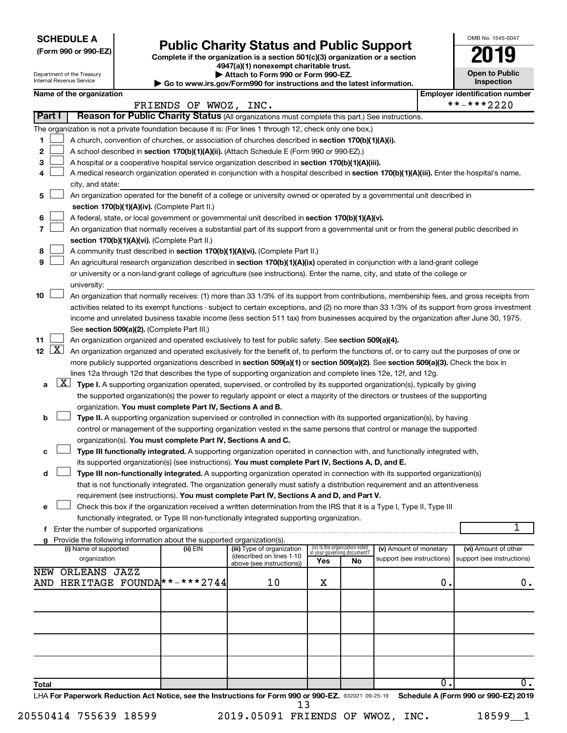**SCHEDULE A**
**(Form 990 or 990-EZ)**

Department of the Treasury
Internal Revenue Service

# Public Charity Status and Public Support

**Complete if the organization is a section 501(c)(3) organization or a section 4947(a)(1) nonexempt charitable trust.**
**▶ Attach to Form 990 or Form 990-EZ.**
**▶ Go to www.irs.gov/Form990 for instructions and the latest information.**

OMB No. 1545-0047

**2019**

**Open to Public Inspection**

| Name of the organization | Employer identification number |
|---|---|
| FRIENDS OF WWOZ, INC. | **-***2220 |

**Part I** **Reason for Public Charity Status** (All organizations must complete this part.) See instructions.

The organization is not a private foundation because it is: (For lines 1 through 12, check only one box.)

1. ☐ A church, convention of churches, or association of churches described in **section 170(b)(1)(A)(i).**
2. ☐ A school described in **section 170(b)(1)(A)(ii).** (Attach Schedule E (Form 990 or 990-EZ).)
3. ☐ A hospital or a cooperative hospital service organization described in **section 170(b)(1)(A)(iii).**
4. ☐ A medical research organization operated in conjunction with a hospital described in **section 170(b)(1)(A)(iii).** Enter the hospital's name, city, and state:
5. ☐ An organization operated for the benefit of a college or university owned or operated by a governmental unit described in **section 170(b)(1)(A)(iv).** (Complete Part II.)
6. ☐ A federal, state, or local government or governmental unit described in **section 170(b)(1)(A)(v).**
7. ☐ An organization that normally receives a substantial part of its support from a governmental unit or from the general public described in **section 170(b)(1)(A)(vi).** (Complete Part II.)
8. ☐ A community trust described in **section 170(b)(1)(A)(vi).** (Complete Part II.)
9. ☐ An agricultural research organization described in **section 170(b)(1)(A)(ix)** operated in conjunction with a land-grant college or university or a non-land-grant college of agriculture (see instructions). Enter the name, city, and state of the college or university:
10. ☐ An organization that normally receives: (1) more than 33 1/3% of its support from contributions, membership fees, and gross receipts from activities related to its exempt functions - subject to certain exceptions, and (2) no more than 33 1/3% of its support from gross investment income and unrelated business taxable income (less section 511 tax) from businesses acquired by the organization after June 30, 1975. See **section 509(a)(2).** (Complete Part III.)
11. ☐ An organization organized and operated exclusively to test for public safety. See **section 509(a)(4).**
12. ☒ An organization organized and operated exclusively for the benefit of, to perform the functions of, or to carry out the purposes of one or more publicly supported organizations described in **section 509(a)(1)** or **section 509(a)(2)**. See **section 509(a)(3).** Check the box in lines 12a through 12d that describes the type of supporting organization and complete lines 12e, 12f, and 12g.

   a ☒ **Type I.** A supporting organization operated, supervised, or controlled by its supported organization(s), typically by giving the supported organization(s) the power to regularly appoint or elect a majority of the directors or trustees of the supporting organization. **You must complete Part IV, Sections A and B.**

   b ☐ **Type II.** A supporting organization supervised or controlled in connection with its supported organization(s), by having control or management of the supporting organization vested in the same persons that control or manage the supported organization(s). **You must complete Part IV, Sections A and C.**

   c ☐ **Type III functionally integrated.** A supporting organization operated in connection with, and functionally integrated with, its supported organization(s) (see instructions). **You must complete Part IV, Sections A, D, and E.**

   d ☐ **Type III non-functionally integrated.** A supporting organization operated in connection with its supported organization(s) that is not functionally integrated. The organization generally must satisfy a distribution requirement and an attentiveness requirement (see instructions). **You must complete Part IV, Sections A and D, and Part V.**

   e ☐ Check this box if the organization received a written determination from the IRS that it is a Type I, Type II, Type III functionally integrated, or Type III non-functionally integrated supporting organization.

   f Enter the number of supported organizations: 1

   g Provide the following information about the supported organization(s).

| (i) Name of supported organization | (ii) EIN | (iii) Type of organization (described on lines 1-10 above (see instructions)) | (iv) Is the organization listed in your governing document? Yes | No | (v) Amount of monetary support (see instructions) | (vi) Amount of other support (see instructions) |
|---|---|---|---|---|---|---|
| NEW ORLEANS JAZZ AND HERITAGE FOUNDA | **-***2744 | 10 | X | | 0. | 0. |
| | | | | | | |
| | | | | | | |
| | | | | | | |
| | | | | | | |
| **Total** | | | | | 0. | 0. |

LHA **For Paperwork Reduction Act Notice, see the Instructions for Form 990 or 990-EZ.** 932021 09-25-19 **Schedule A (Form 990 or 990-EZ) 2019**

20550414 755639 18599 2019.05091 FRIENDS OF WWOZ, INC. 18599__1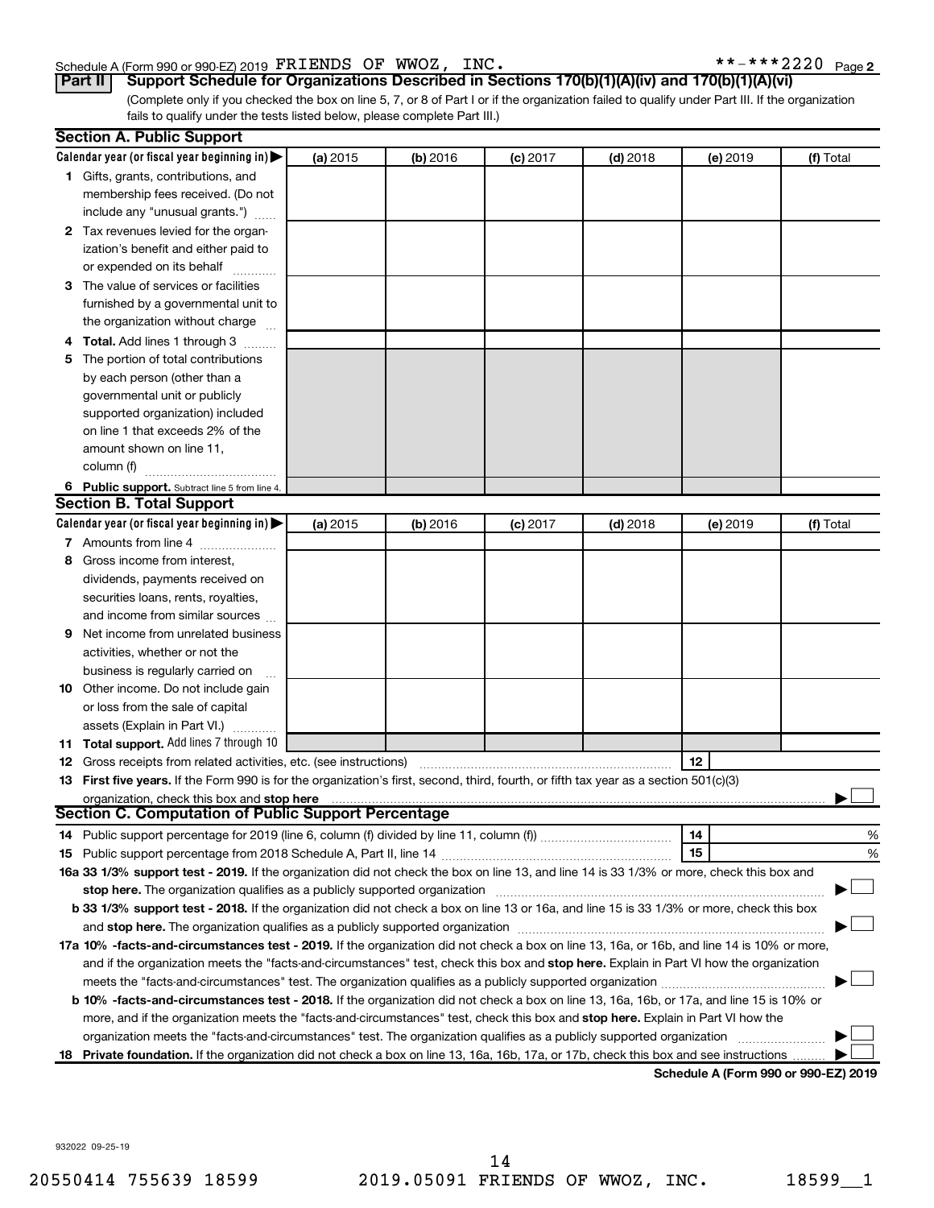Schedule A (Form 990 or 990-EZ) 2019 FRIENDS OF WWOZ, INC. **-***2220 Page 2

**Part II** **Support Schedule for Organizations Described in Sections 170(b)(1)(A)(iv) and 170(b)(1)(A)(vi)**

(Complete only if you checked the box on line 5, 7, or 8 of Part I or if the organization failed to qualify under Part III. If the organization fails to qualify under the tests listed below, please complete Part III.)

### Section A. Public Support

| Calendar year (or fiscal year beginning in) ▶ | (a) 2015 | (b) 2016 | (c) 2017 | (d) 2018 | (e) 2019 | (f) Total |
|---|---|---|---|---|---|---|
| **1** Gifts, grants, contributions, and membership fees received. (Do not include any "unusual grants.") | | | | | | |
| **2** Tax revenues levied for the organization's benefit and either paid to or expended on its behalf | | | | | | |
| **3** The value of services or facilities furnished by a governmental unit to the organization without charge | | | | | | |
| **4 Total.** Add lines 1 through 3 | | | | | | |
| **5** The portion of total contributions by each person (other than a governmental unit or publicly supported organization) included on line 1 that exceeds 2% of the amount shown on line 11, column (f) | | | | | | |
| **6 Public support.** Subtract line 5 from line 4. | | | | | | |

### Section B. Total Support

| Calendar year (or fiscal year beginning in) ▶ | (a) 2015 | (b) 2016 | (c) 2017 | (d) 2018 | (e) 2019 | (f) Total |
|---|---|---|---|---|---|---|
| **7** Amounts from line 4 | | | | | | |
| **8** Gross income from interest, dividends, payments received on securities loans, rents, royalties, and income from similar sources | | | | | | |
| **9** Net income from unrelated business activities, whether or not the business is regularly carried on | | | | | | |
| **10** Other income. Do not include gain or loss from the sale of capital assets (Explain in Part VI.) | | | | | | |
| **11 Total support.** Add lines 7 through 10 | | | | | | |

**12** Gross receipts from related activities, etc. (see instructions) **12**

**13 First five years.** If the Form 990 is for the organization's first, second, third, fourth, or fifth tax year as a section 501(c)(3) organization, check this box and **stop here** ▶ ☐

### Section C. Computation of Public Support Percentage

**14** Public support percentage for 2019 (line 6, column (f) divided by line 11, column (f)) **14** %

**15** Public support percentage from 2018 Schedule A, Part II, line 14 **15** %

**16a 33 1/3% support test - 2019.** If the organization did not check the box on line 13, and line 14 is 33 1/3% or more, check this box and **stop here.** The organization qualifies as a publicly supported organization ▶ ☐

**b 33 1/3% support test - 2018.** If the organization did not check a box on line 13 or 16a, and line 15 is 33 1/3% or more, check this box and **stop here.** The organization qualifies as a publicly supported organization ▶ ☐

**17a 10% -facts-and-circumstances test - 2019.** If the organization did not check a box on line 13, 16a, or 16b, and line 14 is 10% or more, and if the organization meets the "facts-and-circumstances" test, check this box and **stop here.** Explain in Part VI how the organization meets the "facts-and-circumstances" test. The organization qualifies as a publicly supported organization ▶ ☐

**b 10% -facts-and-circumstances test - 2018.** If the organization did not check a box on line 13, 16a, 16b, or 17a, and line 15 is 10% or more, and if the organization meets the "facts-and-circumstances" test, check this box and **stop here.** Explain in Part VI how the organization meets the "facts-and-circumstances" test. The organization qualifies as a publicly supported organization ▶ ☐

**18 Private foundation.** If the organization did not check a box on line 13, 16a, 16b, 17a, or 17b, check this box and see instructions ▶ ☐

**Schedule A (Form 990 or 990-EZ) 2019**

932022 09-25-19

20550414 755639 18599 2019.05091 FRIENDS OF WWOZ, INC. 18599__1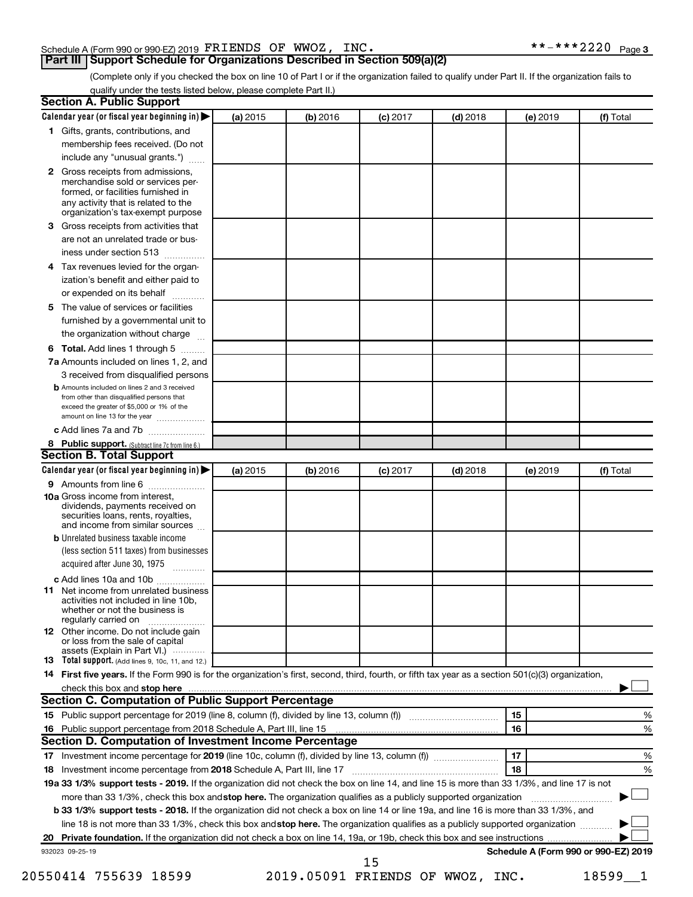Schedule A (Form 990 or 990-EZ) 2019 FRIENDS OF WWOZ, INC. **-***2220 Page 3

## Part III Support Schedule for Organizations Described in Section 509(a)(2)

(Complete only if you checked the box on line 10 of Part I or if the organization failed to qualify under Part II. If the organization fails to qualify under the tests listed below, please complete Part II.)

### Section A. Public Support

| Calendar year (or fiscal year beginning in) ▶ | (a) 2015 | (b) 2016 | (c) 2017 | (d) 2018 | (e) 2019 | (f) Total |
|---|---|---|---|---|---|---|
| **1** Gifts, grants, contributions, and membership fees received. (Do not include any "unusual grants.") | | | | | | |
| **2** Gross receipts from admissions, merchandise sold or services performed, or facilities furnished in any activity that is related to the organization's tax-exempt purpose | | | | | | |
| **3** Gross receipts from activities that are not an unrelated trade or business under section 513 | | | | | | |
| **4** Tax revenues levied for the organization's benefit and either paid to or expended on its behalf | | | | | | |
| **5** The value of services or facilities furnished by a governmental unit to the organization without charge | | | | | | |
| **6 Total.** Add lines 1 through 5 | | | | | | |
| **7a** Amounts included on lines 1, 2, and 3 received from disqualified persons | | | | | | |
| **b** Amounts included on lines 2 and 3 received from other than disqualified persons that exceed the greater of $5,000 or 1% of the amount on line 13 for the year | | | | | | |
| **c** Add lines 7a and 7b | | | | | | |
| **8 Public support.** (Subtract line 7c from line 6.) | | | | | | |

### Section B. Total Support

| Calendar year (or fiscal year beginning in) ▶ | (a) 2015 | (b) 2016 | (c) 2017 | (d) 2018 | (e) 2019 | (f) Total |
|---|---|---|---|---|---|---|
| **9** Amounts from line 6 | | | | | | |
| **10a** Gross income from interest, dividends, payments received on securities loans, rents, royalties, and income from similar sources | | | | | | |
| **b** Unrelated business taxable income (less section 511 taxes) from businesses acquired after June 30, 1975 | | | | | | |
| **c** Add lines 10a and 10b | | | | | | |
| **11** Net income from unrelated business activities not included in line 10b, whether or not the business is regularly carried on | | | | | | |
| **12** Other income. Do not include gain or loss from the sale of capital assets (Explain in Part VI.) | | | | | | |
| **13 Total support.** (Add lines 9, 10c, 11, and 12.) | | | | | | |

**14 First five years.** If the Form 990 is for the organization's first, second, third, fourth, or fifth tax year as a section 501(c)(3) organization, check this box and **stop here** ▶ ☐

### Section C. Computation of Public Support Percentage

| | | | |
|---|---|---|---|
| **15** Public support percentage for 2019 (line 8, column (f), divided by line 13, column (f)) | 15 | | % |
| **16** Public support percentage from 2018 Schedule A, Part III, line 15 | 16 | | % |

### Section D. Computation of Investment Income Percentage

| | | | |
|---|---|---|---|
| **17** Investment income percentage for **2019** (line 10c, column (f), divided by line 13, column (f)) | 17 | | % |
| **18** Investment income percentage from **2018** Schedule A, Part III, line 17 | 18 | | % |

**19a 33 1/3% support tests - 2019.** If the organization did not check the box on line 14, and line 15 is more than 33 1/3%, and line 17 is not more than 33 1/3%, check this box and **stop here.** The organization qualifies as a publicly supported organization ▶ ☐

**b 33 1/3% support tests - 2018.** If the organization did not check a box on line 14 or line 19a, and line 16 is more than 33 1/3%, and line 18 is not more than 33 1/3%, check this box and **stop here.** The organization qualifies as a publicly supported organization ▶ ☐

**20 Private foundation.** If the organization did not check a box on line 14, 19a, or 19b, check this box and see instructions ▶ ☐

932023 09-25-19 **Schedule A (Form 990 or 990-EZ) 2019**

20550414 755639 18599 2019.05091 FRIENDS OF WWOZ, INC. 18599__1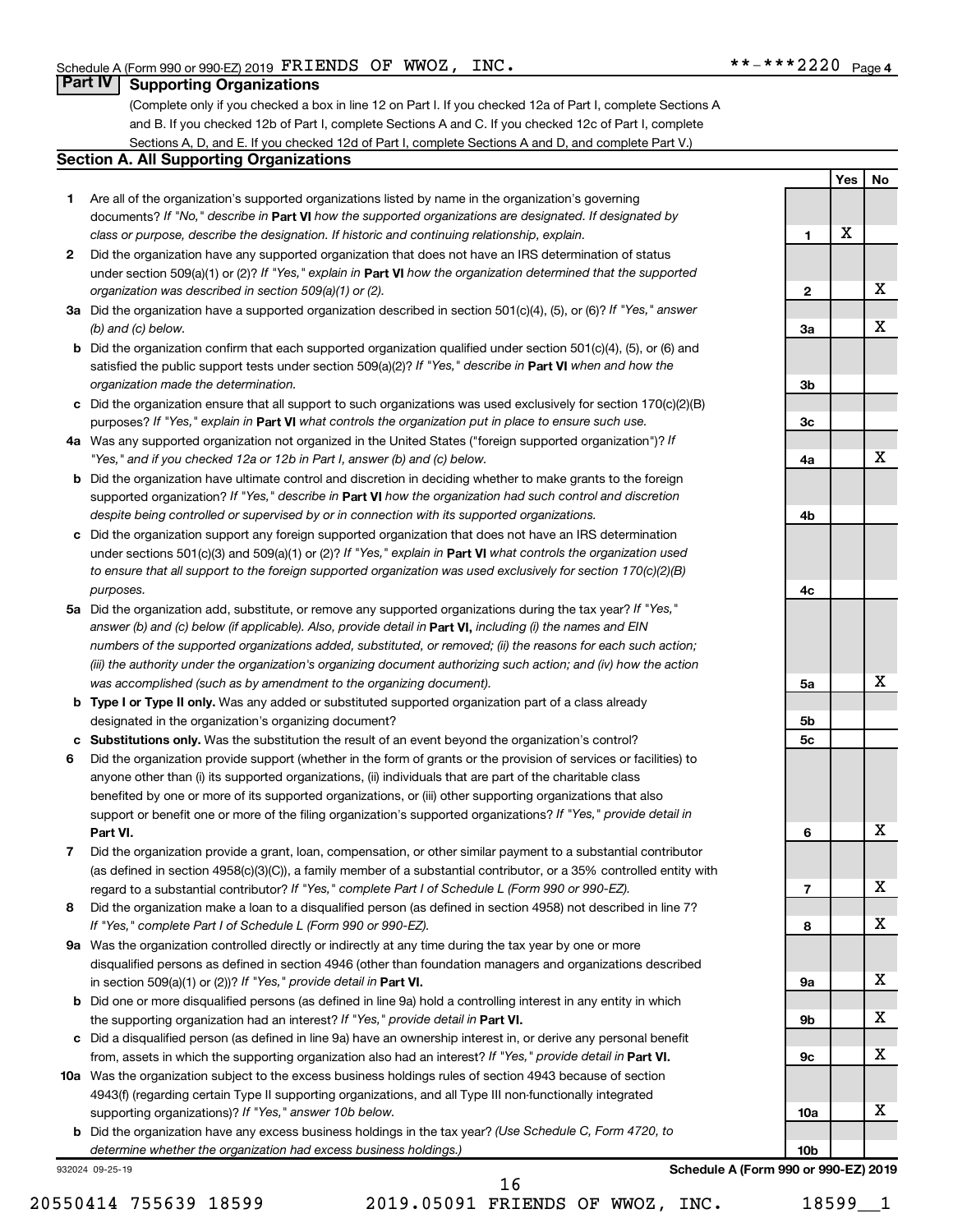Schedule A (Form 990 or 990-EZ) 2019 FRIENDS OF WWOZ, INC. **-***2220 Page 4

## Part IV Supporting Organizations

(Complete only if you checked a box in line 12 on Part I. If you checked 12a of Part I, complete Sections A and B. If you checked 12b of Part I, complete Sections A and C. If you checked 12c of Part I, complete Sections A, D, and E. If you checked 12d of Part I, complete Sections A and D, and complete Part V.)

### Section A. All Supporting Organizations

| | | Line | Yes | No |
|---|---|---|---|---|
| **1** | Are all of the organization's supported organizations listed by name in the organization's governing documents? *If "No," describe in* **Part VI** *how the supported organizations are designated. If designated by class or purpose, describe the designation. If historic and continuing relationship, explain.* | 1 | X | |
| **2** | Did the organization have any supported organization that does not have an IRS determination of status under section 509(a)(1) or (2)? *If "Yes," explain in* **Part VI** *how the organization determined that the supported organization was described in section 509(a)(1) or (2).* | 2 | | X |
| **3a** | Did the organization have a supported organization described in section 501(c)(4), (5), or (6)? *If "Yes," answer (b) and (c) below.* | 3a | | X |
| **b** | Did the organization confirm that each supported organization qualified under section 501(c)(4), (5), or (6) and satisfied the public support tests under section 509(a)(2)? *If "Yes," describe in* **Part VI** *when and how the organization made the determination.* | 3b | | |
| **c** | Did the organization ensure that all support to such organizations was used exclusively for section 170(c)(2)(B) purposes? *If "Yes," explain in* **Part VI** *what controls the organization put in place to ensure such use.* | 3c | | |
| **4a** | Was any supported organization not organized in the United States ("foreign supported organization")? *If "Yes," and if you checked 12a or 12b in Part I, answer (b) and (c) below.* | 4a | | X |
| **b** | Did the organization have ultimate control and discretion in deciding whether to make grants to the foreign supported organization? *If "Yes," describe in* **Part VI** *how the organization had such control and discretion despite being controlled or supervised by or in connection with its supported organizations.* | 4b | | |
| **c** | Did the organization support any foreign supported organization that does not have an IRS determination under sections 501(c)(3) and 509(a)(1) or (2)? *If "Yes," explain in* **Part VI** *what controls the organization used to ensure that all support to the foreign supported organization was used exclusively for section 170(c)(2)(B) purposes.* | 4c | | |
| **5a** | Did the organization add, substitute, or remove any supported organizations during the tax year? *If "Yes," answer (b) and (c) below (if applicable). Also, provide detail in* **Part VI,** *including (i) the names and EIN numbers of the supported organizations added, substituted, or removed; (ii) the reasons for each such action; (iii) the authority under the organization's organizing document authorizing such action; and (iv) how the action was accomplished (such as by amendment to the organizing document).* | 5a | | X |
| **b** | **Type I or Type II only.** Was any added or substituted supported organization part of a class already designated in the organization's organizing document? | 5b | | |
| **c** | **Substitutions only.** Was the substitution the result of an event beyond the organization's control? | 5c | | |
| **6** | Did the organization provide support (whether in the form of grants or the provision of services or facilities) to anyone other than (i) its supported organizations, (ii) individuals that are part of the charitable class benefited by one or more of its supported organizations, or (iii) other supporting organizations that also support or benefit one or more of the filing organization's supported organizations? *If "Yes," provide detail in* **Part VI.** | 6 | | X |
| **7** | Did the organization provide a grant, loan, compensation, or other similar payment to a substantial contributor (as defined in section 4958(c)(3)(C)), a family member of a substantial contributor, or a 35% controlled entity with regard to a substantial contributor? *If "Yes," complete Part I of Schedule L (Form 990 or 990-EZ).* | 7 | | X |
| **8** | Did the organization make a loan to a disqualified person (as defined in section 4958) not described in line 7? *If "Yes," complete Part I of Schedule L (Form 990 or 990-EZ).* | 8 | | X |
| **9a** | Was the organization controlled directly or indirectly at any time during the tax year by one or more disqualified persons as defined in section 4946 (other than foundation managers and organizations described in section 509(a)(1) or (2))? *If "Yes," provide detail in* **Part VI.** | 9a | | X |
| **b** | Did one or more disqualified persons (as defined in line 9a) hold a controlling interest in any entity in which the supporting organization had an interest? *If "Yes," provide detail in* **Part VI.** | 9b | | X |
| **c** | Did a disqualified person (as defined in line 9a) have an ownership interest in, or derive any personal benefit from, assets in which the supporting organization also had an interest? *If "Yes," provide detail in* **Part VI.** | 9c | | X |
| **10a** | Was the organization subject to the excess business holdings rules of section 4943 because of section 4943(f) (regarding certain Type II supporting organizations, and all Type III non-functionally integrated supporting organizations)? *If "Yes," answer 10b below.* | 10a | | X |
| **b** | Did the organization have any excess business holdings in the tax year? *(Use Schedule C, Form 4720, to determine whether the organization had excess business holdings.)* | 10b | | |

932024 09-25-19 **Schedule A (Form 990 or 990-EZ) 2019**

20550414 755639 18599 2019.05091 FRIENDS OF WWOZ, INC. 18599__1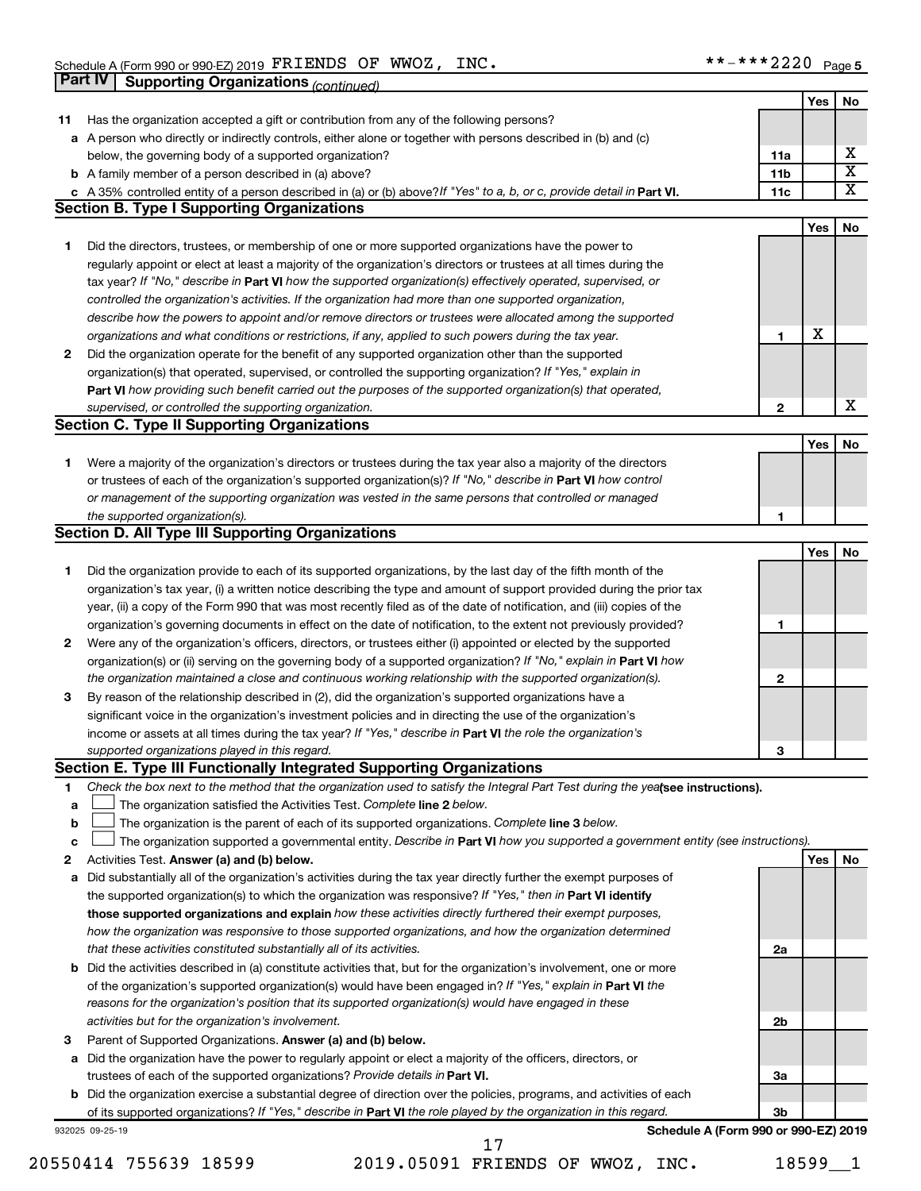Schedule A (Form 990 or 990-EZ) 2019 FRIENDS OF WWOZ, INC. **-***2220 Page 5

**Part IV | Supporting Organizations** *(continued)*

| | | | Yes | No |
|---|---|---|---|---|
| **11** | Has the organization accepted a gift or contribution from any of the following persons? | | | |
| **a** | A person who directly or indirectly controls, either alone or together with persons described in (b) and (c) below, the governing body of a supported organization? | **11a** | | X |
| **b** | A family member of a person described in (a) above? | **11b** | | X |
| **c** | A 35% controlled entity of a person described in (a) or (b) above? *If "Yes" to a, b, or c, provide detail in* **Part VI.** | **11c** | | X |

**Section B. Type I Supporting Organizations**

| | | | Yes | No |
|---|---|---|---|---|
| **1** | Did the directors, trustees, or membership of one or more supported organizations have the power to regularly appoint or elect at least a majority of the organization's directors or trustees at all times during the tax year? *If "No," describe in* **Part VI** *how the supported organization(s) effectively operated, supervised, or controlled the organization's activities. If the organization had more than one supported organization, describe how the powers to appoint and/or remove directors or trustees were allocated among the supported organizations and what conditions or restrictions, if any, applied to such powers during the tax year.* | **1** | X | |
| **2** | Did the organization operate for the benefit of any supported organization other than the supported organization(s) that operated, supervised, or controlled the supporting organization? *If "Yes," explain in* **Part VI** *how providing such benefit carried out the purposes of the supported organization(s) that operated, supervised, or controlled the supporting organization.* | **2** | | X |

**Section C. Type II Supporting Organizations**

| | | | Yes | No |
|---|---|---|---|---|
| **1** | Were a majority of the organization's directors or trustees during the tax year also a majority of the directors or trustees of each of the organization's supported organization(s)? *If "No," describe in* **Part VI** *how control or management of the supporting organization was vested in the same persons that controlled or managed the supported organization(s).* | **1** | | |

**Section D. All Type III Supporting Organizations**

| | | | Yes | No |
|---|---|---|---|---|
| **1** | Did the organization provide to each of its supported organizations, by the last day of the fifth month of the organization's tax year, (i) a written notice describing the type and amount of support provided during the prior tax year, (ii) a copy of the Form 990 that was most recently filed as of the date of notification, and (iii) copies of the organization's governing documents in effect on the date of notification, to the extent not previously provided? | **1** | | |
| **2** | Were any of the organization's officers, directors, or trustees either (i) appointed or elected by the supported organization(s) or (ii) serving on the governing body of a supported organization? *If "No," explain in* **Part VI** *how the organization maintained a close and continuous working relationship with the supported organization(s).* | **2** | | |
| **3** | By reason of the relationship described in (2), did the organization's supported organizations have a significant voice in the organization's investment policies and in directing the use of the organization's income or assets at all times during the tax year? *If "Yes," describe in* **Part VI** *the role the organization's supported organizations played in this regard.* | **3** | | |

**Section E. Type III Functionally Integrated Supporting Organizations**

**1** *Check the box next to the method that the organization used to satisfy the Integral Part Test during the year* **(see instructions).**

- **a** ☐ The organization satisfied the Activities Test. *Complete* **line 2** *below.*
- **b** ☐ The organization is the parent of each of its supported organizations. *Complete* **line 3** *below.*
- **c** ☐ The organization supported a governmental entity. *Describe in* **Part VI** *how you supported a government entity (see instructions).*

| | | | Yes | No |
|---|---|---|---|---|
| **2** | Activities Test. **Answer (a) and (b) below.** | | | |
| **a** | Did substantially all of the organization's activities during the tax year directly further the exempt purposes of the supported organization(s) to which the organization was responsive? *If "Yes," then in* **Part VI identify those supported organizations and explain** *how these activities directly furthered their exempt purposes, how the organization was responsive to those supported organizations, and how the organization determined that these activities constituted substantially all of its activities.* | **2a** | | |
| **b** | Did the activities described in (a) constitute activities that, but for the organization's involvement, one or more of the organization's supported organization(s) would have been engaged in? *If "Yes," explain in* **Part VI** *the reasons for the organization's position that its supported organization(s) would have engaged in these activities but for the organization's involvement.* | **2b** | | |
| **3** | Parent of Supported Organizations. **Answer (a) and (b) below.** | | | |
| **a** | Did the organization have the power to regularly appoint or elect a majority of the officers, directors, or trustees of each of the supported organizations? *Provide details in* **Part VI.** | **3a** | | |
| **b** | Did the organization exercise a substantial degree of direction over the policies, programs, and activities of each of its supported organizations? *If "Yes," describe in* **Part VI** *the role played by the organization in this regard.* | **3b** | | |

932025 09-25-19 **Schedule A (Form 990 or 990-EZ) 2019**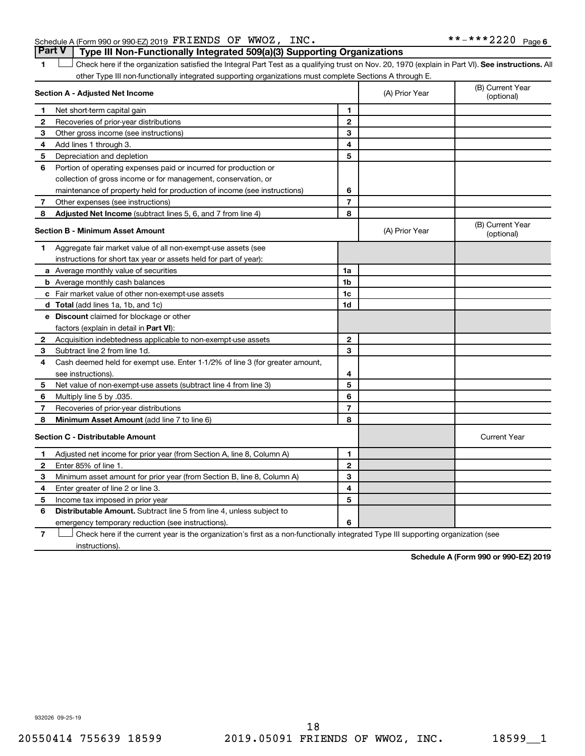Schedule A (Form 990 or 990-EZ) 2019 FRIENDS OF WWOZ, INC. **-***2220 Page 6

## Part V Type III Non-Functionally Integrated 509(a)(3) Supporting Organizations

1 ☐ Check here if the organization satisfied the Integral Part Test as a qualifying trust on Nov. 20, 1970 (explain in Part VI). **See instructions.** All other Type III non-functionally integrated supporting organizations must complete Sections A through E.

| **Section A - Adjusted Net Income** | | | (A) Prior Year | (B) Current Year (optional) |
|---|---|---|---|---|
| 1 | Net short-term capital gain | 1 | | |
| 2 | Recoveries of prior-year distributions | 2 | | |
| 3 | Other gross income (see instructions) | 3 | | |
| 4 | Add lines 1 through 3. | 4 | | |
| 5 | Depreciation and depletion | 5 | | |
| 6 | Portion of operating expenses paid or incurred for production or collection of gross income or for management, conservation, or maintenance of property held for production of income (see instructions) | 6 | | |
| 7 | Other expenses (see instructions) | 7 | | |
| 8 | **Adjusted Net Income** (subtract lines 5, 6, and 7 from line 4) | 8 | | |

| **Section B - Minimum Asset Amount** | | | (A) Prior Year | (B) Current Year (optional) |
|---|---|---|---|---|
| 1 | Aggregate fair market value of all non-exempt-use assets (see instructions for short tax year or assets held for part of year): | | | |
| a | Average monthly value of securities | 1a | | |
| b | Average monthly cash balances | 1b | | |
| c | Fair market value of other non-exempt-use assets | 1c | | |
| d | **Total** (add lines 1a, 1b, and 1c) | 1d | | |
| e | **Discount** claimed for blockage or other factors (explain in detail in **Part VI**): | | | |
| 2 | Acquisition indebtedness applicable to non-exempt-use assets | 2 | | |
| 3 | Subtract line 2 from line 1d. | 3 | | |
| 4 | Cash deemed held for exempt use. Enter 1-1/2% of line 3 (for greater amount, see instructions). | 4 | | |
| 5 | Net value of non-exempt-use assets (subtract line 4 from line 3) | 5 | | |
| 6 | Multiply line 5 by .035. | 6 | | |
| 7 | Recoveries of prior-year distributions | 7 | | |
| 8 | **Minimum Asset Amount** (add line 7 to line 6) | 8 | | |

| **Section C - Distributable Amount** | | | | Current Year |
|---|---|---|---|---|
| 1 | Adjusted net income for prior year (from Section A, line 8, Column A) | 1 | | |
| 2 | Enter 85% of line 1. | 2 | | |
| 3 | Minimum asset amount for prior year (from Section B, line 8, Column A) | 3 | | |
| 4 | Enter greater of line 2 or line 3. | 4 | | |
| 5 | Income tax imposed in prior year | 5 | | |
| 6 | **Distributable Amount.** Subtract line 5 from line 4, unless subject to emergency temporary reduction (see instructions). | 6 | | |

7 ☐ Check here if the current year is the organization's first as a non-functionally integrated Type III supporting organization (see instructions).

**Schedule A (Form 990 or 990-EZ) 2019**

932026 09-25-19

20550414 755639 18599 2019.05091 FRIENDS OF WWOZ, INC. 18599__1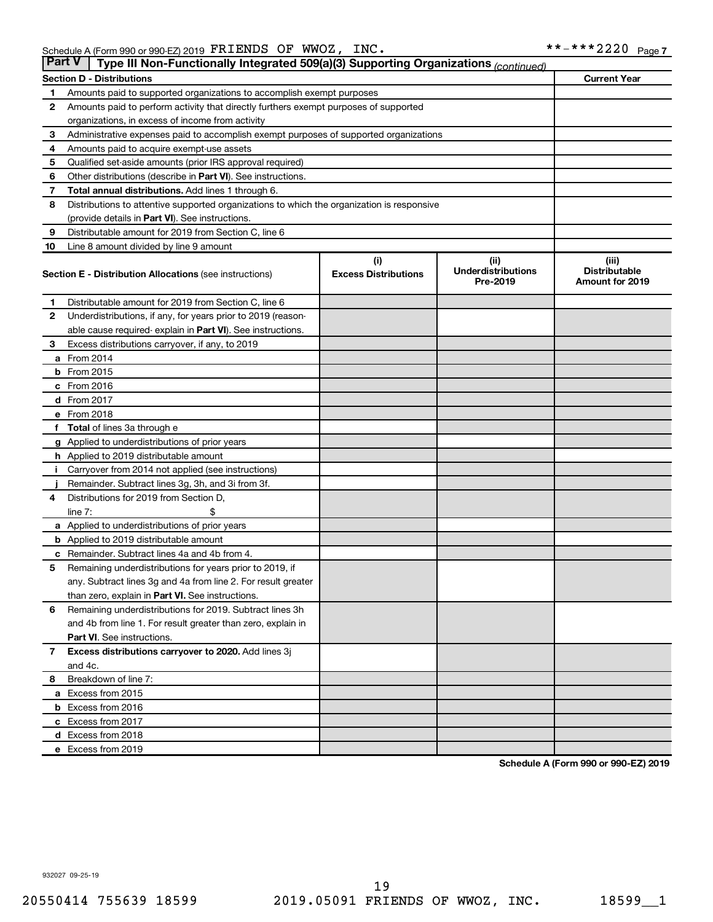Schedule A (Form 990 or 990-EZ) 2019 FRIENDS OF WWOZ, INC. **-***2220 Page 7

## Part V Type III Non-Functionally Integrated 509(a)(3) Supporting Organizations *(continued)*

| Section D - Distributions | | Current Year |
|---|---|---|
| 1 | Amounts paid to supported organizations to accomplish exempt purposes | |
| 2 | Amounts paid to perform activity that directly furthers exempt purposes of supported organizations, in excess of income from activity | |
| 3 | Administrative expenses paid to accomplish exempt purposes of supported organizations | |
| 4 | Amounts paid to acquire exempt-use assets | |
| 5 | Qualified set-aside amounts (prior IRS approval required) | |
| 6 | Other distributions (describe in **Part VI**). See instructions. | |
| 7 | **Total annual distributions.** Add lines 1 through 6. | |
| 8 | Distributions to attentive supported organizations to which the organization is responsive (provide details in **Part VI**). See instructions. | |
| 9 | Distributable amount for 2019 from Section C, line 6 | |
| 10 | Line 8 amount divided by line 9 amount | |

| | Section E - Distribution Allocations (see instructions) | (i) Excess Distributions | (ii) Underdistributions Pre-2019 | (iii) Distributable Amount for 2019 |
|---|---|---|---|---|
| 1 | Distributable amount for 2019 from Section C, line 6 | | | |
| 2 | Underdistributions, if any, for years prior to 2019 (reasonable cause required- explain in **Part VI**). See instructions. | | | |
| 3 | Excess distributions carryover, if any, to 2019 | | | |
| a | From 2014 | | | |
| b | From 2015 | | | |
| c | From 2016 | | | |
| d | From 2017 | | | |
| e | From 2018 | | | |
| f | **Total** of lines 3a through e | | | |
| g | Applied to underdistributions of prior years | | | |
| h | Applied to 2019 distributable amount | | | |
| i | Carryover from 2014 not applied (see instructions) | | | |
| j | Remainder. Subtract lines 3g, 3h, and 3i from 3f. | | | |
| 4 | Distributions for 2019 from Section D, line 7: $ | | | |
| a | Applied to underdistributions of prior years | | | |
| b | Applied to 2019 distributable amount | | | |
| c | Remainder. Subtract lines 4a and 4b from 4. | | | |
| 5 | Remaining underdistributions for years prior to 2019, if any. Subtract lines 3g and 4a from line 2. For result greater than zero, explain in **Part VI.** See instructions. | | | |
| 6 | Remaining underdistributions for 2019. Subtract lines 3h and 4b from line 1. For result greater than zero, explain in **Part VI**. See instructions. | | | |
| 7 | **Excess distributions carryover to 2020.** Add lines 3j and 4c. | | | |
| 8 | Breakdown of line 7: | | | |
| a | Excess from 2015 | | | |
| b | Excess from 2016 | | | |
| c | Excess from 2017 | | | |
| d | Excess from 2018 | | | |
| e | Excess from 2019 | | | |

**Schedule A (Form 990 or 990-EZ) 2019**

932027 09-25-19

20550414 755639 18599 2019.05091 FRIENDS OF WWOZ, INC. 18599__1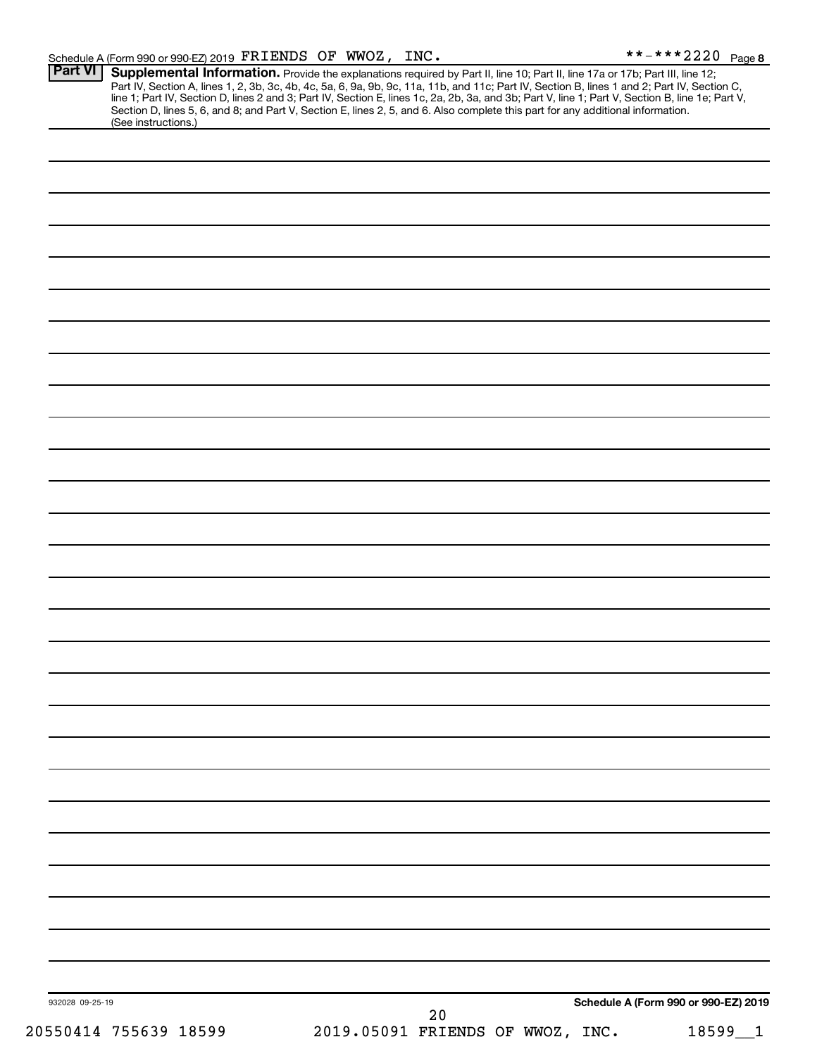Schedule A (Form 990 or 990-EZ) 2019 FRIENDS OF WWOZ, INC. **-***2220 Page 8

**Part VI** **Supplemental Information.** Provide the explanations required by Part II, line 10; Part II, line 17a or 17b; Part III, line 12; Part IV, Section A, lines 1, 2, 3b, 3c, 4b, 4c, 5a, 6, 9a, 9b, 9c, 11a, 11b, and 11c; Part IV, Section B, lines 1 and 2; Part IV, Section C, line 1; Part IV, Section D, lines 2 and 3; Part IV, Section E, lines 1c, 2a, 2b, 3a, and 3b; Part V, line 1; Part V, Section B, line 1e; Part V, Section D, lines 5, 6, and 8; and Part V, Section E, lines 2, 5, and 6. Also complete this part for any additional information. (See instructions.)

932028 09-25-19

**Schedule A (Form 990 or 990-EZ) 2019**

20550414 755639 18599 2019.05091 FRIENDS OF WWOZ, INC. 18599__1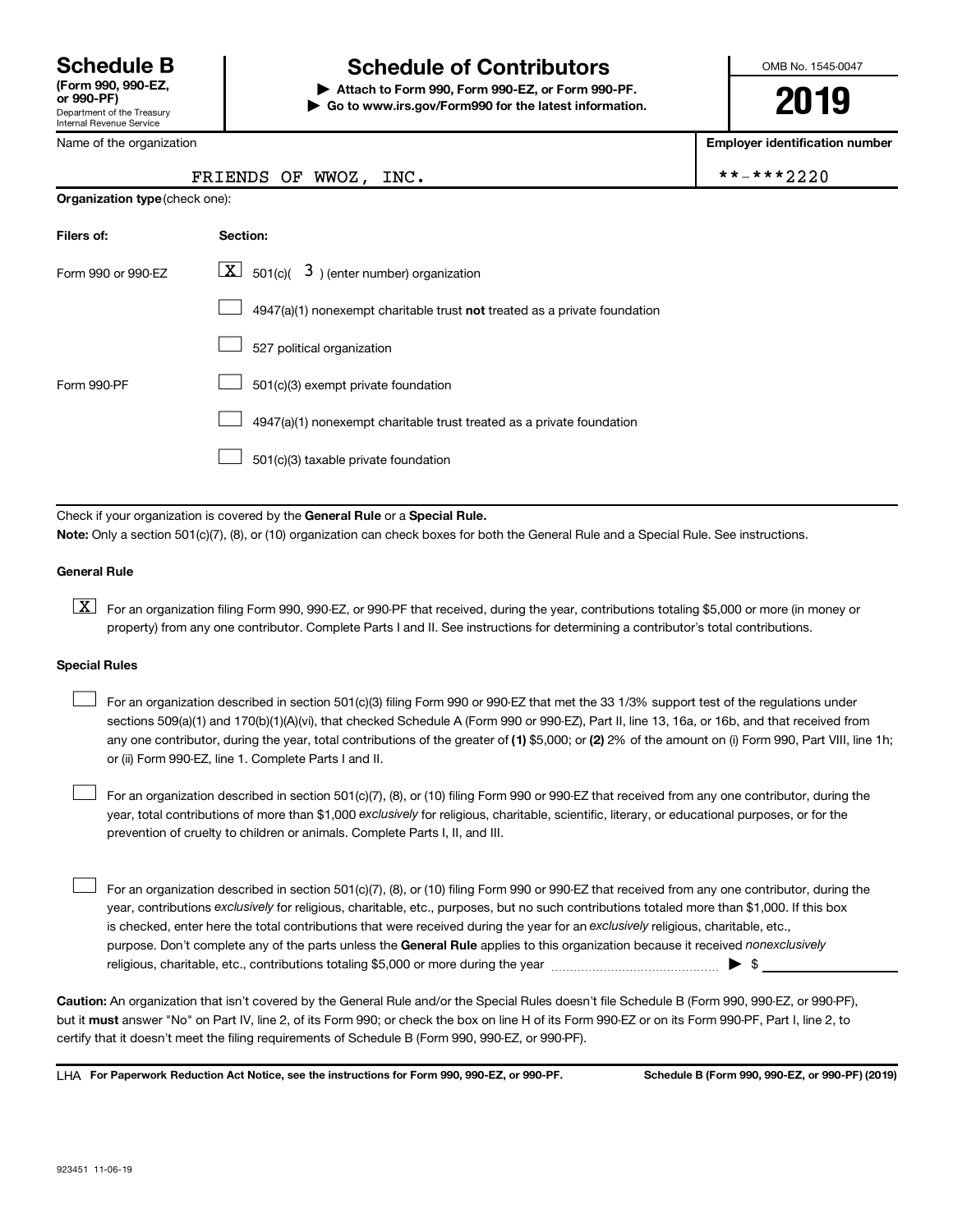**Schedule B**
**(Form 990, 990-EZ, or 990-PF)**
Department of the Treasury
Internal Revenue Service

# Schedule of Contributors

**▶ Attach to Form 990, Form 990-EZ, or Form 990-PF.**
**▶ Go to www.irs.gov/Form990 for the latest information.**

OMB No. 1545-0047

**2019**

| Name of the organization | Employer identification number |
|---|---|
| FRIENDS OF WWOZ, INC. | **-***2220 |

**Organization type** (check one):

| Filers of: | Section: |
|---|---|
| Form 990 or 990-EZ | [X] 501(c)( 3 ) (enter number) organization |
| | [ ] 4947(a)(1) nonexempt charitable trust **not** treated as a private foundation |
| | [ ] 527 political organization |
| Form 990-PF | [ ] 501(c)(3) exempt private foundation |
| | [ ] 4947(a)(1) nonexempt charitable trust treated as a private foundation |
| | [ ] 501(c)(3) taxable private foundation |

Check if your organization is covered by the **General Rule** or a **Special Rule.**

**Note:** Only a section 501(c)(7), (8), or (10) organization can check boxes for both the General Rule and a Special Rule. See instructions.

**General Rule**

[X] For an organization filing Form 990, 990-EZ, or 990-PF that received, during the year, contributions totaling $5,000 or more (in money or property) from any one contributor. Complete Parts I and II. See instructions for determining a contributor's total contributions.

**Special Rules**

[ ] For an organization described in section 501(c)(3) filing Form 990 or 990-EZ that met the 33 1/3% support test of the regulations under sections 509(a)(1) and 170(b)(1)(A)(vi), that checked Schedule A (Form 990 or 990-EZ), Part II, line 13, 16a, or 16b, and that received from any one contributor, during the year, total contributions of the greater of **(1)** $5,000; or **(2)** 2% of the amount on (i) Form 990, Part VIII, line 1h; or (ii) Form 990-EZ, line 1. Complete Parts I and II.

[ ] For an organization described in section 501(c)(7), (8), or (10) filing Form 990 or 990-EZ that received from any one contributor, during the year, total contributions of more than $1,000 *exclusively* for religious, charitable, scientific, literary, or educational purposes, or for the prevention of cruelty to children or animals. Complete Parts I, II, and III.

[ ] For an organization described in section 501(c)(7), (8), or (10) filing Form 990 or 990-EZ that received from any one contributor, during the year, contributions *exclusively* for religious, charitable, etc., purposes, but no such contributions totaled more than $1,000. If this box is checked, enter here the total contributions that were received during the year for an *exclusively* religious, charitable, etc., purpose. Don't complete any of the parts unless the **General Rule** applies to this organization because it received *nonexclusively* religious, charitable, etc., contributions totaling $5,000 or more during the year ▶ $ ____________

**Caution:** An organization that isn't covered by the General Rule and/or the Special Rules doesn't file Schedule B (Form 990, 990-EZ, or 990-PF), but it **must** answer "No" on Part IV, line 2, of its Form 990; or check the box on line H of its Form 990-EZ or on its Form 990-PF, Part I, line 2, to certify that it doesn't meet the filing requirements of Schedule B (Form 990, 990-EZ, or 990-PF).

LHA **For Paperwork Reduction Act Notice, see the instructions for Form 990, 990-EZ, or 990-PF.** **Schedule B (Form 990, 990-EZ, or 990-PF) (2019)**

923451 11-06-19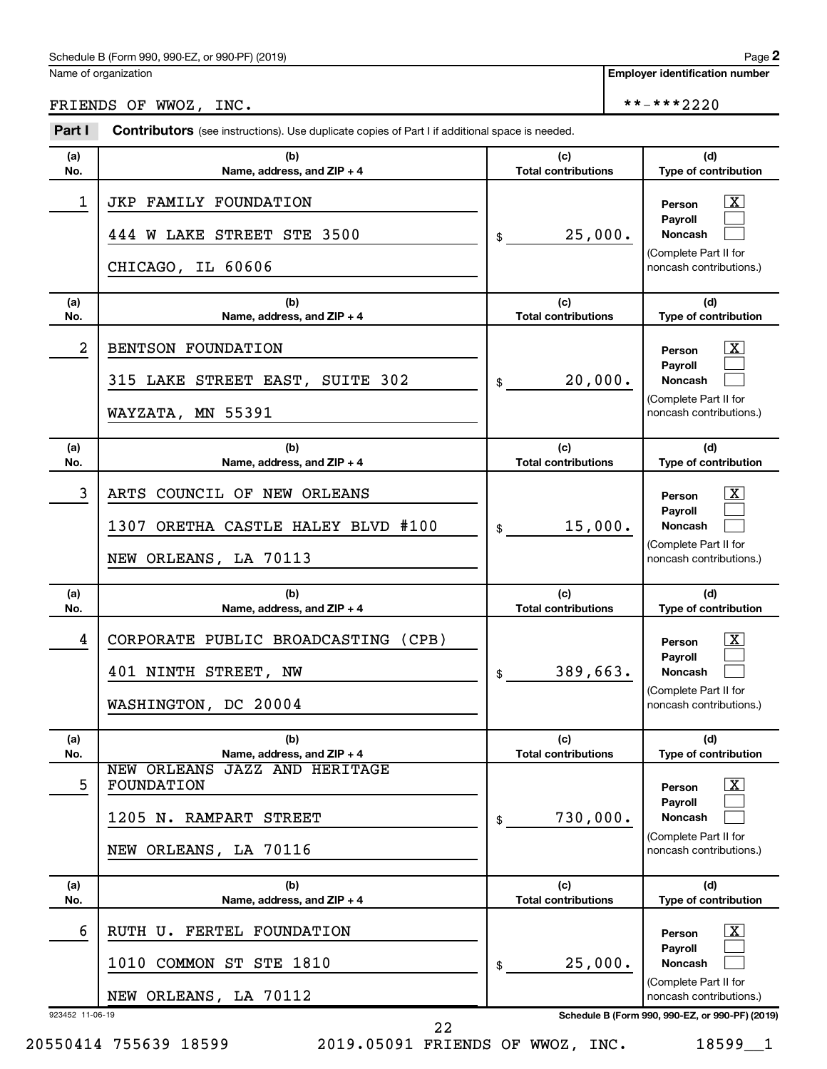Name of organization

FRIENDS OF WWOZ, INC.

Employer identification number

**-***2220

**Part I** **Contributors** (see instructions). Use duplicate copies of Part I if additional space is needed.

| (a) No. | (b) Name, address, and ZIP + 4 | (c) Total contributions | (d) Type of contribution |
|---|---|---|---|
| 1 | JKP FAMILY FOUNDATION<br>444 W LAKE STREET STE 3500<br>CHICAGO, IL 60606 | $ 25,000. | Person [X]<br>Payroll [ ]<br>Noncash [ ]<br>(Complete Part II for noncash contributions.) |
| 2 | BENTSON FOUNDATION<br>315 LAKE STREET EAST, SUITE 302<br>WAYZATA, MN 55391 | $ 20,000. | Person [X]<br>Payroll [ ]<br>Noncash [ ]<br>(Complete Part II for noncash contributions.) |
| 3 | ARTS COUNCIL OF NEW ORLEANS<br>1307 ORETHA CASTLE HALEY BLVD #100<br>NEW ORLEANS, LA 70113 | $ 15,000. | Person [X]<br>Payroll [ ]<br>Noncash [ ]<br>(Complete Part II for noncash contributions.) |
| 4 | CORPORATE PUBLIC BROADCASTING (CPB)<br>401 NINTH STREET, NW<br>WASHINGTON, DC 20004 | $ 389,663. | Person [X]<br>Payroll [ ]<br>Noncash [ ]<br>(Complete Part II for noncash contributions.) |
| 5 | NEW ORLEANS JAZZ AND HERITAGE FOUNDATION<br>1205 N. RAMPART STREET<br>NEW ORLEANS, LA 70116 | $ 730,000. | Person [X]<br>Payroll [ ]<br>Noncash [ ]<br>(Complete Part II for noncash contributions.) |
| 6 | RUTH U. FERTEL FOUNDATION<br>1010 COMMON ST STE 1810<br>NEW ORLEANS, LA 70112 | $ 25,000. | Person [X]<br>Payroll [ ]<br>Noncash [ ]<br>(Complete Part II for noncash contributions.) |

923452 11-06-19

20550414 755639 18599 2019.05091 FRIENDS OF WWOZ, INC. 18599__1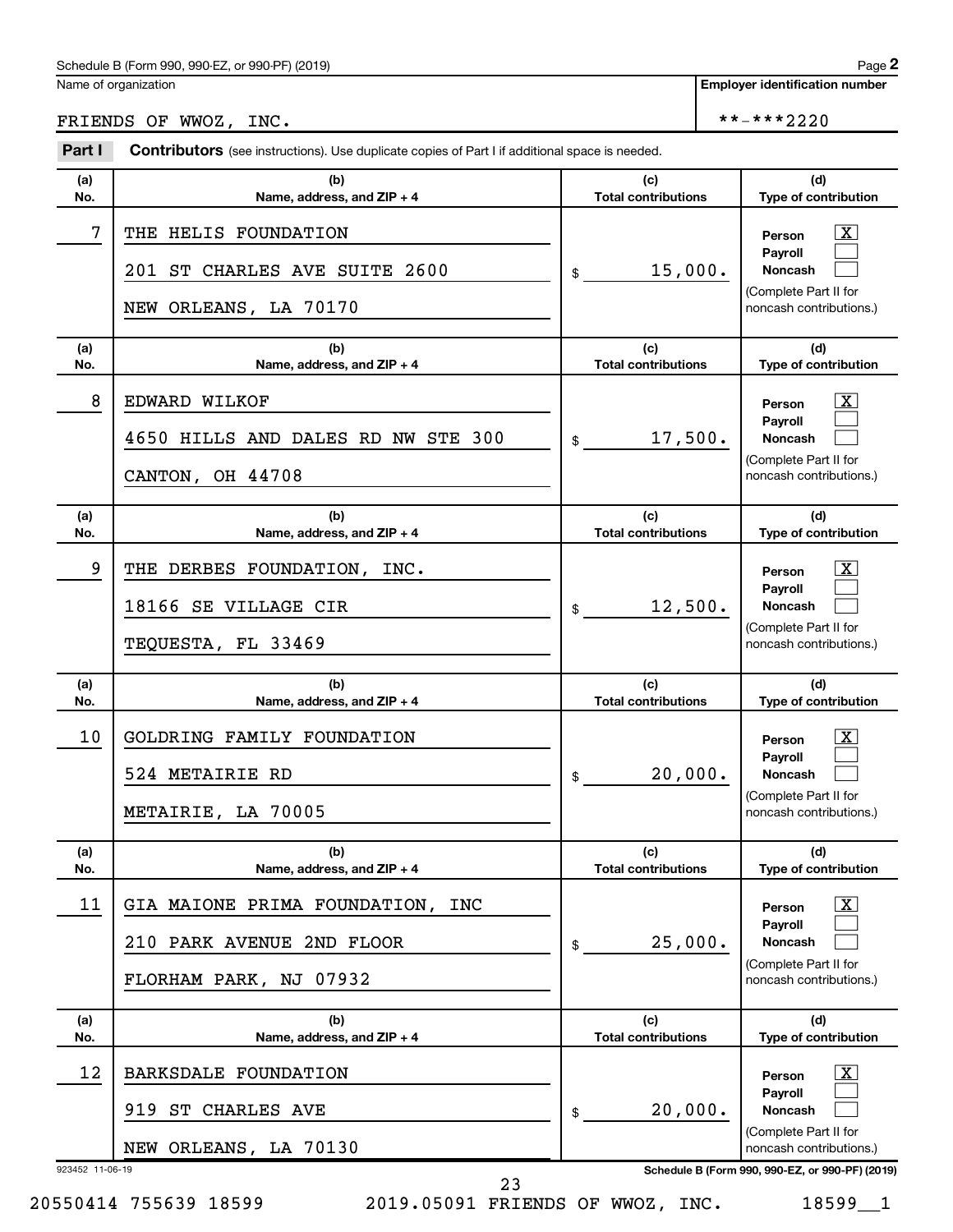Schedule B (Form 990, 990-EZ, or 990-PF) (2019)

Name of organization: FRIENDS OF WWOZ, INC.

Employer identification number: **-***2220

**Part I** **Contributors** (see instructions). Use duplicate copies of Part I if additional space is needed.

| (a) No. | (b) Name, address, and ZIP + 4 | (c) Total contributions | (d) Type of contribution |
|---|---|---|---|
| 7 | THE HELIS FOUNDATION<br>201 ST CHARLES AVE SUITE 2600<br>NEW ORLEANS, LA 70170 | $ 15,000. | Person [X]<br>Payroll [ ]<br>Noncash [ ]<br>(Complete Part II for noncash contributions.) |
| 8 | EDWARD WILKOF<br>4650 HILLS AND DALES RD NW STE 300<br>CANTON, OH 44708 | $ 17,500. | Person [X]<br>Payroll [ ]<br>Noncash [ ]<br>(Complete Part II for noncash contributions.) |
| 9 | THE DERBES FOUNDATION, INC.<br>18166 SE VILLAGE CIR<br>TEQUESTA, FL 33469 | $ 12,500. | Person [X]<br>Payroll [ ]<br>Noncash [ ]<br>(Complete Part II for noncash contributions.) |
| 10 | GOLDRING FAMILY FOUNDATION<br>524 METAIRIE RD<br>METAIRIE, LA 70005 | $ 20,000. | Person [X]<br>Payroll [ ]<br>Noncash [ ]<br>(Complete Part II for noncash contributions.) |
| 11 | GIA MAIONE PRIMA FOUNDATION, INC<br>210 PARK AVENUE 2ND FLOOR<br>FLORHAM PARK, NJ 07932 | $ 25,000. | Person [X]<br>Payroll [ ]<br>Noncash [ ]<br>(Complete Part II for noncash contributions.) |
| 12 | BARKSDALE FOUNDATION<br>919 ST CHARLES AVE<br>NEW ORLEANS, LA 70130 | $ 20,000. | Person [X]<br>Payroll [ ]<br>Noncash [ ]<br>(Complete Part II for noncash contributions.) |

923452 11-06-19

Schedule B (Form 990, 990-EZ, or 990-PF) (2019)

20550414 755639 18599 2019.05091 FRIENDS OF WWOZ, INC. 18599__1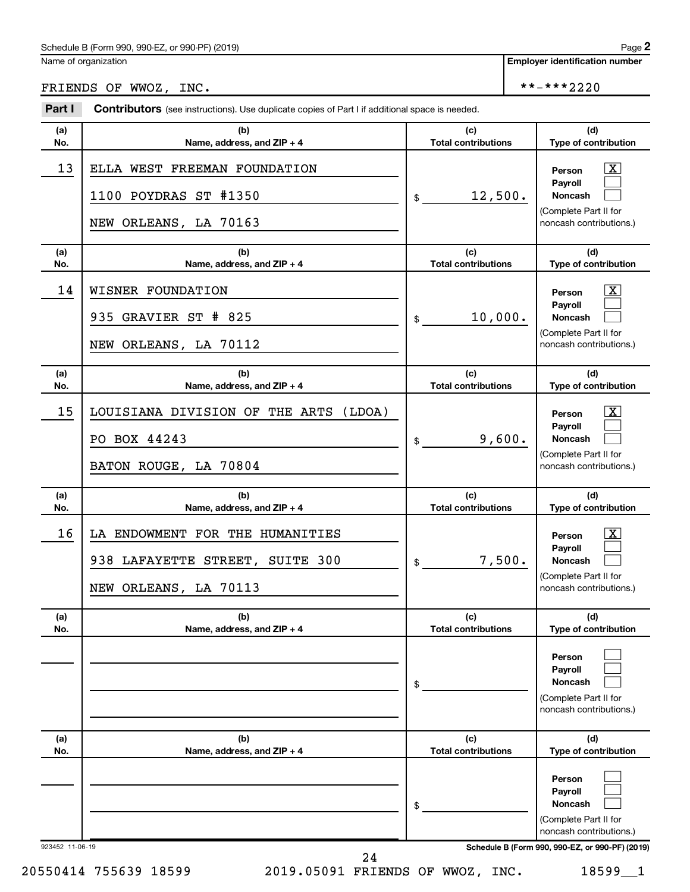Schedule B (Form 990, 990-EZ, or 990-PF) (2019)

Name of organization: FRIENDS OF WWOZ, INC.

Employer identification number: **-***2220

**Part I** **Contributors** (see instructions). Use duplicate copies of Part I if additional space is needed.

| (a) No. | (b) Name, address, and ZIP + 4 | (c) Total contributions | (d) Type of contribution |
|---|---|---|---|
| 13 | ELLA WEST FREEMAN FOUNDATION<br>1100 POYDRAS ST #1350<br>NEW ORLEANS, LA 70163 | $ 12,500. | Person [X]<br>Payroll [ ]<br>Noncash [ ]<br>(Complete Part II for noncash contributions.) |
| 14 | WISNER FOUNDATION<br>935 GRAVIER ST # 825<br>NEW ORLEANS, LA 70112 | $ 10,000. | Person [X]<br>Payroll [ ]<br>Noncash [ ]<br>(Complete Part II for noncash contributions.) |
| 15 | LOUISIANA DIVISION OF THE ARTS (LDOA)<br>PO BOX 44243<br>BATON ROUGE, LA 70804 | $ 9,600. | Person [X]<br>Payroll [ ]<br>Noncash [ ]<br>(Complete Part II for noncash contributions.) |
| 16 | LA ENDOWMENT FOR THE HUMANITIES<br>938 LAFAYETTE STREET, SUITE 300<br>NEW ORLEANS, LA 70113 | $ 7,500. | Person [X]<br>Payroll [ ]<br>Noncash [ ]<br>(Complete Part II for noncash contributions.) |
| | | $ | Person [ ]<br>Payroll [ ]<br>Noncash [ ]<br>(Complete Part II for noncash contributions.) |
| | | $ | Person [ ]<br>Payroll [ ]<br>Noncash [ ]<br>(Complete Part II for noncash contributions.) |

923452 11-06-19

Schedule B (Form 990, 990-EZ, or 990-PF) (2019)

20550414 755639 18599 2019.05091 FRIENDS OF WWOZ, INC. 18599__1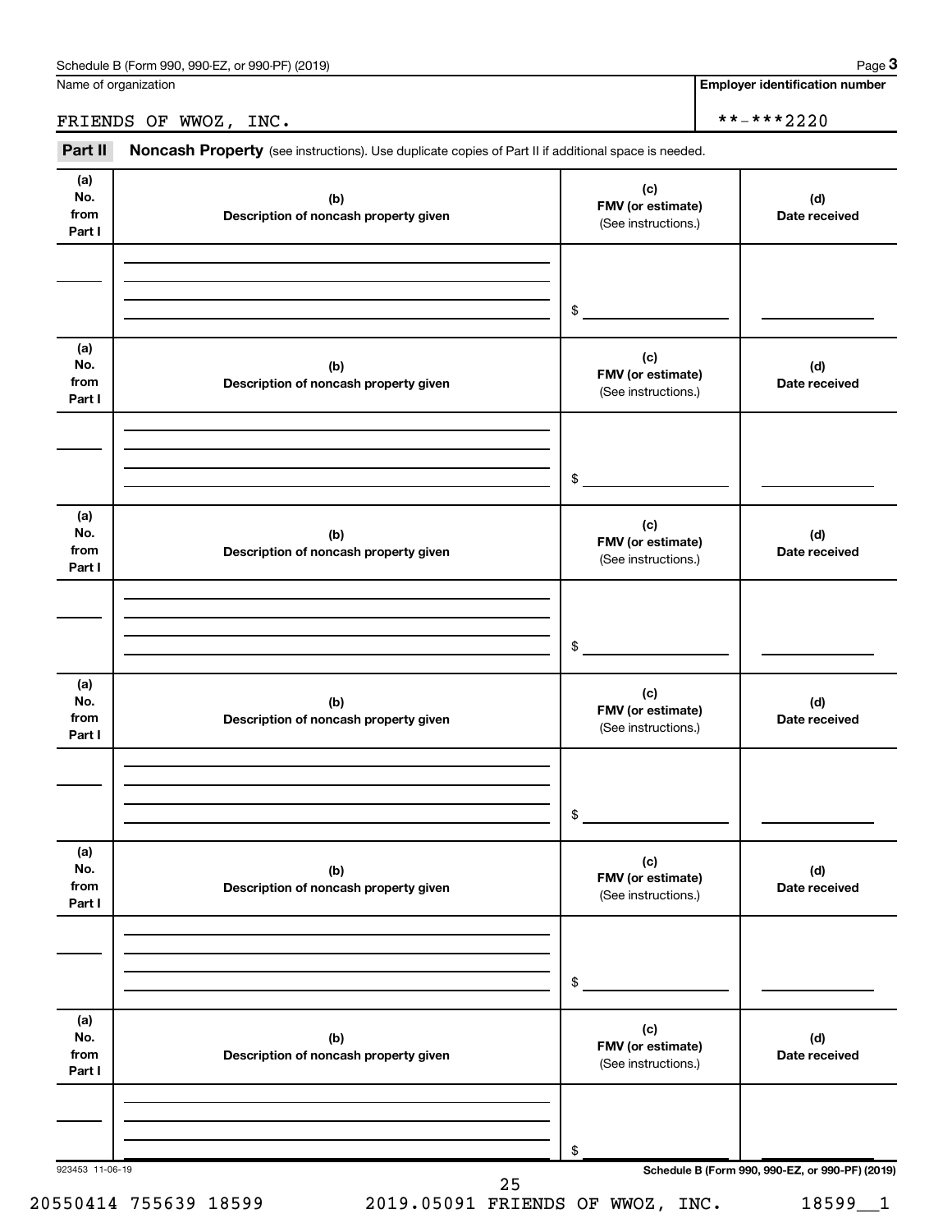Schedule B (Form 990, 990-EZ, or 990-PF) (2019) Page **3**

Name of organization

FRIENDS OF WWOZ, INC.

**Employer identification number**

**-***2220

**Part II** **Noncash Property** (see instructions). Use duplicate copies of Part II if additional space is needed.

| (a) No. from Part I | (b) Description of noncash property given | (c) FMV (or estimate) (See instructions.) | (d) Date received |
|---|---|---|---|
| | | $ | |

| (a) No. from Part I | (b) Description of noncash property given | (c) FMV (or estimate) (See instructions.) | (d) Date received |
|---|---|---|---|
| | | $ | |

| (a) No. from Part I | (b) Description of noncash property given | (c) FMV (or estimate) (See instructions.) | (d) Date received |
|---|---|---|---|
| | | $ | |

| (a) No. from Part I | (b) Description of noncash property given | (c) FMV (or estimate) (See instructions.) | (d) Date received |
|---|---|---|---|
| | | $ | |

| (a) No. from Part I | (b) Description of noncash property given | (c) FMV (or estimate) (See instructions.) | (d) Date received |
|---|---|---|---|
| | | $ | |

| (a) No. from Part I | (b) Description of noncash property given | (c) FMV (or estimate) (See instructions.) | (d) Date received |
|---|---|---|---|
| | | $ | |

923453 11-06-19

**Schedule B (Form 990, 990-EZ, or 990-PF) (2019)**

20550414 755639 18599 2019.05091 FRIENDS OF WWOZ, INC. 18599__1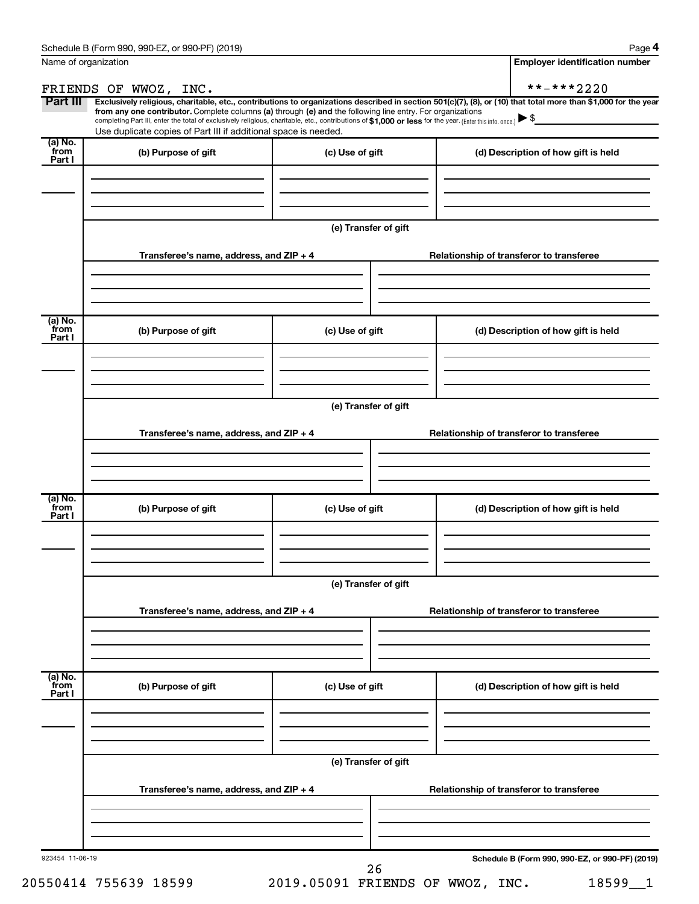Schedule B (Form 990, 990-EZ, or 990-PF) (2019)

Name of organization: FRIENDS OF WWOZ, INC.

Employer identification number: **-***2220

**Part III** **Exclusively religious, charitable, etc., contributions to organizations described in section 501(c)(7), (8), or (10) that total more than $1,000 for the year from any one contributor.** Complete columns **(a)** through **(e)** and the following line entry. For organizations completing Part III, enter the total of exclusively religious, charitable, etc., contributions of **$1,000 or less** for the year. (Enter this info. once.) ▶ $

Use duplicate copies of Part III if additional space is needed.

| (a) No. from Part I | (b) Purpose of gift | (c) Use of gift | (d) Description of how gift is held |
|---|---|---|---|
| | | | |

(e) Transfer of gift

| Transferee's name, address, and ZIP + 4 | Relationship of transferor to transferee |
|---|---|
| | |

| (a) No. from Part I | (b) Purpose of gift | (c) Use of gift | (d) Description of how gift is held |
|---|---|---|---|
| | | | |

(e) Transfer of gift

| Transferee's name, address, and ZIP + 4 | Relationship of transferor to transferee |
|---|---|
| | |

| (a) No. from Part I | (b) Purpose of gift | (c) Use of gift | (d) Description of how gift is held |
|---|---|---|---|
| | | | |

(e) Transfer of gift

| Transferee's name, address, and ZIP + 4 | Relationship of transferor to transferee |
|---|---|
| | |

| (a) No. from Part I | (b) Purpose of gift | (c) Use of gift | (d) Description of how gift is held |
|---|---|---|---|
| | | | |

(e) Transfer of gift

| Transferee's name, address, and ZIP + 4 | Relationship of transferor to transferee |
|---|---|
| | |

923454 11-06-19

Schedule B (Form 990, 990-EZ, or 990-PF) (2019)

20550414 755639 18599 2019.05091 FRIENDS OF WWOZ, INC. 18599__1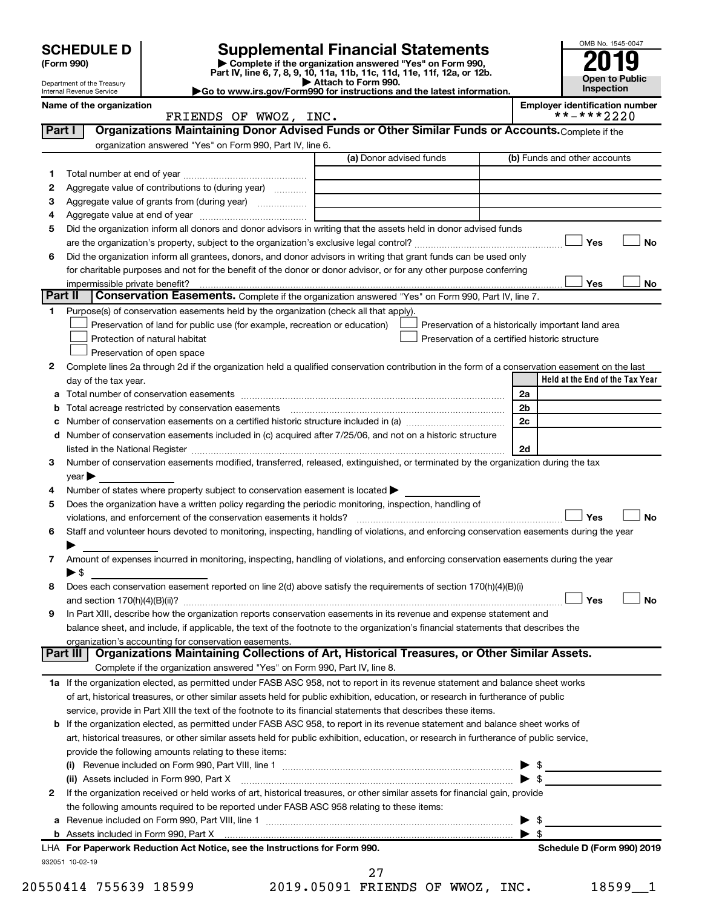# SCHEDULE D (Form 990)

Department of the Treasury
Internal Revenue Service

## Supplemental Financial Statements

▶ Complete if the organization answered "Yes" on Form 990, Part IV, line 6, 7, 8, 9, 10, 11a, 11b, 11c, 11d, 11e, 11f, 12a, or 12b.
▶ Attach to Form 990.
▶Go to www.irs.gov/Form990 for instructions and the latest information.

OMB No. 1545-0047
**2019**
**Open to Public Inspection**

**Name of the organization:** FRIENDS OF WWOZ, INC.
**Employer identification number:** **-***2220

### Part I Organizations Maintaining Donor Advised Funds or Other Similar Funds or Accounts. Complete if the organization answered "Yes" on Form 990, Part IV, line 6.

| | | (a) Donor advised funds | (b) Funds and other accounts |
|---|---|---|---|
| 1 | Total number at end of year | | |
| 2 | Aggregate value of contributions to (during year) | | |
| 3 | Aggregate value of grants from (during year) | | |
| 4 | Aggregate value at end of year | | |

5 Did the organization inform all donors and donor advisors in writing that the assets held in donor advised funds are the organization's property, subject to the organization's exclusive legal control? ☐ Yes ☐ No

6 Did the organization inform all grantees, donors, and donor advisors in writing that grant funds can be used only for charitable purposes and not for the benefit of the donor or donor advisor, or for any other purpose conferring impermissible private benefit? ☐ Yes ☐ No

### Part II Conservation Easements. Complete if the organization answered "Yes" on Form 990, Part IV, line 7.

1 Purpose(s) of conservation easements held by the organization (check all that apply).
- ☐ Preservation of land for public use (for example, recreation or education)
- ☐ Protection of natural habitat
- ☐ Preservation of open space
- ☐ Preservation of a historically important land area
- ☐ Preservation of a certified historic structure

2 Complete lines 2a through 2d if the organization held a qualified conservation contribution in the form of a conservation easement on the last day of the tax year.

| | | | Held at the End of the Tax Year |
|---|---|---|---|
| a | Total number of conservation easements | 2a | |
| b | Total acreage restricted by conservation easements | 2b | |
| c | Number of conservation easements on a certified historic structure included in (a) | 2c | |
| d | Number of conservation easements included in (c) acquired after 7/25/06, and not on a historic structure listed in the National Register | 2d | |

3 Number of conservation easements modified, transferred, released, extinguished, or terminated by the organization during the tax year ▶

4 Number of states where property subject to conservation easement is located ▶

5 Does the organization have a written policy regarding the periodic monitoring, inspection, handling of violations, and enforcement of the conservation easements it holds? ☐ Yes ☐ No

6 Staff and volunteer hours devoted to monitoring, inspecting, handling of violations, and enforcing conservation easements during the year ▶

7 Amount of expenses incurred in monitoring, inspecting, handling of violations, and enforcing conservation easements during the year ▶ $

8 Does each conservation easement reported on line 2(d) above satisfy the requirements of section 170(h)(4)(B)(i) and section 170(h)(4)(B)(ii)? ☐ Yes ☐ No

9 In Part XIII, describe how the organization reports conservation easements in its revenue and expense statement and balance sheet, and include, if applicable, the text of the footnote to the organization's financial statements that describes the organization's accounting for conservation easements.

### Part III Organizations Maintaining Collections of Art, Historical Treasures, or Other Similar Assets. Complete if the organization answered "Yes" on Form 990, Part IV, line 8.

1a If the organization elected, as permitted under FASB ASC 958, not to report in its revenue statement and balance sheet works of art, historical treasures, or other similar assets held for public exhibition, education, or research in furtherance of public service, provide in Part XIII the text of the footnote to its financial statements that describes these items.

b If the organization elected, as permitted under FASB ASC 958, to report in its revenue statement and balance sheet works of art, historical treasures, or other similar assets held for public exhibition, education, or research in furtherance of public service, provide the following amounts relating to these items:

(i) Revenue included on Form 990, Part VIII, line 1 ▶ $

(ii) Assets included in Form 990, Part X ▶ $

2 If the organization received or held works of art, historical treasures, or other similar assets for financial gain, provide the following amounts required to be reported under FASB ASC 958 relating to these items:

a Revenue included on Form 990, Part VIII, line 1 ▶ $

b Assets included in Form 990, Part X ▶ $

LHA For Paperwork Reduction Act Notice, see the Instructions for Form 990. Schedule D (Form 990) 2019

932051 10-02-19

20550414 755639 18599 2019.05091 FRIENDS OF WWOZ, INC. 18599__1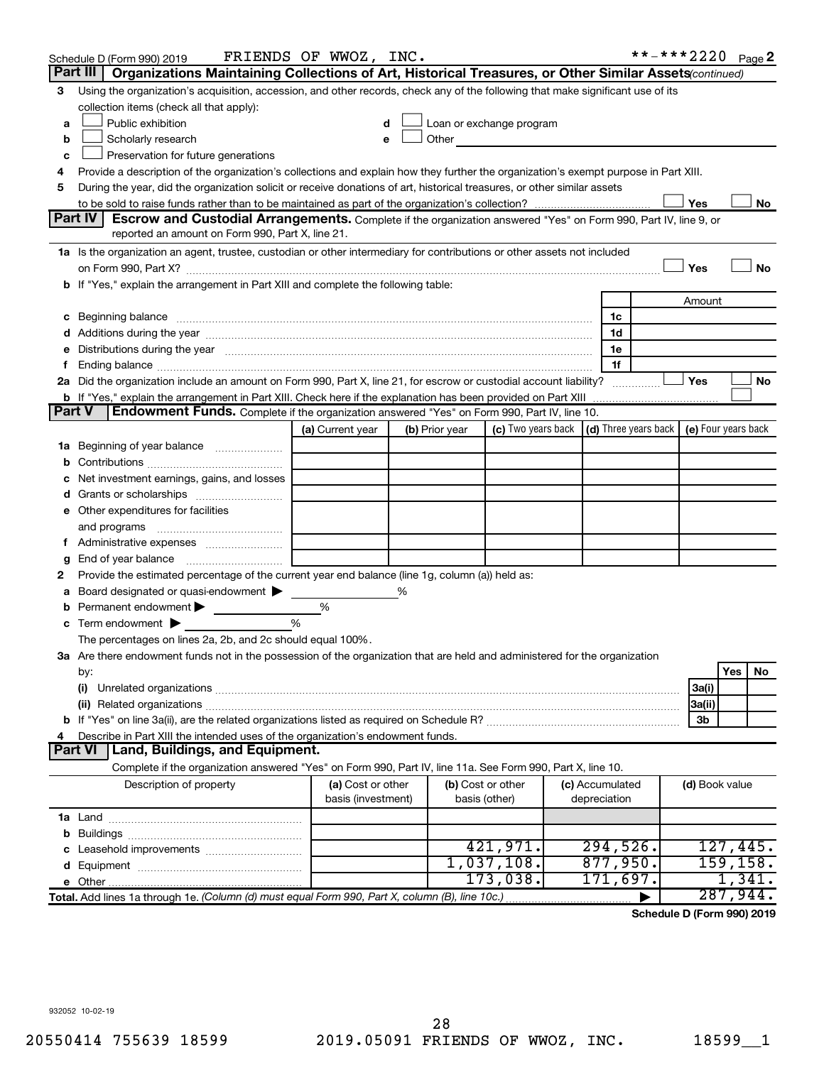Schedule D (Form 990) 2019 FRIENDS OF WWOZ, INC. **-***2220 Page 2

## Part III Organizations Maintaining Collections of Art, Historical Treasures, or Other Similar Assets *(continued)*

3 Using the organization's acquisition, accession, and other records, check any of the following that make significant use of its collection items (check all that apply):

- a ☐ Public exhibition
- b ☐ Scholarly research
- c ☐ Preservation for future generations
- d ☐ Loan or exchange program
- e ☐ Other

4 Provide a description of the organization's collections and explain how they further the organization's exempt purpose in Part XIII.

5 During the year, did the organization solicit or receive donations of art, historical treasures, or other similar assets to be sold to raise funds rather than to be maintained as part of the organization's collection? ☐ Yes ☐ No

## Part IV Escrow and Custodial Arrangements.

Complete if the organization answered "Yes" on Form 990, Part IV, line 9, or reported an amount on Form 990, Part X, line 21.

1a Is the organization an agent, trustee, custodian or other intermediary for contributions or other assets not included on Form 990, Part X? ☐ Yes ☐ No

b If "Yes," explain the arrangement in Part XIII and complete the following table:

| | | | Amount |
|---|---|---|---|
| c | Beginning balance | 1c | |
| d | Additions during the year | 1d | |
| e | Distributions during the year | 1e | |
| f | Ending balance | 1f | |

2a Did the organization include an amount on Form 990, Part X, line 21, for escrow or custodial account liability? ☐ Yes ☐ No

b If "Yes," explain the arrangement in Part XIII. Check here if the explanation has been provided on Part XIII ☐

## Part V Endowment Funds.

Complete if the organization answered "Yes" on Form 990, Part IV, line 10.

| | | (a) Current year | (b) Prior year | (c) Two years back | (d) Three years back | (e) Four years back |
|---|---|---|---|---|---|---|
| 1a | Beginning of year balance | | | | | |
| b | Contributions | | | | | |
| c | Net investment earnings, gains, and losses | | | | | |
| d | Grants or scholarships | | | | | |
| e | Other expenditures for facilities and programs | | | | | |
| f | Administrative expenses | | | | | |
| g | End of year balance | | | | | |

2 Provide the estimated percentage of the current year end balance (line 1g, column (a)) held as:

- a Board designated or quasi-endowment ▶ %
- b Permanent endowment ▶ %
- c Term endowment ▶ %

The percentages on lines 2a, 2b, and 2c should equal 100%.

3a Are there endowment funds not in the possession of the organization that are held and administered for the organization by:

| | | | Yes | No |
|---|---|---|---|---|
| (i) | Unrelated organizations | 3a(i) | | |
| (ii) | Related organizations | 3a(ii) | | |
| b | If "Yes" on line 3a(ii), are the related organizations listed as required on Schedule R? | 3b | | |

4 Describe in Part XIII the intended uses of the organization's endowment funds.

## Part VI Land, Buildings, and Equipment.

Complete if the organization answered "Yes" on Form 990, Part IV, line 11a. See Form 990, Part X, line 10.

| Description of property | (a) Cost or other basis (investment) | (b) Cost or other basis (other) | (c) Accumulated depreciation | (d) Book value |
|---|---|---|---|---|
| 1a Land | | | | |
| b Buildings | | | | |
| c Leasehold improvements | | 421,971. | 294,526. | 127,445. |
| d Equipment | | 1,037,108. | 877,950. | 159,158. |
| e Other | | 173,038. | 171,697. | 1,341. |
| **Total.** Add lines 1a through 1e. *(Column (d) must equal Form 990, Part X, column (B), line 10c.)* | | | ▶ | 287,944. |

**Schedule D (Form 990) 2019**

932052 10-02-19

20550414 755639 18599 2019.05091 FRIENDS OF WWOZ, INC. 18599__1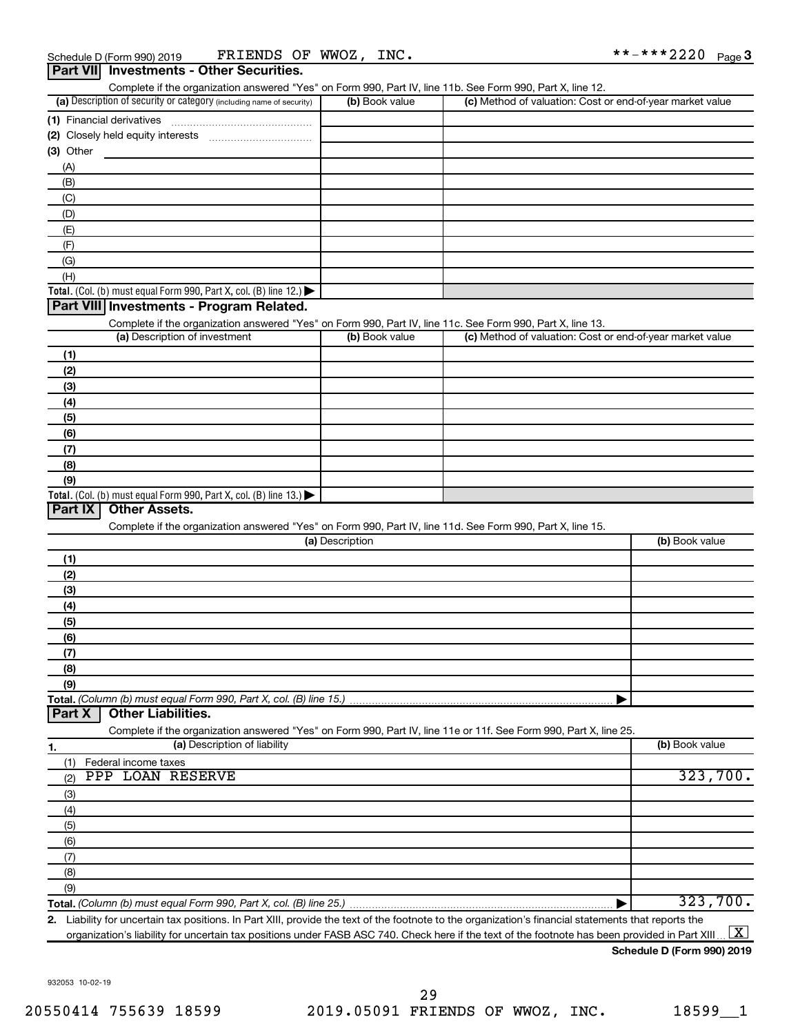Schedule D (Form 990) 2019 FRIENDS OF WWOZ, INC. **-***2220 Page 3

## Part VII Investments - Other Securities.

Complete if the organization answered "Yes" on Form 990, Part IV, line 11b. See Form 990, Part X, line 12.

| (a) Description of security or category (including name of security) | (b) Book value | (c) Method of valuation: Cost or end-of-year market value |
|---|---|---|
| (1) Financial derivatives | | |
| (2) Closely held equity interests | | |
| (3) Other | | |
| (A) | | |
| (B) | | |
| (C) | | |
| (D) | | |
| (E) | | |
| (F) | | |
| (G) | | |
| (H) | | |
| **Total.** (Col. (b) must equal Form 990, Part X, col. (B) line 12.) ▶ | | |

## Part VIII Investments - Program Related.

Complete if the organization answered "Yes" on Form 990, Part IV, line 11c. See Form 990, Part X, line 13.

| (a) Description of investment | (b) Book value | (c) Method of valuation: Cost or end-of-year market value |
|---|---|---|
| (1) | | |
| (2) | | |
| (3) | | |
| (4) | | |
| (5) | | |
| (6) | | |
| (7) | | |
| (8) | | |
| (9) | | |
| **Total.** (Col. (b) must equal Form 990, Part X, col. (B) line 13.) ▶ | | |

## Part IX Other Assets.

Complete if the organization answered "Yes" on Form 990, Part IV, line 11d. See Form 990, Part X, line 15.

| (a) Description | (b) Book value |
|---|---|
| (1) | |
| (2) | |
| (3) | |
| (4) | |
| (5) | |
| (6) | |
| (7) | |
| (8) | |
| (9) | |
| **Total.** *(Column (b) must equal Form 990, Part X, col. (B) line 15.)* ▶ | |

## Part X Other Liabilities.

Complete if the organization answered "Yes" on Form 990, Part IV, line 11e or 11f. See Form 990, Part X, line 25.

| 1. (a) Description of liability | (b) Book value |
|---|---|
| (1) Federal income taxes | |
| (2) PPP LOAN RESERVE | 323,700. |
| (3) | |
| (4) | |
| (5) | |
| (6) | |
| (7) | |
| (8) | |
| (9) | |
| **Total.** *(Column (b) must equal Form 990, Part X, col. (B) line 25.)* ▶ | 323,700. |

**2.** Liability for uncertain tax positions. In Part XIII, provide the text of the footnote to the organization's financial statements that reports the organization's liability for uncertain tax positions under FASB ASC 740. Check here if the text of the footnote has been provided in Part XIII [X]

**Schedule D (Form 990) 2019**

932053 10-02-19

20550414 755639 18599 2019.05091 FRIENDS OF WWOZ, INC. 18599__1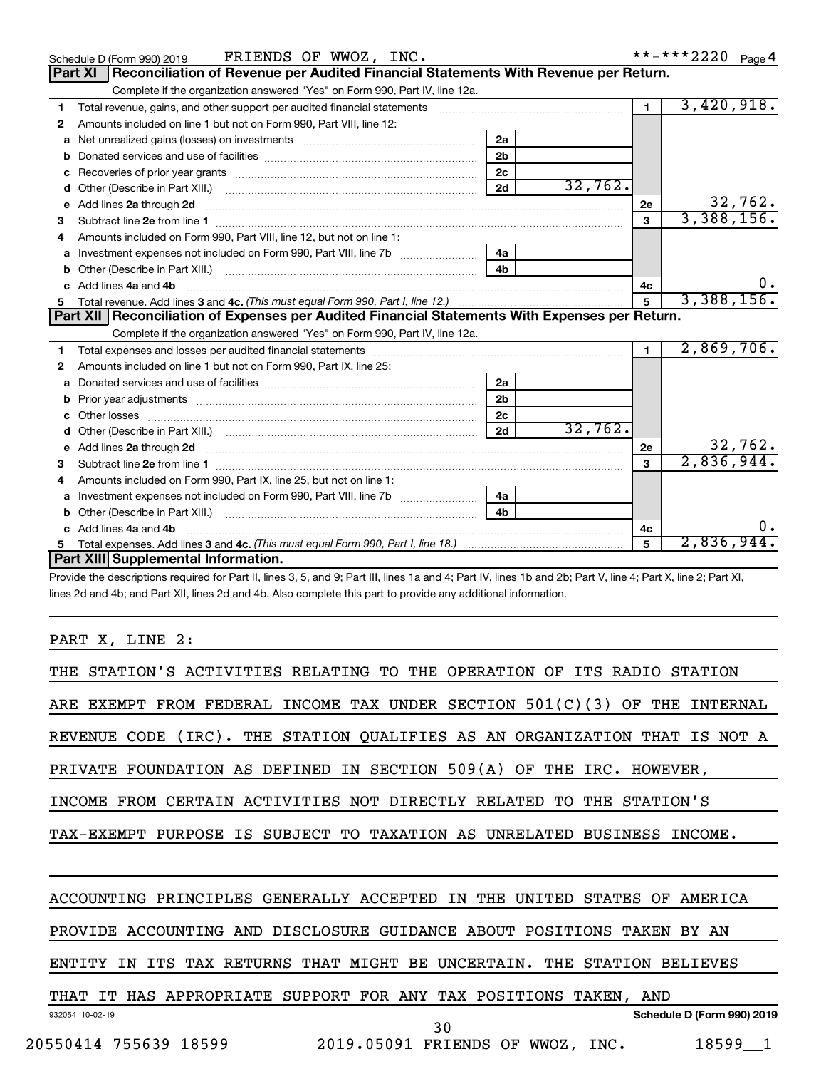Schedule D (Form 990) 2019 FRIENDS OF WWOZ, INC. **-***2220 Page 4

## Part XI Reconciliation of Revenue per Audited Financial Statements With Revenue per Return.

Complete if the organization answered "Yes" on Form 990, Part IV, line 12a.

| | | | | | |
|---|---|---|---|---|---|
| 1 | Total revenue, gains, and other support per audited financial statements | | | 1 | 3,420,918. |
| 2 | Amounts included on line 1 but not on Form 990, Part VIII, line 12: | | | | |
| a | Net unrealized gains (losses) on investments | 2a | | | |
| b | Donated services and use of facilities | 2b | | | |
| c | Recoveries of prior year grants | 2c | | | |
| d | Other (Describe in Part XIII.) | 2d | 32,762. | | |
| e | Add lines 2a through 2d | | | 2e | 32,762. |
| 3 | Subtract line 2e from line 1 | | | 3 | 3,388,156. |
| 4 | Amounts included on Form 990, Part VIII, line 12, but not on line 1: | | | | |
| a | Investment expenses not included on Form 990, Part VIII, line 7b | 4a | | | |
| b | Other (Describe in Part XIII.) | 4b | | | |
| c | Add lines 4a and 4b | | | 4c | 0. |
| 5 | Total revenue. Add lines 3 and 4c. *(This must equal Form 990, Part I, line 12.)* | | | 5 | 3,388,156. |

## Part XII Reconciliation of Expenses per Audited Financial Statements With Expenses per Return.

Complete if the organization answered "Yes" on Form 990, Part IV, line 12a.

| | | | | | |
|---|---|---|---|---|---|
| 1 | Total expenses and losses per audited financial statements | | | 1 | 2,869,706. |
| 2 | Amounts included on line 1 but not on Form 990, Part IX, line 25: | | | | |
| a | Donated services and use of facilities | 2a | | | |
| b | Prior year adjustments | 2b | | | |
| c | Other losses | 2c | | | |
| d | Other (Describe in Part XIII.) | 2d | 32,762. | | |
| e | Add lines 2a through 2d | | | 2e | 32,762. |
| 3 | Subtract line 2e from line 1 | | | 3 | 2,836,944. |
| 4 | Amounts included on Form 990, Part IX, line 25, but not on line 1: | | | | |
| a | Investment expenses not included on Form 990, Part VIII, line 7b | 4a | | | |
| b | Other (Describe in Part XIII.) | 4b | | | |
| c | Add lines 4a and 4b | | | 4c | 0. |
| 5 | Total expenses. Add lines 3 and 4c. *(This must equal Form 990, Part I, line 18.)* | | | 5 | 2,836,944. |

## Part XIII Supplemental Information.

Provide the descriptions required for Part II, lines 3, 5, and 9; Part III, lines 1a and 4; Part IV, lines 1b and 2b; Part V, line 4; Part X, line 2; Part XI, lines 2d and 4b; and Part XII, lines 2d and 4b. Also complete this part to provide any additional information.

PART X, LINE 2:

THE STATION'S ACTIVITIES RELATING TO THE OPERATION OF ITS RADIO STATION ARE EXEMPT FROM FEDERAL INCOME TAX UNDER SECTION 501(C)(3) OF THE INTERNAL REVENUE CODE (IRC). THE STATION QUALIFIES AS AN ORGANIZATION THAT IS NOT A PRIVATE FOUNDATION AS DEFINED IN SECTION 509(A) OF THE IRC. HOWEVER, INCOME FROM CERTAIN ACTIVITIES NOT DIRECTLY RELATED TO THE STATION'S TAX-EXEMPT PURPOSE IS SUBJECT TO TAXATION AS UNRELATED BUSINESS INCOME.

ACCOUNTING PRINCIPLES GENERALLY ACCEPTED IN THE UNITED STATES OF AMERICA PROVIDE ACCOUNTING AND DISCLOSURE GUIDANCE ABOUT POSITIONS TAKEN BY AN ENTITY IN ITS TAX RETURNS THAT MIGHT BE UNCERTAIN. THE STATION BELIEVES THAT IT HAS APPROPRIATE SUPPORT FOR ANY TAX POSITIONS TAKEN, AND

932054 10-02-19 Schedule D (Form 990) 2019

20550414 755639 18599 2019.05091 FRIENDS OF WWOZ, INC. 18599__1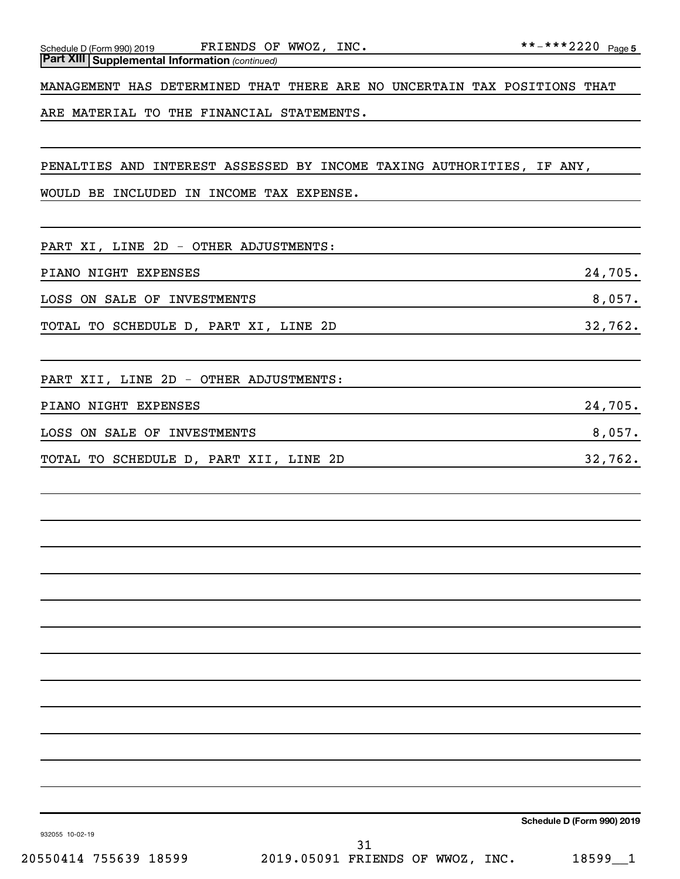**Part XIII** **Supplemental Information** *(continued)*

MANAGEMENT HAS DETERMINED THAT THERE ARE NO UNCERTAIN TAX POSITIONS THAT ARE MATERIAL TO THE FINANCIAL STATEMENTS.

PENALTIES AND INTEREST ASSESSED BY INCOME TAXING AUTHORITIES, IF ANY, WOULD BE INCLUDED IN INCOME TAX EXPENSE.

PART XI, LINE 2D - OTHER ADJUSTMENTS:

| | |
|---|---|
| PIANO NIGHT EXPENSES | 24,705. |
| LOSS ON SALE OF INVESTMENTS | 8,057. |
| TOTAL TO SCHEDULE D, PART XI, LINE 2D | 32,762. |

PART XII, LINE 2D - OTHER ADJUSTMENTS:

| | |
|---|---|
| PIANO NIGHT EXPENSES | 24,705. |
| LOSS ON SALE OF INVESTMENTS | 8,057. |
| TOTAL TO SCHEDULE D, PART XII, LINE 2D | 32,762. |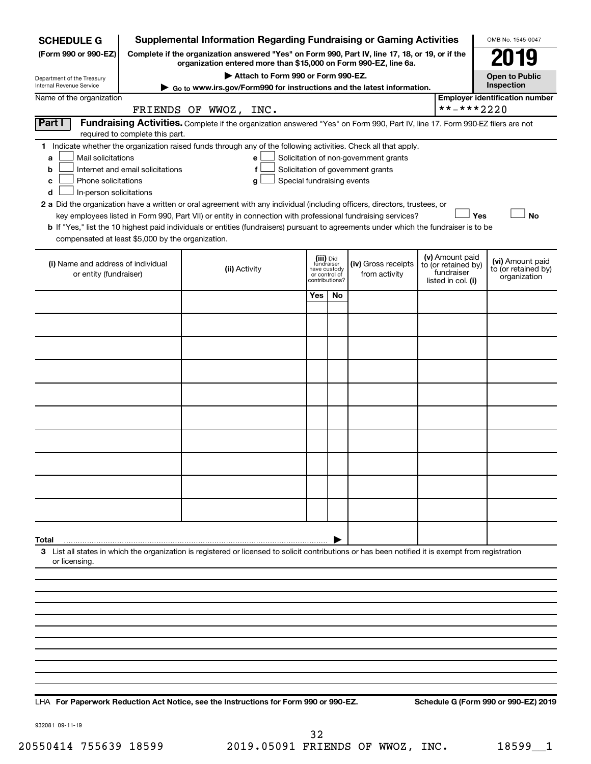**SCHEDULE G**
**(Form 990 or 990-EZ)**

Department of the Treasury
Internal Revenue Service

# Supplemental Information Regarding Fundraising or Gaming Activities

**Complete if the organization answered "Yes" on Form 990, Part IV, line 17, 18, or 19, or if the organization entered more than $15,000 on Form 990-EZ, line 6a.**

**▶ Attach to Form 990 or Form 990-EZ.**

**▶ Go to www.irs.gov/Form990 for instructions and the latest information.**

OMB No. 1545-0047

**2019**

**Open to Public Inspection**

Name of the organization: FRIENDS OF WWOZ, INC.

**Employer identification number:** **-***2220

**Part I** **Fundraising Activities.** Complete if the organization answered "Yes" on Form 990, Part IV, line 17. Form 990-EZ filers are not required to complete this part.

**1** Indicate whether the organization raised funds through any of the following activities. Check all that apply.

- **a** ☐ Mail solicitations
- **b** ☐ Internet and email solicitations
- **c** ☐ Phone solicitations
- **d** ☐ In-person solicitations
- **e** ☐ Solicitation of non-government grants
- **f** ☐ Solicitation of government grants
- **g** ☐ Special fundraising events

**2 a** Did the organization have a written or oral agreement with any individual (including officers, directors, trustees, or key employees listed in Form 990, Part VII) or entity in connection with professional fundraising services? ☐ **Yes** ☐ **No**

**b** If "Yes," list the 10 highest paid individuals or entities (fundraisers) pursuant to agreements under which the fundraiser is to be compensated at least $5,000 by the organization.

| (i) Name and address of individual or entity (fundraiser) | (ii) Activity | (iii) Did fundraiser have custody or control of contributions? Yes | No | (iv) Gross receipts from activity | (v) Amount paid to (or retained by) fundraiser listed in col. (i) | (vi) Amount paid to (or retained by) organization |
|---|---|---|---|---|---|---|
| | | | | | | |
| | | | | | | |
| | | | | | | |
| | | | | | | |
| | | | | | | |
| | | | | | | |
| | | | | | | |
| | | | | | | |
| | | | | | | |
| | | | | | | |
| **Total** ▶ | | | | | | |

**3** List all states in which the organization is registered or licensed to solicit contributions or has been notified it is exempt from registration or licensing.

LHA **For Paperwork Reduction Act Notice, see the Instructions for Form 990 or 990-EZ.** **Schedule G (Form 990 or 990-EZ) 2019**

932081 09-11-19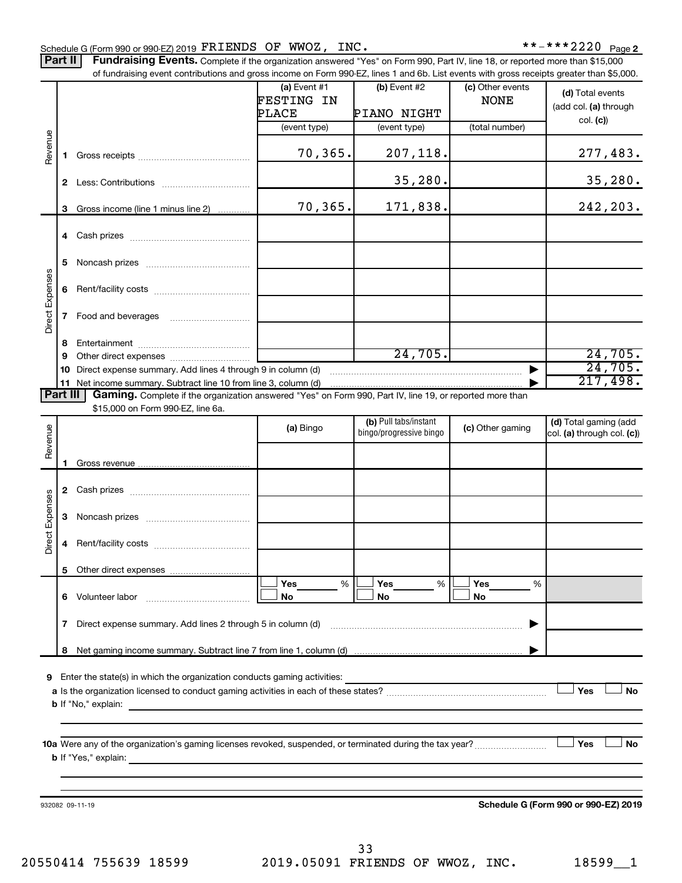Schedule G (Form 990 or 990-EZ) 2019 FRIENDS OF WWOZ, INC. **-***2220 Page 2

**Part II** **Fundraising Events.** Complete if the organization answered "Yes" on Form 990, Part IV, line 18, or reported more than $15,000 of fundraising event contributions and gross income on Form 990-EZ, lines 1 and 6b. List events with gross receipts greater than $5,000.

| | | (a) Event #1 FESTING IN PLACE (event type) | (b) Event #2 PIANO NIGHT (event type) | (c) Other events NONE (total number) | (d) Total events (add col. (a) through col. (c)) |
|---|---|---|---|---|---|
| Revenue | 1 Gross receipts | 70,365. | 207,118. | | 277,483. |
| | 2 Less: Contributions | | 35,280. | | 35,280. |
| | 3 Gross income (line 1 minus line 2) | 70,365. | 171,838. | | 242,203. |
| Direct Expenses | 4 Cash prizes | | | | |
| | 5 Noncash prizes | | | | |
| | 6 Rent/facility costs | | | | |
| | 7 Food and beverages | | | | |
| | 8 Entertainment | | | | |
| | 9 Other direct expenses | | 24,705. | | 24,705. |
| | 10 Direct expense summary. Add lines 4 through 9 in column (d) | | | | 24,705. |
| | 11 Net income summary. Subtract line 10 from line 3, column (d) | | | | 217,498. |

**Part III** **Gaming.** Complete if the organization answered "Yes" on Form 990, Part IV, line 19, or reported more than $15,000 on Form 990-EZ, line 6a.

| | | (a) Bingo | (b) Pull tabs/instant bingo/progressive bingo | (c) Other gaming | (d) Total gaming (add col. (a) through col. (c)) |
|---|---|---|---|---|---|
| Revenue | 1 Gross revenue | | | | |
| Direct Expenses | 2 Cash prizes | | | | |
| | 3 Noncash prizes | | | | |
| | 4 Rent/facility costs | | | | |
| | 5 Other direct expenses | | | | |
| | 6 Volunteer labor | ☐ Yes ___ % ☐ No | ☐ Yes ___ % ☐ No | ☐ Yes ___ % ☐ No | |
| | 7 Direct expense summary. Add lines 2 through 5 in column (d) | | | | |
| | 8 Net gaming income summary. Subtract line 7 from line 1, column (d) | | | | |

9 Enter the state(s) in which the organization conducts gaming activities:

a Is the organization licensed to conduct gaming activities in each of these states? ☐ Yes ☐ No

b If "No," explain:

10a Were any of the organization's gaming licenses revoked, suspended, or terminated during the tax year? ☐ Yes ☐ No

b If "Yes," explain:

932082 09-11-19 **Schedule G (Form 990 or 990-EZ) 2019**

20550414 755639 18599 2019.05091 FRIENDS OF WWOZ, INC. 18599__1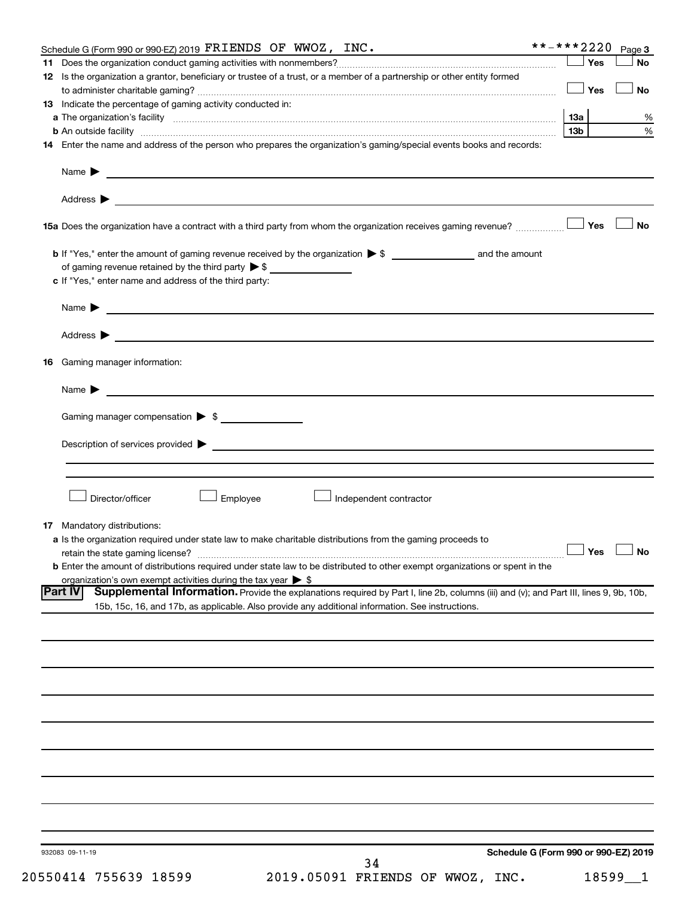Schedule G (Form 990 or 990-EZ) 2019 FRIENDS OF WWOZ, INC. **-***2220 Page **3**

**11** Does the organization conduct gaming activities with nonmembers? ☐ Yes ☐ No

**12** Is the organization a grantor, beneficiary or trustee of a trust, or a member of a partnership or other entity formed to administer charitable gaming? ☐ Yes ☐ No

**13** Indicate the percentage of gaming activity conducted in:

**a** The organization's facility **13a** %

**b** An outside facility **13b** %

**14** Enter the name and address of the person who prepares the organization's gaming/special events books and records:

Name ▶

Address ▶

**15a** Does the organization have a contract with a third party from whom the organization receives gaming revenue? ☐ Yes ☐ No

**b** If "Yes," enter the amount of gaming revenue received by the organization ▶ $ ______ and the amount of gaming revenue retained by the third party ▶ $ ______

**c** If "Yes," enter name and address of the third party:

Name ▶

Address ▶

**16** Gaming manager information:

Name ▶

Gaming manager compensation ▶ $

Description of services provided ▶

☐ Director/officer ☐ Employee ☐ Independent contractor

**17** Mandatory distributions:

**a** Is the organization required under state law to make charitable distributions from the gaming proceeds to retain the state gaming license? ☐ Yes ☐ No

**b** Enter the amount of distributions required under state law to be distributed to other exempt organizations or spent in the organization's own exempt activities during the tax year ▶ $

**Part IV** **Supplemental Information.** Provide the explanations required by Part I, line 2b, columns (iii) and (v); and Part III, lines 9, 9b, 10b, 15b, 15c, 16, and 17b, as applicable. Also provide any additional information. See instructions.

932083 09-11-19 **Schedule G (Form 990 or 990-EZ) 2019**

20550414 755639 18599 2019.05091 FRIENDS OF WWOZ, INC. 18599__1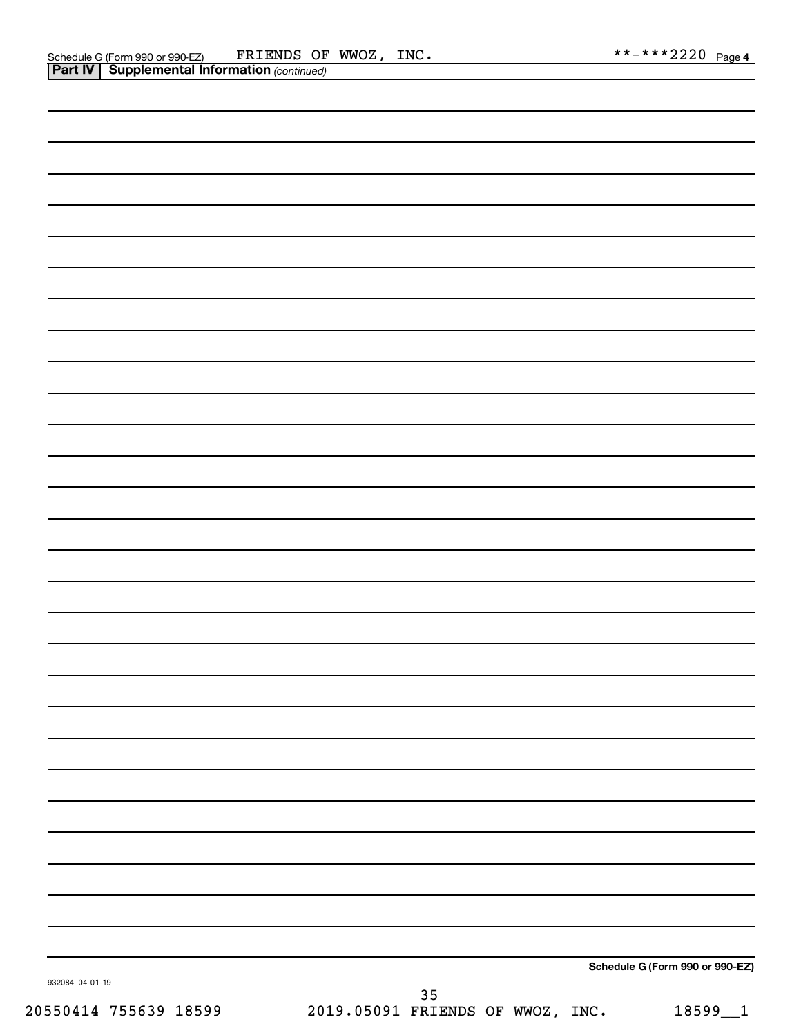Schedule G (Form 990 or 990-EZ) FRIENDS OF WWOZ, INC. **-***2220 Page 4

**Part IV | Supplemental Information** *(continued)*

**Schedule G (Form 990 or 990-EZ)**

932084 04-01-19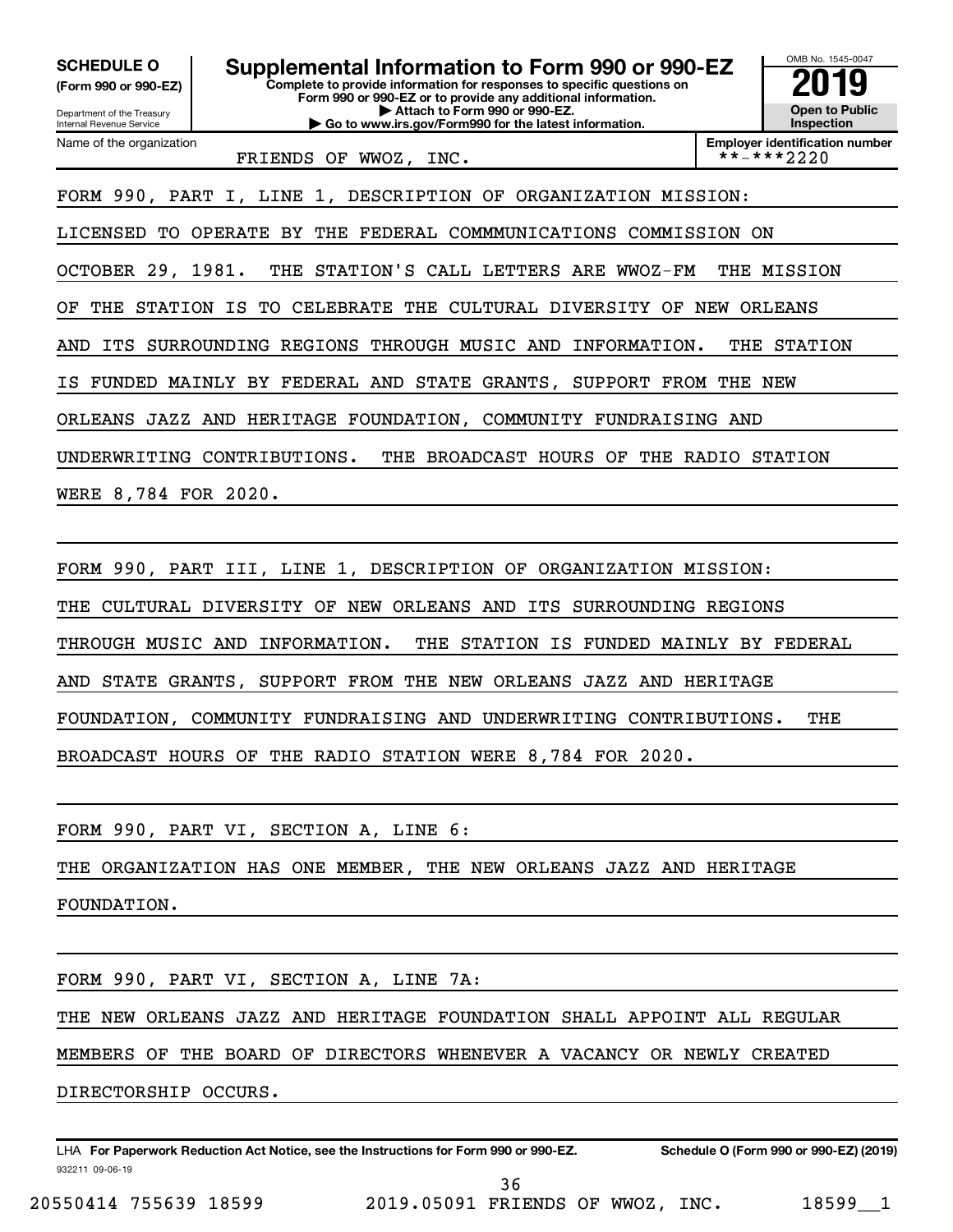**SCHEDULE O** (Form 990 or 990-EZ)

Department of the Treasury
Internal Revenue Service

# Supplemental Information to Form 990 or 990-EZ

**Complete to provide information for responses to specific questions on Form 990 or 990-EZ or to provide any additional information.**
**▶ Attach to Form 990 or 990-EZ.**
**▶ Go to www.irs.gov/Form990 for the latest information.**

OMB No. 1545-0047

**2019**

**Open to Public Inspection**

Name of the organization: FRIENDS OF WWOZ, INC.

**Employer identification number**: **-***2220

FORM 990, PART I, LINE 1, DESCRIPTION OF ORGANIZATION MISSION:
LICENSED TO OPERATE BY THE FEDERAL COMMMUNICATIONS COMMISSION ON OCTOBER 29, 1981. THE STATION'S CALL LETTERS ARE WWOZ-FM THE MISSION OF THE STATION IS TO CELEBRATE THE CULTURAL DIVERSITY OF NEW ORLEANS AND ITS SURROUNDING REGIONS THROUGH MUSIC AND INFORMATION. THE STATION IS FUNDED MAINLY BY FEDERAL AND STATE GRANTS, SUPPORT FROM THE NEW ORLEANS JAZZ AND HERITAGE FOUNDATION, COMMUNITY FUNDRAISING AND UNDERWRITING CONTRIBUTIONS. THE BROADCAST HOURS OF THE RADIO STATION WERE 8,784 FOR 2020.

FORM 990, PART III, LINE 1, DESCRIPTION OF ORGANIZATION MISSION:
THE CULTURAL DIVERSITY OF NEW ORLEANS AND ITS SURROUNDING REGIONS THROUGH MUSIC AND INFORMATION. THE STATION IS FUNDED MAINLY BY FEDERAL AND STATE GRANTS, SUPPORT FROM THE NEW ORLEANS JAZZ AND HERITAGE FOUNDATION, COMMUNITY FUNDRAISING AND UNDERWRITING CONTRIBUTIONS. THE BROADCAST HOURS OF THE RADIO STATION WERE 8,784 FOR 2020.

FORM 990, PART VI, SECTION A, LINE 6:
THE ORGANIZATION HAS ONE MEMBER, THE NEW ORLEANS JAZZ AND HERITAGE FOUNDATION.

FORM 990, PART VI, SECTION A, LINE 7A:
THE NEW ORLEANS JAZZ AND HERITAGE FOUNDATION SHALL APPOINT ALL REGULAR MEMBERS OF THE BOARD OF DIRECTORS WHENEVER A VACANCY OR NEWLY CREATED DIRECTORSHIP OCCURS.

LHA **For Paperwork Reduction Act Notice, see the Instructions for Form 990 or 990-EZ.** **Schedule O (Form 990 or 990-EZ) (2019)**

932211 09-06-19

20550414 755639 18599 2019.05091 FRIENDS OF WWOZ, INC. 18599__1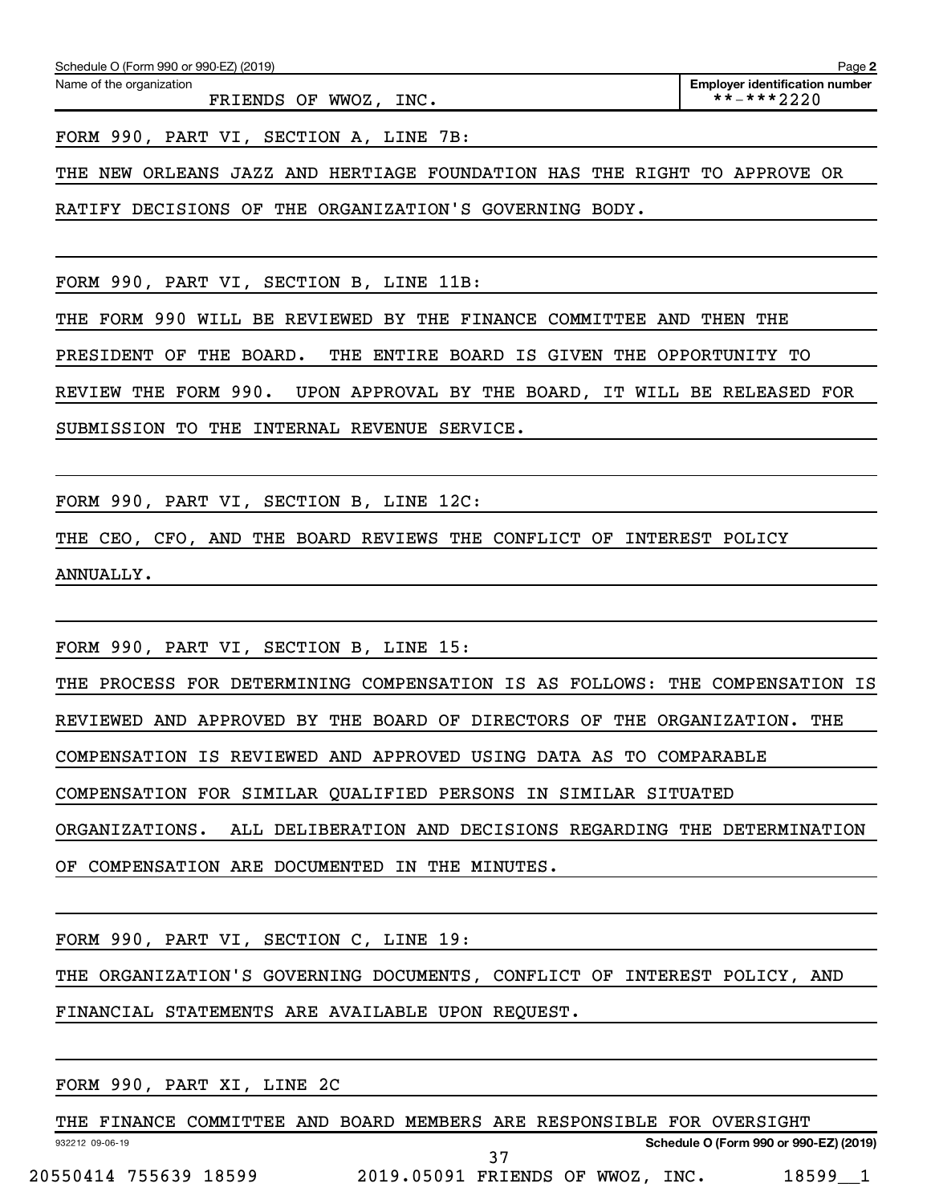Schedule O (Form 990 or 990-EZ) (2019) Page **2**

Name of the organization: FRIENDS OF WWOZ, INC.

**Employer identification number**: **-***2220

FORM 990, PART VI, SECTION A, LINE 7B:

THE NEW ORLEANS JAZZ AND HERTIAGE FOUNDATION HAS THE RIGHT TO APPROVE OR RATIFY DECISIONS OF THE ORGANIZATION'S GOVERNING BODY.

FORM 990, PART VI, SECTION B, LINE 11B:

THE FORM 990 WILL BE REVIEWED BY THE FINANCE COMMITTEE AND THEN THE PRESIDENT OF THE BOARD. THE ENTIRE BOARD IS GIVEN THE OPPORTUNITY TO REVIEW THE FORM 990. UPON APPROVAL BY THE BOARD, IT WILL BE RELEASED FOR SUBMISSION TO THE INTERNAL REVENUE SERVICE.

FORM 990, PART VI, SECTION B, LINE 12C:

THE CEO, CFO, AND THE BOARD REVIEWS THE CONFLICT OF INTEREST POLICY ANNUALLY.

FORM 990, PART VI, SECTION B, LINE 15:

THE PROCESS FOR DETERMINING COMPENSATION IS AS FOLLOWS: THE COMPENSATION IS REVIEWED AND APPROVED BY THE BOARD OF DIRECTORS OF THE ORGANIZATION. THE COMPENSATION IS REVIEWED AND APPROVED USING DATA AS TO COMPARABLE COMPENSATION FOR SIMILAR QUALIFIED PERSONS IN SIMILAR SITUATED ORGANIZATIONS. ALL DELIBERATION AND DECISIONS REGARDING THE DETERMINATION OF COMPENSATION ARE DOCUMENTED IN THE MINUTES.

FORM 990, PART VI, SECTION C, LINE 19:

THE ORGANIZATION'S GOVERNING DOCUMENTS, CONFLICT OF INTEREST POLICY, AND FINANCIAL STATEMENTS ARE AVAILABLE UPON REQUEST.

FORM 990, PART XI, LINE 2C

THE FINANCE COMMITTEE AND BOARD MEMBERS ARE RESPONSIBLE FOR OVERSIGHT

932212 09-06-19 **Schedule O (Form 990 or 990-EZ) (2019)**

20550414 755639 18599 2019.05091 FRIENDS OF WWOZ, INC. 18599__1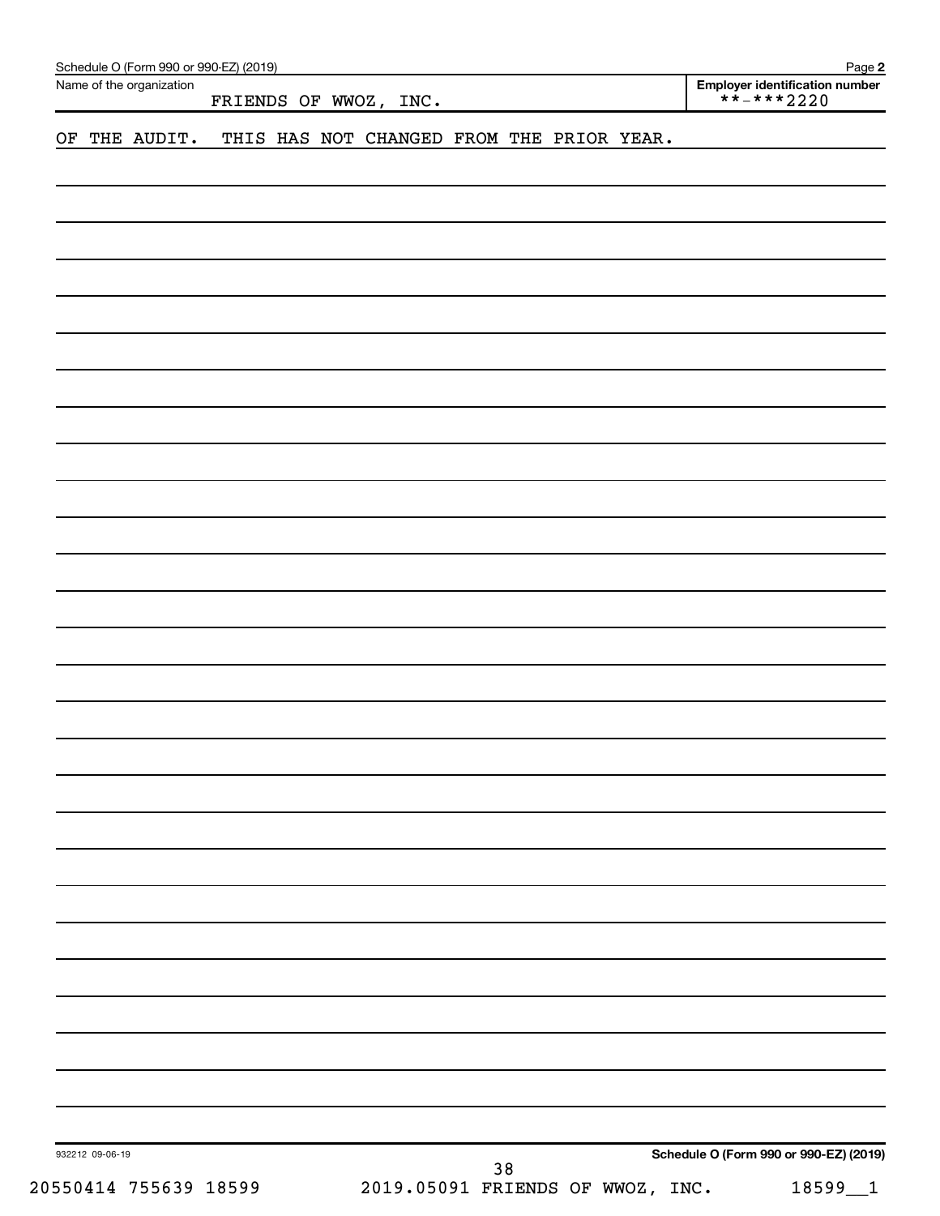Schedule O (Form 990 or 990-EZ) (2019)

Name of the organization: FRIENDS OF WWOZ, INC.

Employer identification number: **-***2220

OF THE AUDIT. THIS HAS NOT CHANGED FROM THE PRIOR YEAR.

932212 09-06-19

Schedule O (Form 990 or 990-EZ) (2019)

20550414 755639 18599 2019.05091 FRIENDS OF WWOZ, INC. 18599__1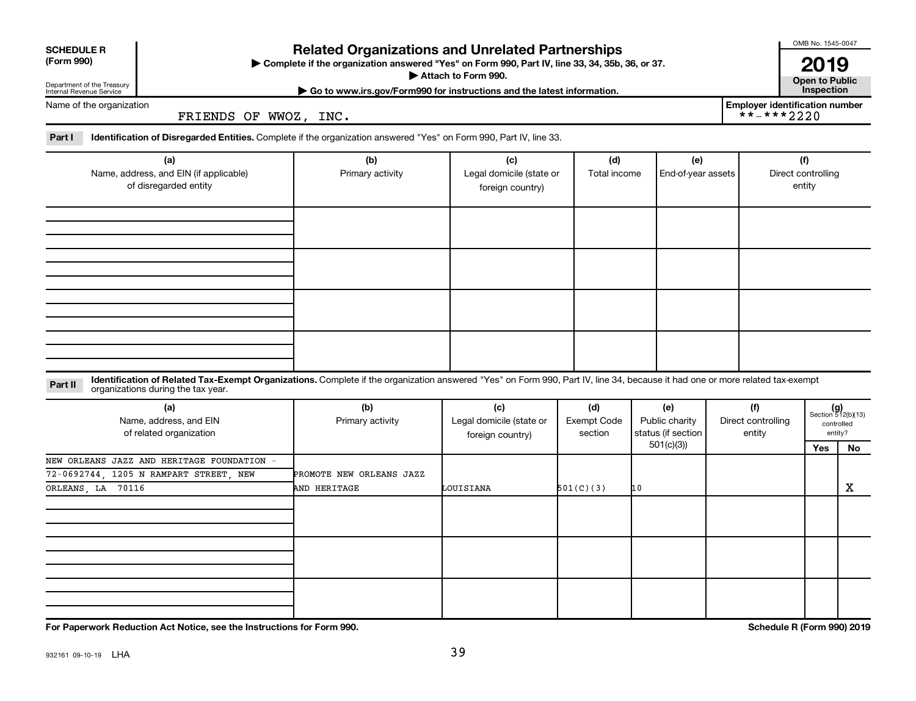**SCHEDULE R (Form 990)**

Department of the Treasury
Internal Revenue Service

# Related Organizations and Unrelated Partnerships

▶ Complete if the organization answered "Yes" on Form 990, Part IV, line 33, 34, 35b, 36, or 37.
▶ Attach to Form 990.
▶ Go to www.irs.gov/Form990 for instructions and the latest information.

OMB No. 1545-0047

**2019**

**Open to Public Inspection**

Name of the organization: FRIENDS OF WWOZ, INC.

Employer identification number: **-***2220

**Part I** **Identification of Disregarded Entities.** Complete if the organization answered "Yes" on Form 990, Part IV, line 33.

| (a) Name, address, and EIN (if applicable) of disregarded entity | (b) Primary activity | (c) Legal domicile (state or foreign country) | (d) Total income | (e) End-of-year assets | (f) Direct controlling entity |
|---|---|---|---|---|---|
| | | | | | |
| | | | | | |
| | | | | | |
| | | | | | |

**Part II** **Identification of Related Tax-Exempt Organizations.** Complete if the organization answered "Yes" on Form 990, Part IV, line 34, because it had one or more related tax-exempt organizations during the tax year.

| (a) Name, address, and EIN of related organization | (b) Primary activity | (c) Legal domicile (state or foreign country) | (d) Exempt Code section | (e) Public charity status (if section 501(c)(3)) | (f) Direct controlling entity | (g) Section 512(b)(13) controlled entity? Yes | No |
|---|---|---|---|---|---|---|---|
| NEW ORLEANS JAZZ AND HERITAGE FOUNDATION - 72-0692744, 1205 N RAMPART STREET, NEW ORLEANS, LA 70116 | PROMOTE NEW ORLEANS JAZZ AND HERITAGE | LOUISIANA | 501(C)(3) | 10 | | | X |
| | | | | | | | |
| | | | | | | | |
| | | | | | | | |

**For Paperwork Reduction Act Notice, see the Instructions for Form 990.**

**Schedule R (Form 990) 2019**

932161 09-10-19 LHA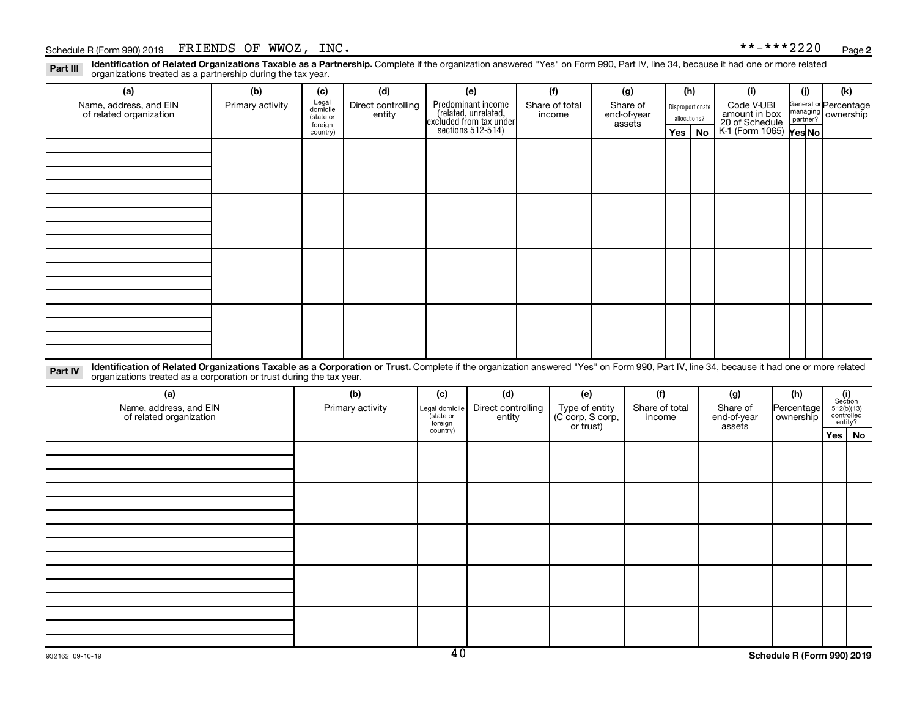Schedule R (Form 990) 2019 FRIENDS OF WWOZ, INC. **-***2220 Page 2

**Part III** **Identification of Related Organizations Taxable as a Partnership.** Complete if the organization answered "Yes" on Form 990, Part IV, line 34, because it had one or more related organizations treated as a partnership during the tax year.

| (a) Name, address, and EIN of related organization | (b) Primary activity | (c) Legal domicile (state or foreign country) | (d) Direct controlling entity | (e) Predominant income (related, unrelated, excluded from tax under sections 512-514) | (f) Share of total income | (g) Share of end-of-year assets | (h) Disproportionate allocations? | | (i) Code V-UBI amount in box 20 of Schedule K-1 (Form 1065) | (j) General or managing partner? | | (k) Percentage ownership |
|---|---|---|---|---|---|---|---|---|---|---|---|---|
| | | | | | | | Yes | No | | Yes | No | |
| | | | | | | | | | | | | |
| | | | | | | | | | | | | |
| | | | | | | | | | | | | |
| | | | | | | | | | | | | |

**Part IV** **Identification of Related Organizations Taxable as a Corporation or Trust.** Complete if the organization answered "Yes" on Form 990, Part IV, line 34, because it had one or more related organizations treated as a corporation or trust during the tax year.

| (a) Name, address, and EIN of related organization | (b) Primary activity | (c) Legal domicile (state or foreign country) | (d) Direct controlling entity | (e) Type of entity (C corp, S corp, or trust) | (f) Share of total income | (g) Share of end-of-year assets | (h) Percentage ownership | (i) Section 512(b)(13) controlled entity? | |
|---|---|---|---|---|---|---|---|---|---|
| | | | | | | | | Yes | No |
| | | | | | | | | | |
| | | | | | | | | | |
| | | | | | | | | | |
| | | | | | | | | | |
| | | | | | | | | | |

932162 09-10-19 **Schedule R (Form 990) 2019**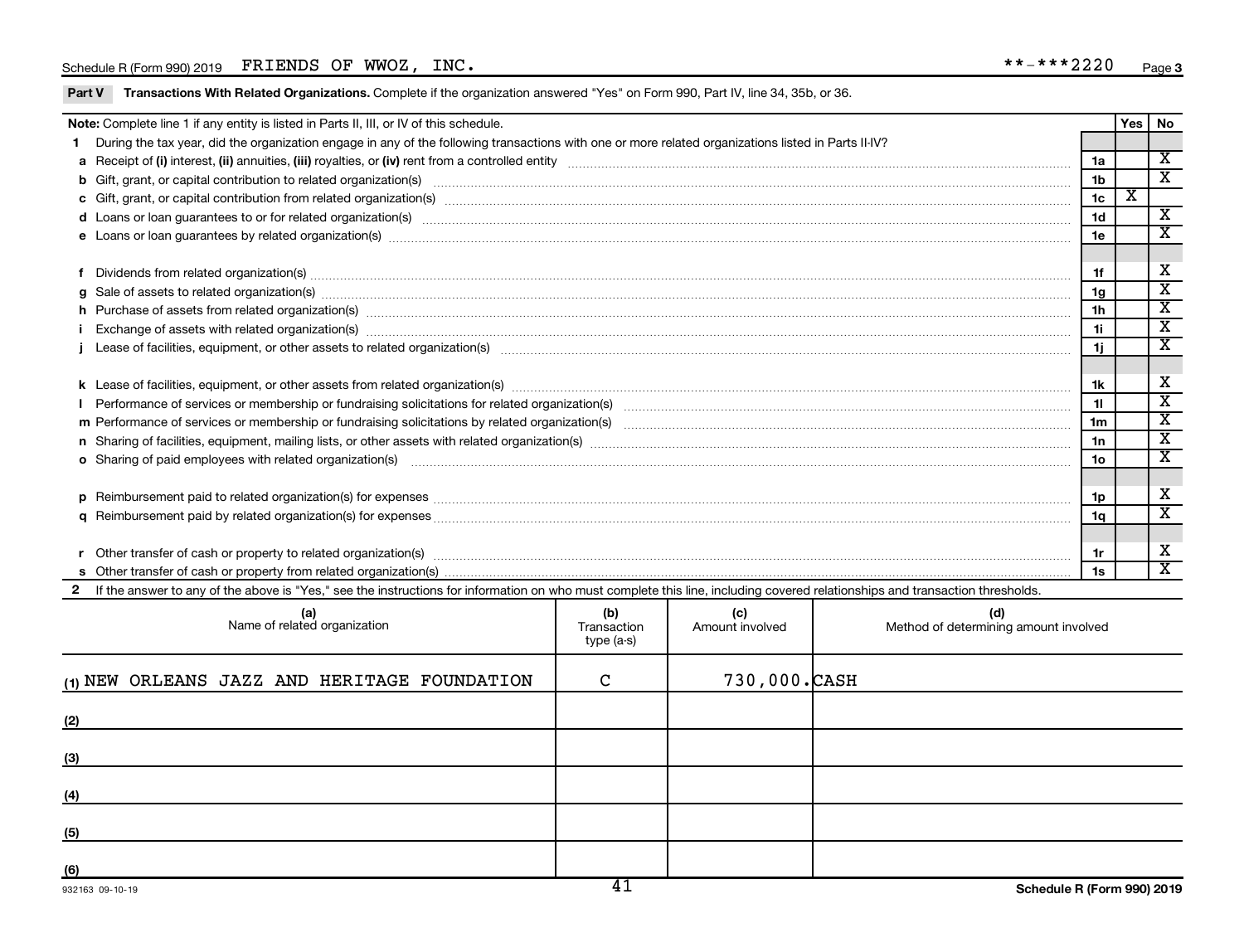Schedule R (Form 990) 2019 FRIENDS OF WWOZ, INC. **-***2220

**Part V Transactions With Related Organizations.** Complete if the organization answered "Yes" on Form 990, Part IV, line 34, 35b, or 36.

| **Note:** Complete line 1 if any entity is listed in Parts II, III, or IV of this schedule. | | Yes | No |
|---|---|---|---|
| **1** During the tax year, did the organization engage in any of the following transactions with one or more related organizations listed in Parts II-IV? | | | |
| **a** Receipt of **(i)** interest, **(ii)** annuities, **(iii)** royalties, or **(iv)** rent from a controlled entity | 1a | | X |
| **b** Gift, grant, or capital contribution to related organization(s) | 1b | | X |
| **c** Gift, grant, or capital contribution from related organization(s) | 1c | X | |
| **d** Loans or loan guarantees to or for related organization(s) | 1d | | X |
| **e** Loans or loan guarantees by related organization(s) | 1e | | X |
| **f** Dividends from related organization(s) | 1f | | X |
| **g** Sale of assets to related organization(s) | 1g | | X |
| **h** Purchase of assets from related organization(s) | 1h | | X |
| **i** Exchange of assets with related organization(s) | 1i | | X |
| **j** Lease of facilities, equipment, or other assets to related organization(s) | 1j | | X |
| **k** Lease of facilities, equipment, or other assets from related organization(s) | 1k | | X |
| **l** Performance of services or membership or fundraising solicitations for related organization(s) | 1l | | X |
| **m** Performance of services or membership or fundraising solicitations by related organization(s) | 1m | | X |
| **n** Sharing of facilities, equipment, mailing lists, or other assets with related organization(s) | 1n | | X |
| **o** Sharing of paid employees with related organization(s) | 1o | | X |
| **p** Reimbursement paid to related organization(s) for expenses | 1p | | X |
| **q** Reimbursement paid by related organization(s) for expenses | 1q | | X |
| **r** Other transfer of cash or property to related organization(s) | 1r | | X |
| **s** Other transfer of cash or property from related organization(s) | 1s | | X |

**2** If the answer to any of the above is "Yes," see the instructions for information on who must complete this line, including covered relationships and transaction thresholds.

| (a) Name of related organization | (b) Transaction type (a-s) | (c) Amount involved | (d) Method of determining amount involved |
|---|---|---|---|
| (1) NEW ORLEANS JAZZ AND HERITAGE FOUNDATION | C | 730,000. | CASH |
| (2) | | | |
| (3) | | | |
| (4) | | | |
| (5) | | | |
| (6) | | | |

932163 09-10-19 Schedule R (Form 990) 2019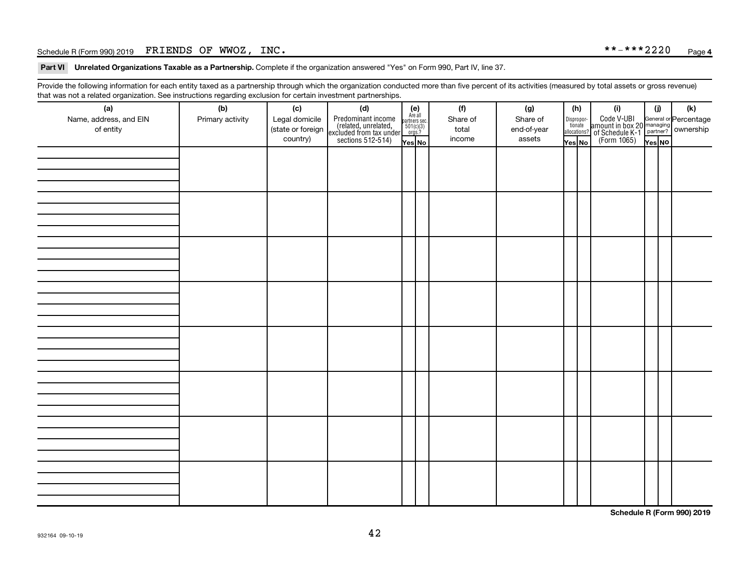Schedule R (Form 990) 2019 FRIENDS OF WWOZ, INC. **-***2220 Page 4

**Part VI Unrelated Organizations Taxable as a Partnership.** Complete if the organization answered "Yes" on Form 990, Part IV, line 37.

Provide the following information for each entity taxed as a partnership through which the organization conducted more than five percent of its activities (measured by total assets or gross revenue) that was not a related organization. See instructions regarding exclusion for certain investment partnerships.

| (a) Name, address, and EIN of entity | (b) Primary activity | (c) Legal domicile (state or foreign country) | (d) Predominant income (related, unrelated, excluded from tax under sections 512-514) | (e) Are all partners sec. 501(c)(3) orgs.? | | (f) Share of total income | (g) Share of end-of-year assets | (h) Disproportionate allocations? | | (i) Code V-UBI amount in box 20 of Schedule K-1 (Form 1065) | (j) General or managing partner? | | (k) Percentage ownership |
|---|---|---|---|---|---|---|---|---|---|---|---|---|---|
| | | | | Yes | No | | | Yes | No | | Yes | No | |
| | | | | | | | | | | | | | |
| | | | | | | | | | | | | | |
| | | | | | | | | | | | | | |
| | | | | | | | | | | | | | |
| | | | | | | | | | | | | | |
| | | | | | | | | | | | | | |
| | | | | | | | | | | | | | |
| | | | | | | | | | | | | | |

Schedule R (Form 990) 2019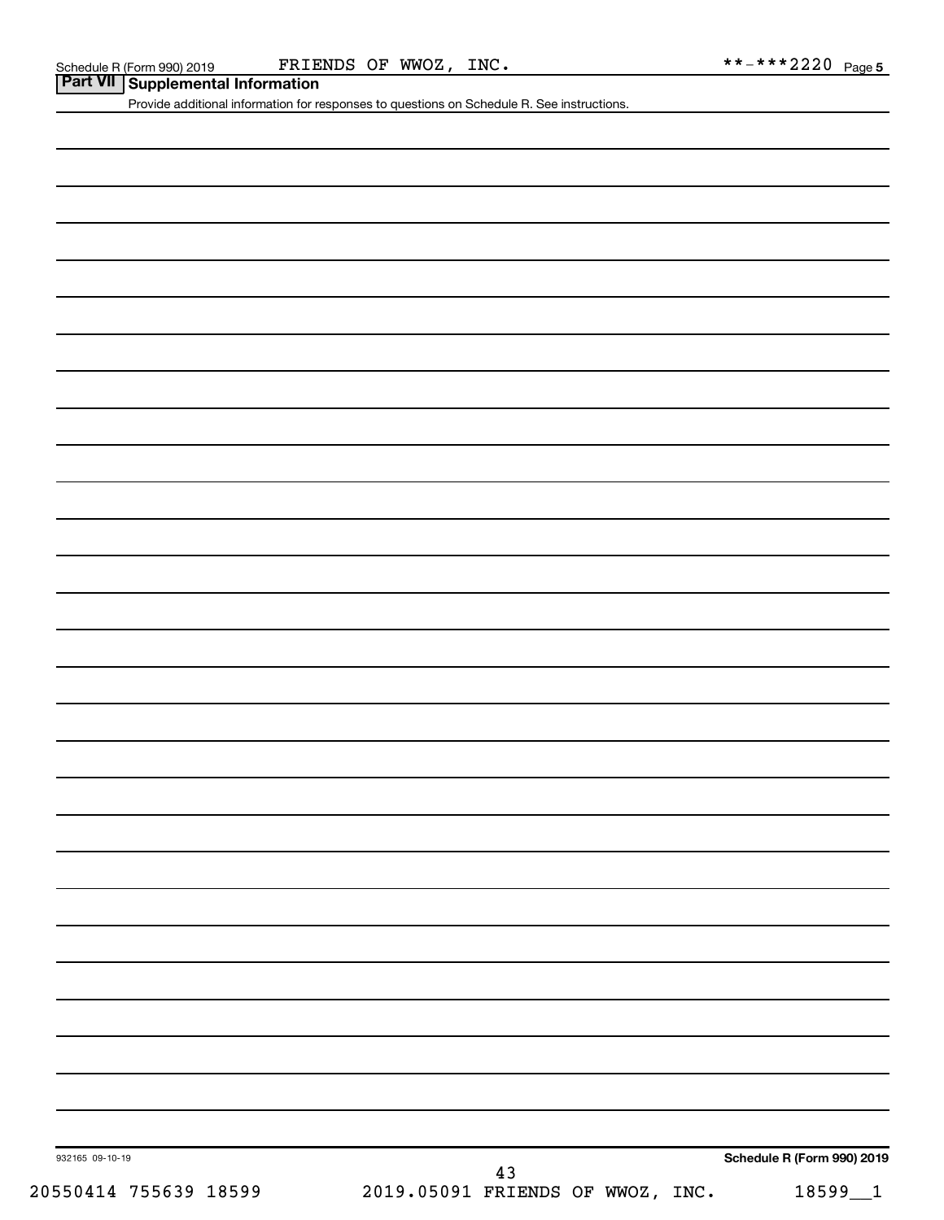Schedule R (Form 990) 2019 FRIENDS OF WWOZ, INC. **-***2220 Page 5

## Part VII Supplemental Information

Provide additional information for responses to questions on Schedule R. See instructions.

932165 09-10-19

Schedule R (Form 990) 2019

20550414 755639 18599 2019.05091 FRIENDS OF WWOZ, INC. 18599__1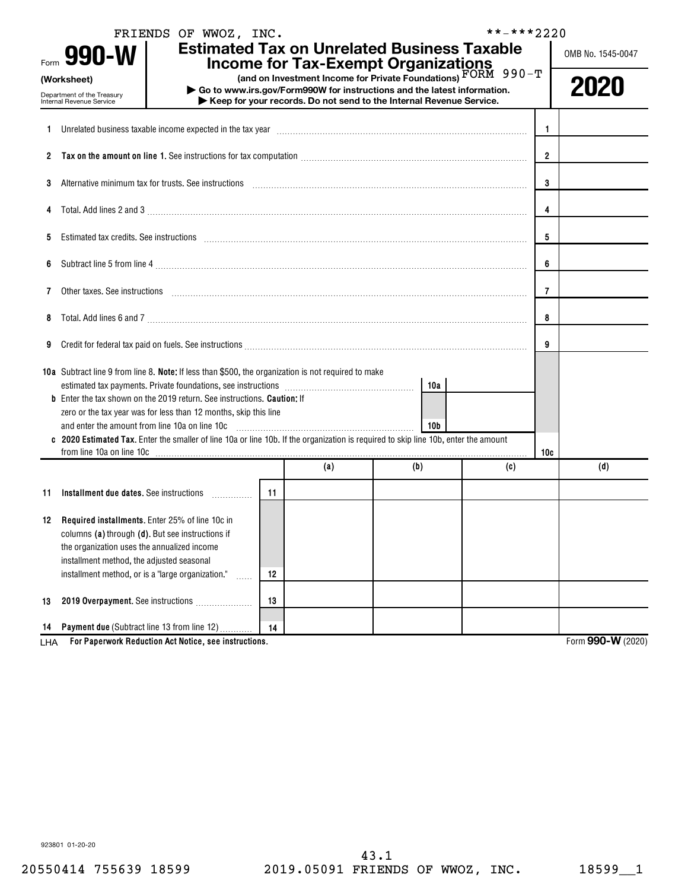FRIENDS OF WWOZ, INC. **-***2220

# Form 990-W (Worksheet)

**Estimated Tax on Unrelated Business Taxable Income for Tax-Exempt Organizations**
**(and on Investment Income for Private Foundations)** FORM 990-T

▶ Go to www.irs.gov/Form990W for instructions and the latest information.
▶ Keep for your records. Do not send to the Internal Revenue Service.

Department of the Treasury
Internal Revenue Service

OMB No. 1545-0047

**2020**

| Line | Description | | Amount |
|---|---|---|---|
| 1 | Unrelated business taxable income expected in the tax year | 1 | |
| 2 | **Tax on the amount on line 1.** See instructions for tax computation | 2 | |
| 3 | Alternative minimum tax for trusts. See instructions | 3 | |
| 4 | Total. Add lines 2 and 3 | 4 | |
| 5 | Estimated tax credits. See instructions | 5 | |
| 6 | Subtract line 5 from line 4 | 6 | |
| 7 | Other taxes. See instructions | 7 | |
| 8 | Total. Add lines 6 and 7 | 8 | |
| 9 | Credit for federal tax paid on fuels. See instructions | 9 | |
| 10a | Subtract line 9 from line 8. **Note:** If less than $500, the organization is not required to make estimated tax payments. Private foundations, see instructions | 10a | |
| b | Enter the tax shown on the 2019 return. See instructions. **Caution:** If zero or the tax year was for less than 12 months, skip this line and enter the amount from line 10a on line 10c | 10b | |
| c | **2020 Estimated Tax.** Enter the smaller of line 10a or line 10b. If the organization is required to skip line 10b, enter the amount from line 10a on line 10c | 10c | |

| Line | Description | | (a) | (b) | (c) | (d) |
|---|---|---|---|---|---|---|
| 11 | **Installment due dates.** See instructions | 11 | | | | |
| 12 | **Required installments.** Enter 25% of line 10c in columns **(a)** through **(d)**. But see instructions if the organization uses the annualized income installment method, the adjusted seasonal installment method, or is a "large organization." | 12 | | | | |
| 13 | **2019 Overpayment.** See instructions | 13 | | | | |
| 14 | **Payment due** (Subtract line 13 from line 12) | 14 | | | | |

LHA **For Paperwork Reduction Act Notice, see instructions.** Form **990-W** (2020)

923801 01-20-20

43.1
20550414 755639 18599 2019.05091 FRIENDS OF WWOZ, INC. 18599__1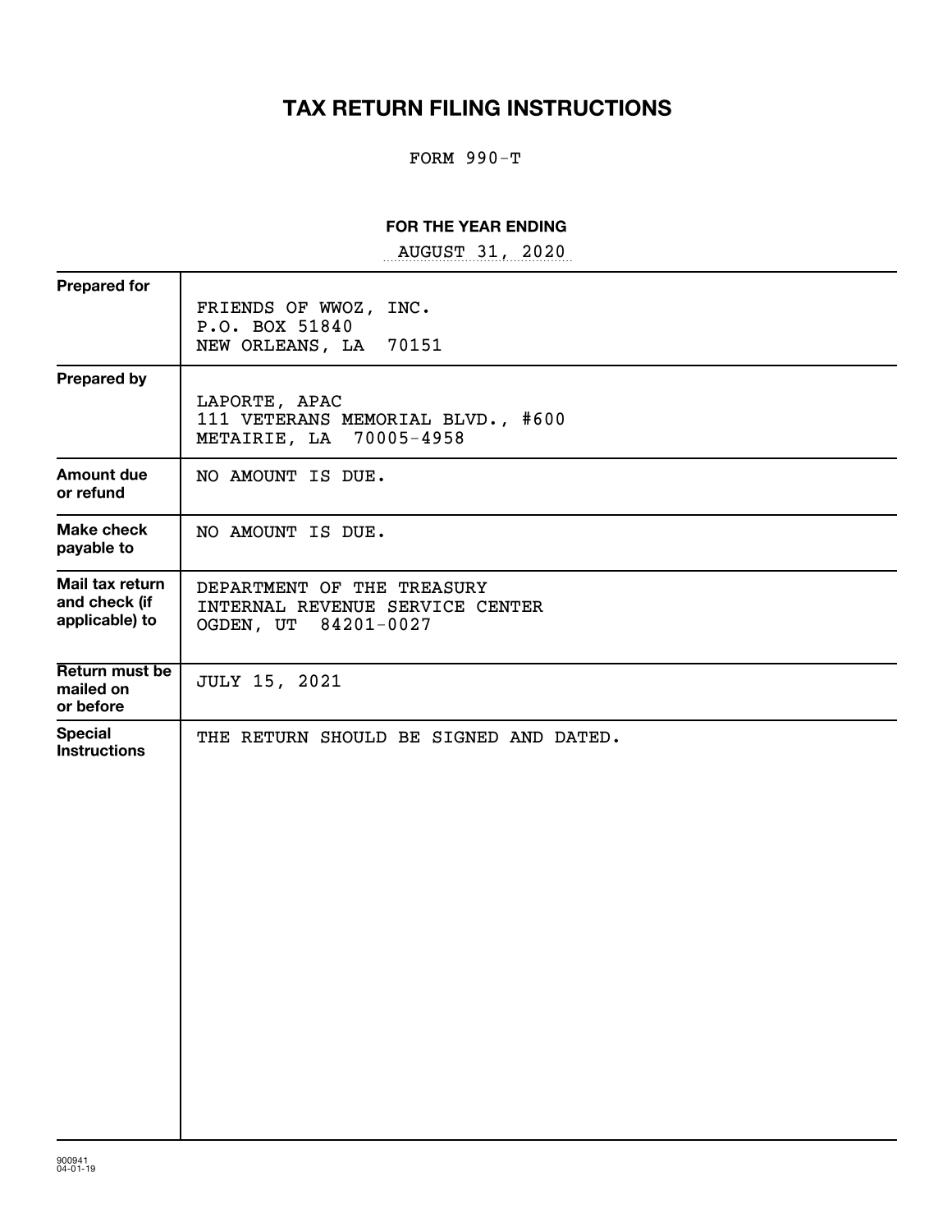# TAX RETURN FILING INSTRUCTIONS

FORM 990-T

**FOR THE YEAR ENDING**

AUGUST 31, 2020

| | |
|---|---|
| **Prepared for** | FRIENDS OF WWOZ, INC.<br>P.O. BOX 51840<br>NEW ORLEANS, LA 70151 |
| **Prepared by** | LAPORTE, APAC<br>111 VETERANS MEMORIAL BLVD., #600<br>METAIRIE, LA 70005-4958 |
| **Amount due or refund** | NO AMOUNT IS DUE. |
| **Make check payable to** | NO AMOUNT IS DUE. |
| **Mail tax return and check (if applicable) to** | DEPARTMENT OF THE TREASURY<br>INTERNAL REVENUE SERVICE CENTER<br>OGDEN, UT 84201-0027 |
| **Return must be mailed on or before** | JULY 15, 2021 |
| **Special Instructions** | THE RETURN SHOULD BE SIGNED AND DATED. |

900941
04-01-19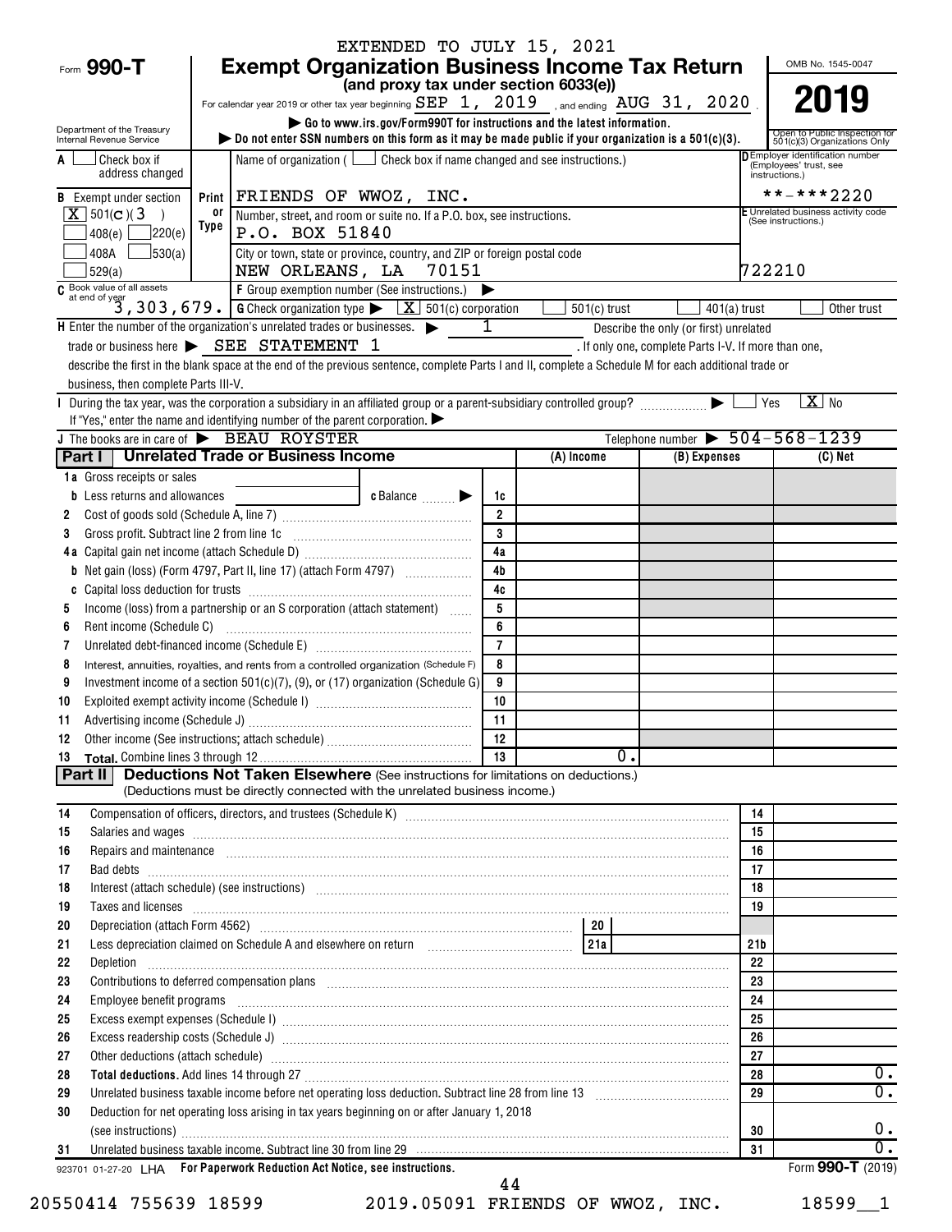EXTENDED TO JULY 15, 2021

Form **990-T**

# Exempt Organization Business Income Tax Return

**(and proxy tax under section 6033(e))**

For calendar year 2019 or other tax year beginning SEP 1, 2019, and ending AUG 31, 2020.

OMB No. 1545-0047

**2019**

Department of the Treasury
Internal Revenue Service

▶ Go to www.irs.gov/Form990T for instructions and the latest information.
▶ Do not enter SSN numbers on this form as it may be made public if your organization is a 501(c)(3).

Open to Public Inspection for 501(c)(3) Organizations Only

A ☐ Check box if address changed

Name of organization ( ☐ Check box if name changed and see instructions.)

D Employer identification number (Employees' trust, see instructions.)

B Exempt under section [X] 501(c)(3) ☐ 408(e) ☐ 220(e) ☐ 408A ☐ 530(a) ☐ 529(a)

Print or Type: FRIENDS OF WWOZ, INC.

**-***2220

Number, street, and room or suite no. If a P.O. box, see instructions.
P.O. BOX 51840

E Unrelated business activity code (See instructions.)

City or town, state or province, country, and ZIP or foreign postal code
NEW ORLEANS, LA 70151

722210

C Book value of all assets at end of year: 3,303,679.

F Group exemption number (See instructions.) ▶

G Check organization type ▶ [X] 501(c) corporation ☐ 501(c) trust ☐ 401(a) trust ☐ Other trust

H Enter the number of the organization's unrelated trades or businesses. ▶ 1. Describe the only (or first) unrelated trade or business here ▶ SEE STATEMENT 1. If only one, complete Parts I-V. If more than one, describe the first in the blank space at the end of the previous sentence, complete Parts I and II, complete a Schedule M for each additional trade or business, then complete Parts III-V.

I During the tax year, was the corporation a subsidiary in an affiliated group or a parent-subsidiary controlled group? ▶ ☐ Yes [X] No
If "Yes," enter the name and identifying number of the parent corporation. ▶

J The books are in care of ▶ BEAU ROYSTER    Telephone number ▶ 504-568-1239

## Part I Unrelated Trade or Business Income

| | | | (A) Income | (B) Expenses | (C) Net |
|---|---|---|---|---|---|
| 1a | Gross receipts or sales | | | | |
| b | Less returns and allowances c Balance ▶ | 1c | | | |
| 2 | Cost of goods sold (Schedule A, line 7) | 2 | | | |
| 3 | Gross profit. Subtract line 2 from line 1c | 3 | | | |
| 4a | Capital gain net income (attach Schedule D) | 4a | | | |
| b | Net gain (loss) (Form 4797, Part II, line 17) (attach Form 4797) | 4b | | | |
| c | Capital loss deduction for trusts | 4c | | | |
| 5 | Income (loss) from a partnership or an S corporation (attach statement) | 5 | | | |
| 6 | Rent income (Schedule C) | 6 | | | |
| 7 | Unrelated debt-financed income (Schedule E) | 7 | | | |
| 8 | Interest, annuities, royalties, and rents from a controlled organization (Schedule F) | 8 | | | |
| 9 | Investment income of a section 501(c)(7), (9), or (17) organization (Schedule G) | 9 | | | |
| 10 | Exploited exempt activity income (Schedule I) | 10 | | | |
| 11 | Advertising income (Schedule J) | 11 | | | |
| 12 | Other income (See instructions; attach schedule) | 12 | | | |
| 13 | **Total.** Combine lines 3 through 12 | 13 | 0. | | |

## Part II Deductions Not Taken Elsewhere (See instructions for limitations on deductions.) (Deductions must be directly connected with the unrelated business income.)

| | | | |
|---|---|---|---|
| 14 | Compensation of officers, directors, and trustees (Schedule K) | 14 | |
| 15 | Salaries and wages | 15 | |
| 16 | Repairs and maintenance | 16 | |
| 17 | Bad debts | 17 | |
| 18 | Interest (attach schedule) (see instructions) | 18 | |
| 19 | Taxes and licenses | 19 | |
| 20 | Depreciation (attach Form 4562) — 20 | | |
| 21 | Less depreciation claimed on Schedule A and elsewhere on return — 21a | 21b | |
| 22 | Depletion | 22 | |
| 23 | Contributions to deferred compensation plans | 23 | |
| 24 | Employee benefit programs | 24 | |
| 25 | Excess exempt expenses (Schedule I) | 25 | |
| 26 | Excess readership costs (Schedule J) | 26 | |
| 27 | Other deductions (attach schedule) | 27 | |
| 28 | **Total deductions.** Add lines 14 through 27 | 28 | 0. |
| 29 | Unrelated business taxable income before net operating loss deduction. Subtract line 28 from line 13 | 29 | 0. |
| 30 | Deduction for net operating loss arising in tax years beginning on or after January 1, 2018 (see instructions) | 30 | 0. |
| 31 | Unrelated business taxable income. Subtract line 30 from line 29 | 31 | 0. |

923701 01-27-20 LHA For Paperwork Reduction Act Notice, see instructions.    Form **990-T** (2019)

20550414 755639 18599    2019.05091 FRIENDS OF WWOZ, INC.    18599__1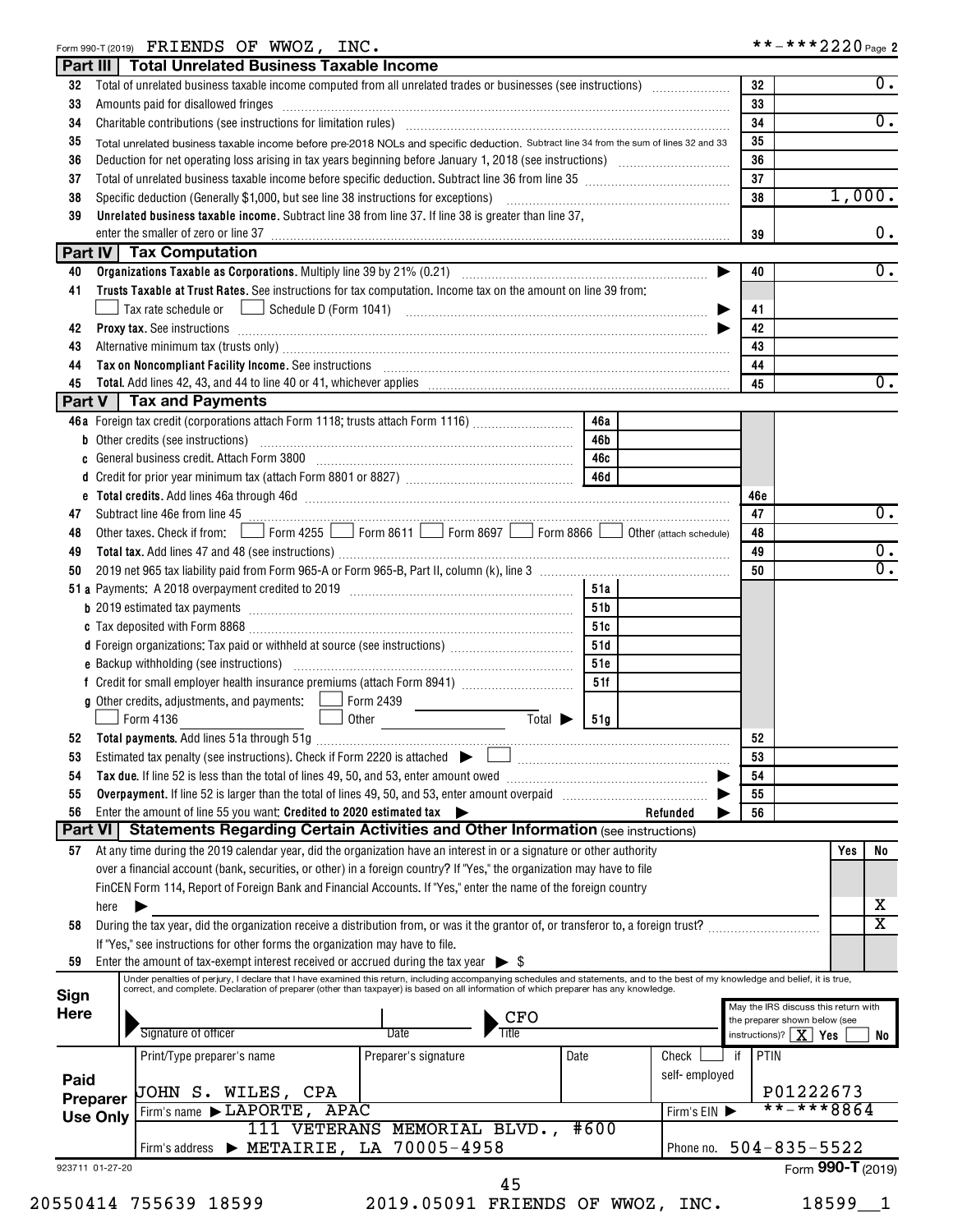Form 990-T (2019) FRIENDS OF WWOZ, INC. **-***2220 Page 2

## Part III Total Unrelated Business Taxable Income

| Line | Description | | Amount |
|---|---|---|---|
| 32 | Total of unrelated business taxable income computed from all unrelated trades or businesses (see instructions) | 32 | 0. |
| 33 | Amounts paid for disallowed fringes | 33 | |
| 34 | Charitable contributions (see instructions for limitation rules) | 34 | 0. |
| 35 | Total unrelated business taxable income before pre-2018 NOLs and specific deduction. Subtract line 34 from the sum of lines 32 and 33 | 35 | |
| 36 | Deduction for net operating loss arising in tax years beginning before January 1, 2018 (see instructions) | 36 | |
| 37 | Total of unrelated business taxable income before specific deduction. Subtract line 36 from line 35 | 37 | |
| 38 | Specific deduction (Generally $1,000, but see line 38 instructions for exceptions) | 38 | 1,000. |
| 39 | **Unrelated business taxable income.** Subtract line 38 from line 37. If line 38 is greater than line 37, enter the smaller of zero or line 37 | 39 | 0. |

## Part IV Tax Computation

| Line | Description | | Amount |
|---|---|---|---|
| 40 | **Organizations Taxable as Corporations.** Multiply line 39 by 21% (0.21) | 40 | 0. |
| 41 | **Trusts Taxable at Trust Rates.** See instructions for tax computation. Income tax on the amount on line 39 from: ☐ Tax rate schedule or ☐ Schedule D (Form 1041) | 41 | |
| 42 | **Proxy tax.** See instructions | 42 | |
| 43 | Alternative minimum tax (trusts only) | 43 | |
| 44 | **Tax on Noncompliant Facility Income.** See instructions | 44 | |
| 45 | **Total.** Add lines 42, 43, and 44 to line 40 or 41, whichever applies | 45 | 0. |

## Part V Tax and Payments

| Line | Description | | | | Amount |
|---|---|---|---|---|---|
| 46a | Foreign tax credit (corporations attach Form 1118; trusts attach Form 1116) | 46a | | | |
| b | Other credits (see instructions) | 46b | | | |
| c | General business credit. Attach Form 3800 | 46c | | | |
| d | Credit for prior year minimum tax (attach Form 8801 or 8827) | 46d | | | |
| e | **Total credits.** Add lines 46a through 46d | | | 46e | |
| 47 | Subtract line 46e from line 45 | | | 47 | 0. |
| 48 | Other taxes. Check if from: ☐ Form 4255 ☐ Form 8611 ☐ Form 8697 ☐ Form 8866 ☐ Other (attach schedule) | | | 48 | |
| 49 | **Total tax.** Add lines 47 and 48 (see instructions) | | | 49 | 0. |
| 50 | 2019 net 965 tax liability paid from Form 965-A or Form 965-B, Part II, column (k), line 3 | | | 50 | 0. |
| 51a | Payments: A 2018 overpayment credited to 2019 | 51a | | | |
| b | 2019 estimated tax payments | 51b | | | |
| c | Tax deposited with Form 8868 | 51c | | | |
| d | Foreign organizations: Tax paid or withheld at source (see instructions) | 51d | | | |
| e | Backup withholding (see instructions) | 51e | | | |
| f | Credit for small employer health insurance premiums (attach Form 8941) | 51f | | | |
| g | Other credits, adjustments, and payments: ☐ Form 2439 ☐ Form 4136 ☐ Other Total ▶ | 51g | | | |
| 52 | **Total payments.** Add lines 51a through 51g | | | 52 | |
| 53 | Estimated tax penalty (see instructions). Check if Form 2220 is attached ▶ ☐ | | | 53 | |
| 54 | **Tax due.** If line 52 is less than the total of lines 49, 50, and 53, enter amount owed | | | 54 | |
| 55 | **Overpayment.** If line 52 is larger than the total of lines 49, 50, and 53, enter amount overpaid | | | 55 | |
| 56 | Enter the amount of line 55 you want: **Credited to 2020 estimated tax** ▶ Refunded ▶ | | | 56 | |

## Part VI Statements Regarding Certain Activities and Other Information (see instructions)

| Line | Description | Yes | No |
|---|---|---|---|
| 57 | At any time during the 2019 calendar year, did the organization have an interest in or a signature or other authority over a financial account (bank, securities, or other) in a foreign country? If "Yes," the organization may have to file FinCEN Form 114, Report of Foreign Bank and Financial Accounts. If "Yes," enter the name of the foreign country here ▶ | | X |
| 58 | During the tax year, did the organization receive a distribution from, or was it the grantor of, or transferor to, a foreign trust? If "Yes," see instructions for other forms the organization may have to file. | | X |
| 59 | Enter the amount of tax-exempt interest received or accrued during the tax year ▶ $ | | |

**Sign Here**

Under penalties of perjury, I declare that I have examined this return, including accompanying schedules and statements, and to the best of my knowledge and belief, it is true, correct, and complete. Declaration of preparer (other than taxpayer) is based on all information of which preparer has any knowledge.

Signature of officer | Date | Title: CFO

May the IRS discuss this return with the preparer shown below (see instructions)? [X] Yes ☐ No

**Paid Preparer Use Only**

| Print/Type preparer's name | Preparer's signature | Date | Check ☐ if self-employed | PTIN |
|---|---|---|---|---|
| JOHN S. WILES, CPA | | | | P01222673 |
| Firm's name ▶ LAPORTE, APAC | | | Firm's EIN ▶ | **-***8864 |
| Firm's address ▶ 111 VETERANS MEMORIAL BLVD., #600 METAIRIE, LA 70005-4958 | | | Phone no. | 504-835-5522 |

923711 01-27-20 Form **990-T** (2019)

20550414 755639 18599 2019.05091 FRIENDS OF WWOZ, INC. 18599__1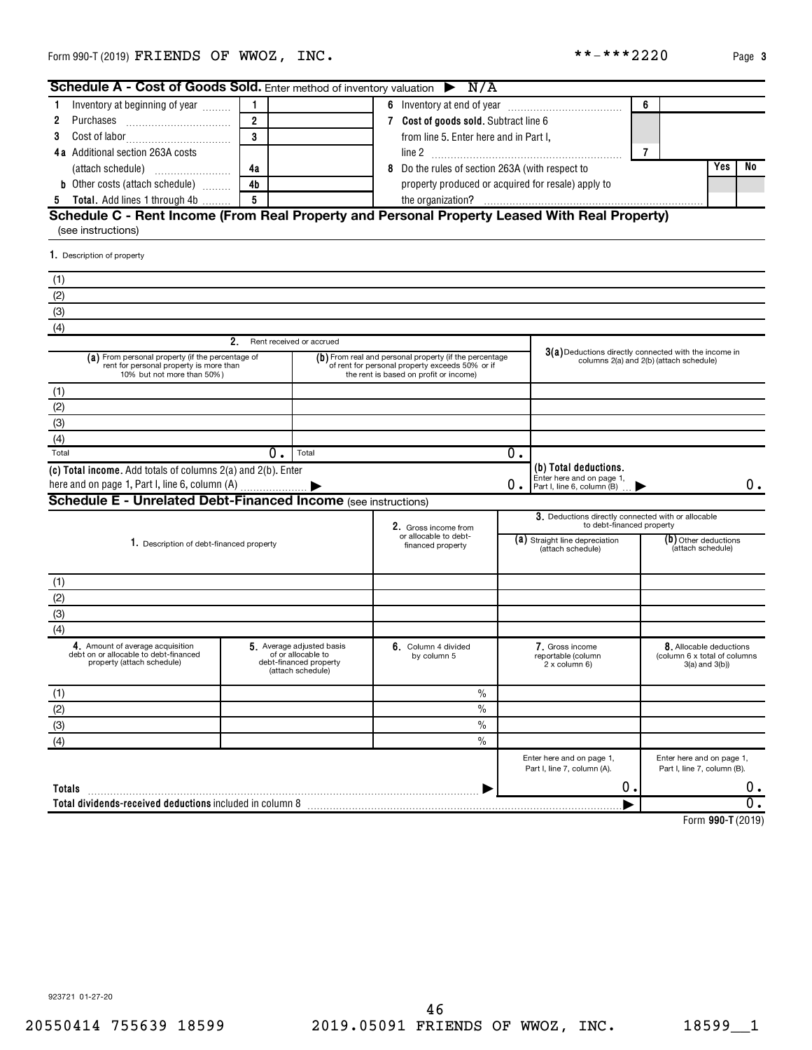Form 990-T (2019) FRIENDS OF WWOZ, INC. **-***2220 Page 3

## Schedule A - Cost of Goods Sold. Enter method of inventory valuation ▶ N/A

| | | | | | |
|---|---|---|---|---|---|
| 1 Inventory at beginning of year | 1 | | 6 Inventory at end of year | 6 | |
| 2 Purchases | 2 | | 7 **Cost of goods sold.** Subtract line 6 from line 5. Enter here and in Part I, line 2 | 7 | |
| 3 Cost of labor | 3 | | | | |
| 4a Additional section 263A costs (attach schedule) | 4a | | 8 Do the rules of section 263A (with respect to property produced or acquired for resale) apply to the organization? | Yes | No |
| b Other costs (attach schedule) | 4b | | | | |
| 5 **Total.** Add lines 1 through 4b | 5 | | | | |

## Schedule C - Rent Income (From Real Property and Personal Property Leased With Real Property) (see instructions)

1. Description of property

(1)
(2)
(3)
(4)

| | 2. Rent received or accrued | | 3(a) Deductions directly connected with the income in columns 2(a) and 2(b) (attach schedule) |
|---|---|---|---|
| | (a) From personal property (if the percentage of rent for personal property is more than 10% but not more than 50%) | (b) From real and personal property (if the percentage of rent for personal property exceeds 50% or if the rent is based on profit or income) | |
| (1) | | | |
| (2) | | | |
| (3) | | | |
| (4) | | | |
| Total | 0. | 0. | |

**(c) Total income.** Add totals of columns 2(a) and 2(b). Enter here and on page 1, Part I, line 6, column (A) ▶ 0.

**(b) Total deductions.** Enter here and on page 1, Part I, line 6, column (B) ▶ 0.

## Schedule E - Unrelated Debt-Financed Income (see instructions)

| 1. Description of debt-financed property | 2. Gross income from or allocable to debt-financed property | 3. Deductions directly connected with or allocable to debt-financed property: (a) Straight line depreciation (attach schedule) | (b) Other deductions (attach schedule) |
|---|---|---|---|
| (1) | | | |
| (2) | | | |
| (3) | | | |
| (4) | | | |

| | 4. Amount of average acquisition debt on or allocable to debt-financed property (attach schedule) | 5. Average adjusted basis of or allocable to debt-financed property (attach schedule) | 6. Column 4 divided by column 5 | 7. Gross income reportable (column 2 x column 6) | 8. Allocable deductions (column 6 x total of columns 3(a) and 3(b)) |
|---|---|---|---|---|---|
| (1) | | | % | | |
| (2) | | | % | | |
| (3) | | | % | | |
| (4) | | | % | | |
| | | | | Enter here and on page 1, Part I, line 7, column (A). | Enter here and on page 1, Part I, line 7, column (B). |
| **Totals** ▶ | | | | 0. | 0. |
| **Total dividends-received deductions** included in column 8 ▶ | | | | | 0. |

Form **990-T** (2019)

923721 01-27-20

20550414 755639 18599 2019.05091 FRIENDS OF WWOZ, INC. 18599__1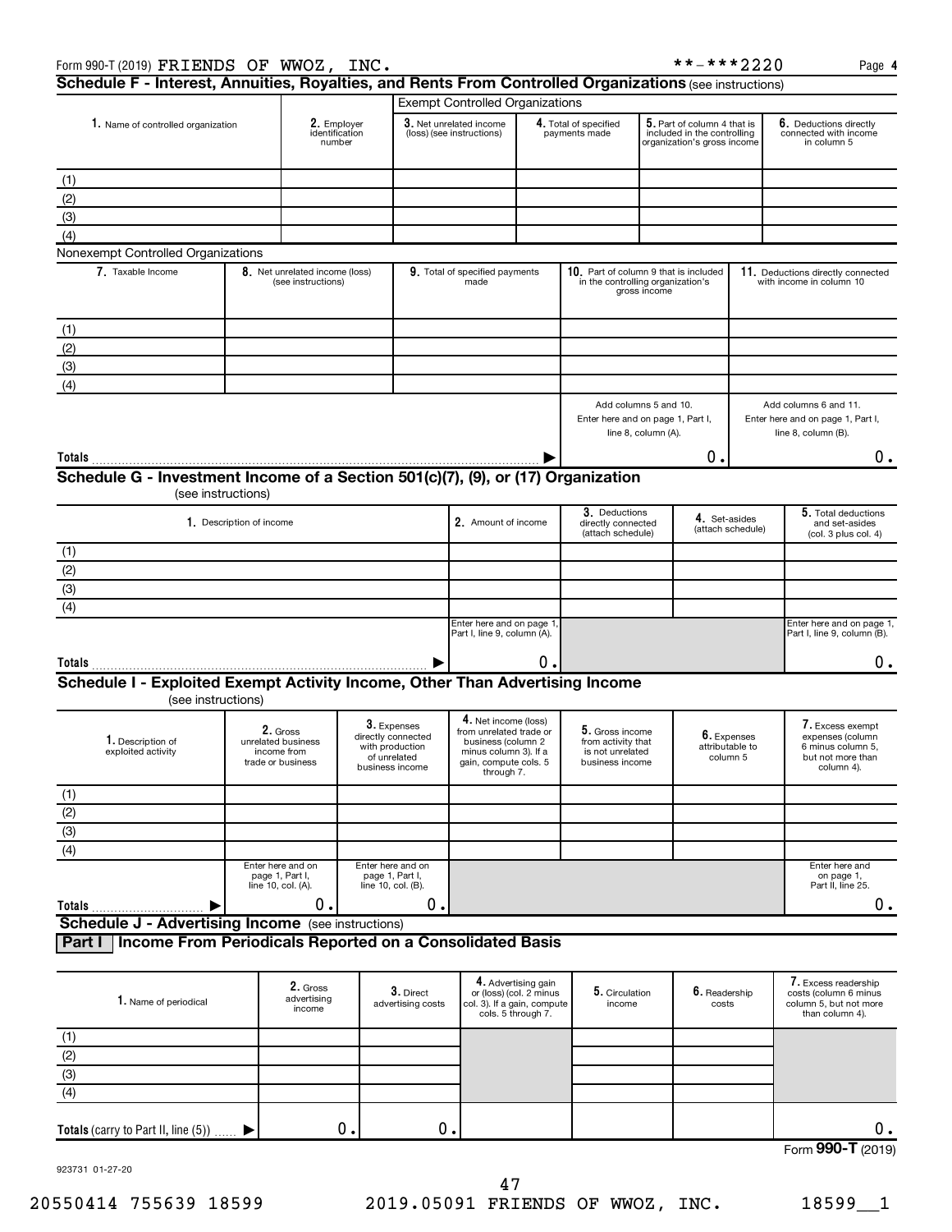Form 990-T (2019) FRIENDS OF WWOZ, INC. **-***2220 Page 4

## Schedule F - Interest, Annuities, Royalties, and Rents From Controlled Organizations (see instructions)

**Exempt Controlled Organizations**

| 1. Name of controlled organization | 2. Employer identification number | 3. Net unrelated income (loss) (see instructions) | 4. Total of specified payments made | 5. Part of column 4 that is included in the controlling organization's gross income | 6. Deductions directly connected with income in column 5 |
|---|---|---|---|---|---|
| (1) | | | | | |
| (2) | | | | | |
| (3) | | | | | |
| (4) | | | | | |

**Nonexempt Controlled Organizations**

| 7. Taxable Income | 8. Net unrelated income (loss) (see instructions) | 9. Total of specified payments made | 10. Part of column 9 that is included in the controlling organization's gross income | 11. Deductions directly connected with income in column 10 |
|---|---|---|---|---|
| (1) | | | | |
| (2) | | | | |
| (3) | | | | |
| (4) | | | | |
| | | | Add columns 5 and 10. Enter here and on page 1, Part I, line 8, column (A). | Add columns 6 and 11. Enter here and on page 1, Part I, line 8, column (B). |
| **Totals** ▶ | | | 0. | 0. |

## Schedule G - Investment Income of a Section 501(c)(7), (9), or (17) Organization

(see instructions)

| 1. Description of income | 2. Amount of income | 3. Deductions directly connected (attach schedule) | 4. Set-asides (attach schedule) | 5. Total deductions and set-asides (col. 3 plus col. 4) |
|---|---|---|---|---|
| (1) | | | | |
| (2) | | | | |
| (3) | | | | |
| (4) | | | | |
| | Enter here and on page 1, Part I, line 9, column (A). | | | Enter here and on page 1, Part I, line 9, column (B). |
| **Totals** ▶ | 0. | | | 0. |

## Schedule I - Exploited Exempt Activity Income, Other Than Advertising Income

(see instructions)

| 1. Description of exploited activity | 2. Gross unrelated business income from trade or business | 3. Expenses directly connected with production of unrelated business income | 4. Net income (loss) from unrelated trade or business (column 2 minus column 3). If a gain, compute cols. 5 through 7. | 5. Gross income from activity that is not unrelated business income | 6. Expenses attributable to column 5 | 7. Excess exempt expenses (column 6 minus column 5, but not more than column 4). |
|---|---|---|---|---|---|---|
| (1) | | | | | | |
| (2) | | | | | | |
| (3) | | | | | | |
| (4) | | | | | | |
| | Enter here and on page 1, Part I, line 10, col. (A). | Enter here and on page 1, Part I, line 10, col. (B). | | | | Enter here and on page 1, Part II, line 25. |
| **Totals** ▶ | 0. | 0. | | | | 0. |

## Schedule J - Advertising Income (see instructions)

### Part I Income From Periodicals Reported on a Consolidated Basis

| 1. Name of periodical | 2. Gross advertising income | 3. Direct advertising costs | 4. Advertising gain or (loss) (col. 2 minus col. 3). If a gain, compute cols. 5 through 7. | 5. Circulation income | 6. Readership costs | 7. Excess readership costs (column 6 minus column 5, but not more than column 4). |
|---|---|---|---|---|---|---|
| (1) | | | | | | |
| (2) | | | | | | |
| (3) | | | | | | |
| (4) | | | | | | |
| **Totals** (carry to Part II, line (5)) ▶ | 0. | 0. | | | | 0. |

Form **990-T** (2019)

923731 01-27-20

20550414 755639 18599 2019.05091 FRIENDS OF WWOZ, INC. 18599__1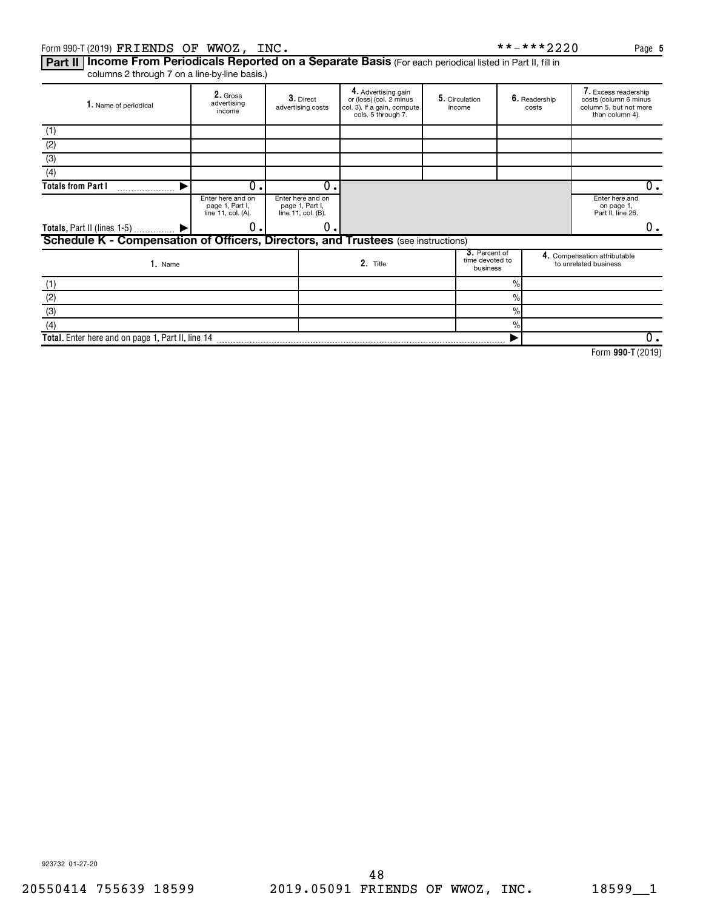Form 990-T (2019) FRIENDS OF WWOZ, INC. **-***2220 Page 5

**Part II** **Income From Periodicals Reported on a Separate Basis** (For each periodical listed in Part II, fill in columns 2 through 7 on a line-by-line basis.)

| 1. Name of periodical | 2. Gross advertising income | 3. Direct advertising costs | 4. Advertising gain or (loss) (col. 2 minus col. 3). If a gain, compute cols. 5 through 7. | 5. Circulation income | 6. Readership costs | 7. Excess readership costs (column 6 minus column 5, but not more than column 4). |
|---|---|---|---|---|---|---|
| (1) | | | | | | |
| (2) | | | | | | |
| (3) | | | | | | |
| (4) | | | | | | |
| Totals from Part I | 0. | 0. | | | | 0. |
| | Enter here and on page 1, Part I, line 11, col. (A). | Enter here and on page 1, Part I, line 11, col. (B). | | | | Enter here and on page 1, Part II, line 26. |
| Totals, Part II (lines 1-5) | 0. | 0. | | | | 0. |

**Schedule K - Compensation of Officers, Directors, and Trustees** (see instructions)

| 1. Name | 2. Title | 3. Percent of time devoted to business | 4. Compensation attributable to unrelated business |
|---|---|---|---|
| (1) | | % | |
| (2) | | % | |
| (3) | | % | |
| (4) | | % | |
| Total. Enter here and on page 1, Part II, line 14 | | | 0. |

Form **990-T** (2019)

923732 01-27-20

20550414 755639 18599 2019.05091 FRIENDS OF WWOZ, INC. 18599__1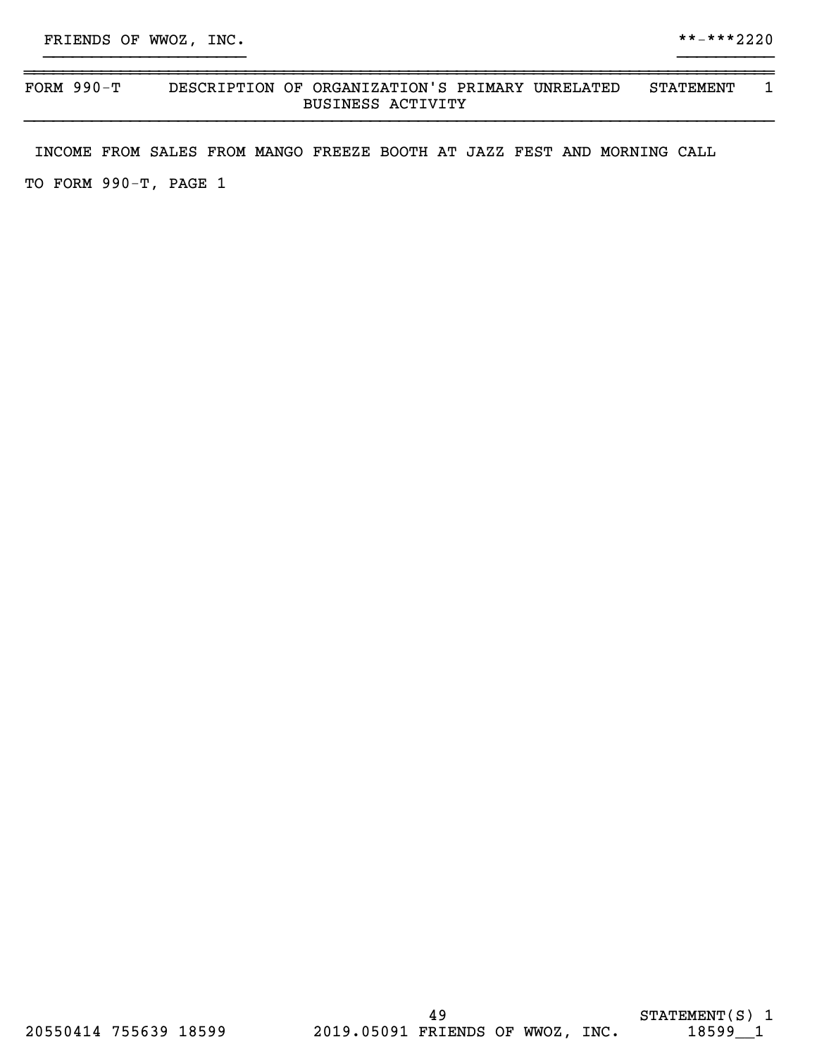FRIENDS OF WWOZ, INC. **-***2220

| FORM 990-T | DESCRIPTION OF ORGANIZATION'S PRIMARY UNRELATED BUSINESS ACTIVITY | STATEMENT 1 |
|---|---|---|

INCOME FROM SALES FROM MANGO FREEZE BOOTH AT JAZZ FEST AND MORNING CALL

TO FORM 990-T, PAGE 1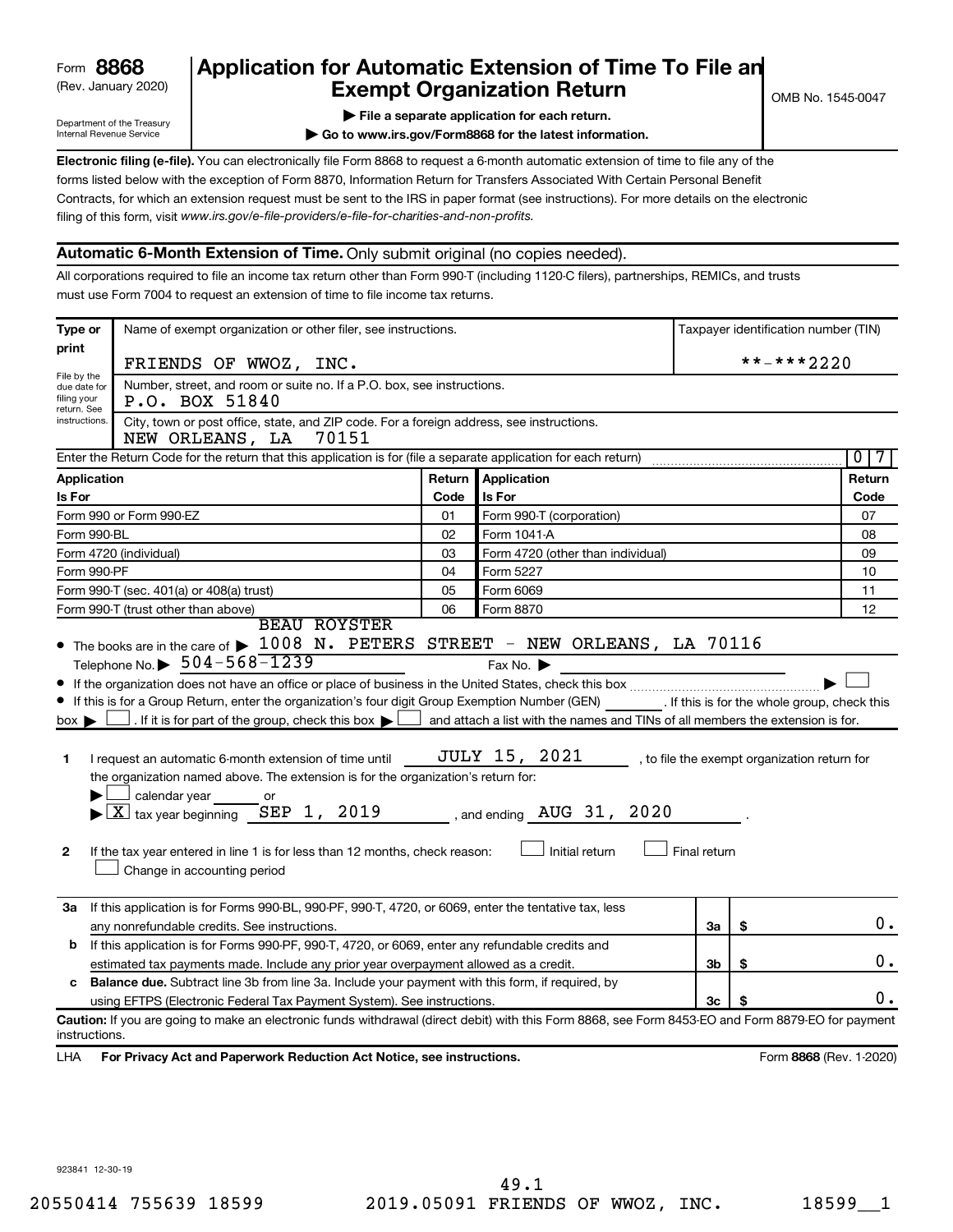Form **8868**
(Rev. January 2020)

Department of the Treasury
Internal Revenue Service

# Application for Automatic Extension of Time To File an Exempt Organization Return

OMB No. 1545-0047

▶ **File a separate application for each return.**

▶ **Go to www.irs.gov/Form8868 for the latest information.**

**Electronic filing (e-file).** You can electronically file Form 8868 to request a 6-month automatic extension of time to file any of the forms listed below with the exception of Form 8870, Information Return for Transfers Associated With Certain Personal Benefit Contracts, for which an extension request must be sent to the IRS in paper format (see instructions). For more details on the electronic filing of this form, visit *www.irs.gov/e-file-providers/e-file-for-charities-and-non-profits.*

## Automatic 6-Month Extension of Time. Only submit original (no copies needed).

All corporations required to file an income tax return other than Form 990-T (including 1120-C filers), partnerships, REMICs, and trusts must use Form 7004 to request an extension of time to file income tax returns.

**Type or print**

File by the due date for filing your return. See instructions.

Name of exempt organization or other filer, see instructions.: FRIENDS OF WWOZ, INC.

Taxpayer identification number (TIN): **-***2220

Number, street, and room or suite no. If a P.O. box, see instructions.: P.O. BOX 51840

City, town or post office, state, and ZIP code. For a foreign address, see instructions.: NEW ORLEANS, LA 70151

Enter the Return Code for the return that this application is for (file a separate application for each return): 0 7

| Application Is For | Return Code | Application Is For | Return Code |
|---|---|---|---|
| Form 990 or Form 990-EZ | 01 | Form 990-T (corporation) | 07 |
| Form 990-BL | 02 | Form 1041-A | 08 |
| Form 4720 (individual) | 03 | Form 4720 (other than individual) | 09 |
| Form 990-PF | 04 | Form 5227 | 10 |
| Form 990-T (sec. 401(a) or 408(a) trust) | 05 | Form 6069 | 11 |
| Form 990-T (trust other than above) | 06 | Form 8870 | 12 |

- The books are in the care of ▶ BEAU ROYSTER 1008 N. PETERS STREET - NEW ORLEANS, LA 70116
  Telephone No. ▶ 504-568-1239 Fax No. ▶
- If the organization does not have an office or place of business in the United States, check this box ▶ ☐
- If this is for a Group Return, enter the organization's four digit Group Exemption Number (GEN) ______. If this is for the whole group, check this box ▶ ☐. If it is for part of the group, check this box ▶ ☐ and attach a list with the names and TINs of all members the extension is for.

**1** I request an automatic 6-month extension of time until JULY 15, 2021, to file the exempt organization return for the organization named above. The extension is for the organization's return for:

▶ ☐ calendar year ______ or

▶ ☒ tax year beginning SEP 1, 2019, and ending AUG 31, 2020.

**2** If the tax year entered in line 1 is for less than 12 months, check reason: ☐ Initial return ☐ Final return ☐ Change in accounting period

| | | | | |
|---|---|---|---|---|
| **3a** | If this application is for Forms 990-BL, 990-PF, 990-T, 4720, or 6069, enter the tentative tax, less any nonrefundable credits. See instructions. | 3a | $ | 0. |
| **b** | If this application is for Forms 990-PF, 990-T, 4720, or 6069, enter any refundable credits and estimated tax payments made. Include any prior year overpayment allowed as a credit. | 3b | $ | 0. |
| **c** | **Balance due.** Subtract line 3b from line 3a. Include your payment with this form, if required, by using EFTPS (Electronic Federal Tax Payment System). See instructions. | 3c | $ | 0. |

**Caution:** If you are going to make an electronic funds withdrawal (direct debit) with this Form 8868, see Form 8453-EO and Form 8879-EO for payment instructions.

LHA **For Privacy Act and Paperwork Reduction Act Notice, see instructions.** Form **8868** (Rev. 1-2020)

923841 12-30-19

49.1

20550414 755639 18599 2019.05091 FRIENDS OF WWOZ, INC. 18599__1